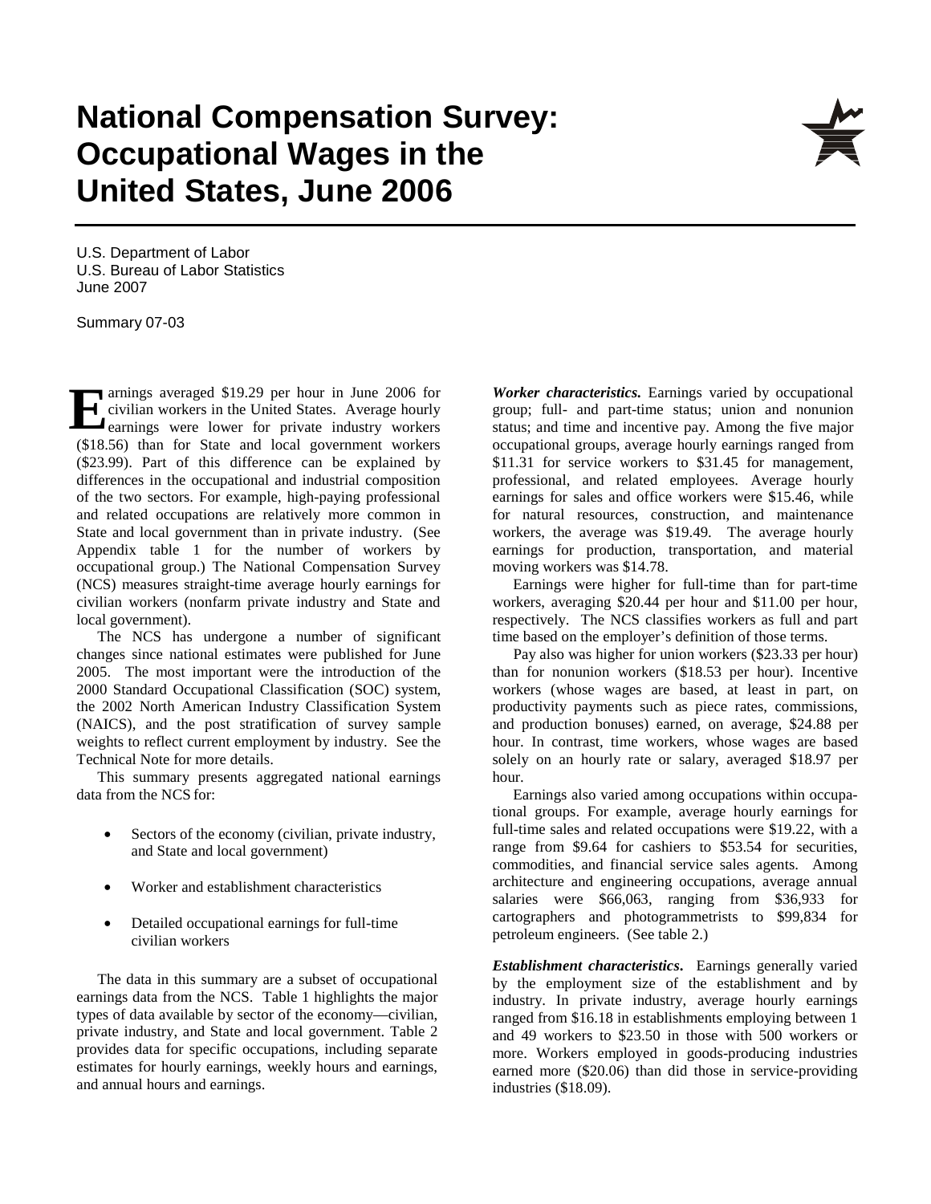# National Compensation Survey: Occupational Wages in the United States, June 2006

U.S. Department of Labor
U.S. Bureau of Labor Statistics
June 2007

Summary 07-03

Earnings averaged $19.29 per hour in June 2006 for civilian workers in the United States. Average hourly earnings were lower for private industry workers ($18.56) than for State and local government workers ($23.99). Part of this difference can be explained by differences in the occupational and industrial composition of the two sectors. For example, high-paying professional and related occupations are relatively more common in State and local government than in private industry. (See Appendix table 1 for the number of workers by occupational group.) The National Compensation Survey (NCS) measures straight-time average hourly earnings for civilian workers (nonfarm private industry and State and local government).

The NCS has undergone a number of significant changes since national estimates were published for June 2005. The most important were the introduction of the 2000 Standard Occupational Classification (SOC) system, the 2002 North American Industry Classification System (NAICS), and the post stratification of survey sample weights to reflect current employment by industry. See the Technical Note for more details.

This summary presents aggregated national earnings data from the NCS for:

- Sectors of the economy (civilian, private industry, and State and local government)
- Worker and establishment characteristics
- Detailed occupational earnings for full-time civilian workers

The data in this summary are a subset of occupational earnings data from the NCS. Table 1 highlights the major types of data available by sector of the economy—civilian, private industry, and State and local government. Table 2 provides data for specific occupations, including separate estimates for hourly earnings, weekly hours and earnings, and annual hours and earnings.

***Worker characteristics.*** Earnings varied by occupational group; full- and part-time status; union and nonunion status; and time and incentive pay. Among the five major occupational groups, average hourly earnings ranged from $11.31 for service workers to $31.45 for management, professional, and related employees. Average hourly earnings for sales and office workers were $15.46, while for natural resources, construction, and maintenance workers, the average was $19.49. The average hourly earnings for production, transportation, and material moving workers was $14.78.

Earnings were higher for full-time than for part-time workers, averaging $20.44 per hour and $11.00 per hour, respectively. The NCS classifies workers as full and part time based on the employer's definition of those terms.

Pay also was higher for union workers ($23.33 per hour) than for nonunion workers ($18.53 per hour). Incentive workers (whose wages are based, at least in part, on productivity payments such as piece rates, commissions, and production bonuses) earned, on average, $24.88 per hour. In contrast, time workers, whose wages are based solely on an hourly rate or salary, averaged $18.97 per hour.

Earnings also varied among occupations within occupational groups. For example, average hourly earnings for full-time sales and related occupations were $19.22, with a range from $9.64 for cashiers to $53.54 for securities, commodities, and financial service sales agents. Among architecture and engineering occupations, average annual salaries were $66,063, ranging from $36,933 for cartographers and photogrammetrists to $99,834 for petroleum engineers. (See table 2.)

***Establishment characteristics***. Earnings generally varied by the employment size of the establishment and by industry. In private industry, average hourly earnings ranged from $16.18 in establishments employing between 1 and 49 workers to $23.50 in those with 500 workers or more. Workers employed in goods-producing industries earned more ($20.06) than did those in service-providing industries ($18.09).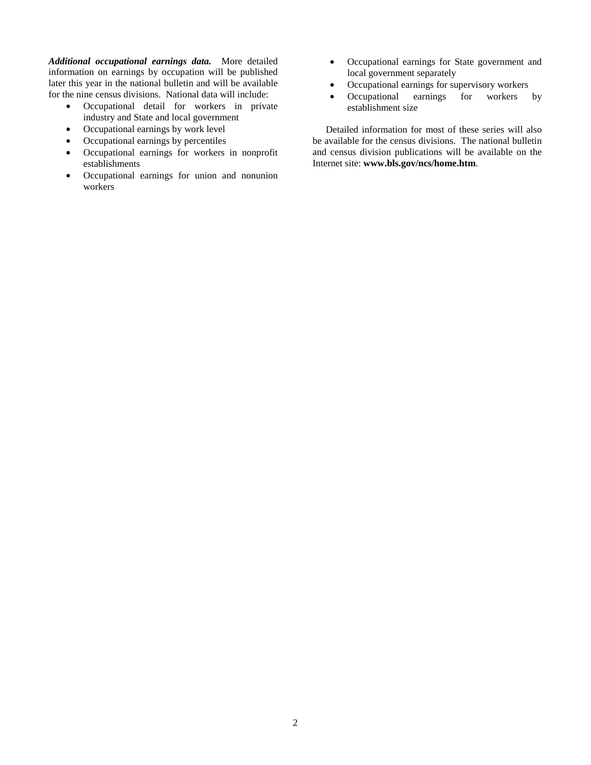***Additional occupational earnings data.*** More detailed information on earnings by occupation will be published later this year in the national bulletin and will be available for the nine census divisions. National data will include:

- Occupational detail for workers in private industry and State and local government
- Occupational earnings by work level
- Occupational earnings by percentiles
- Occupational earnings for workers in nonprofit establishments
- Occupational earnings for union and nonunion workers
- Occupational earnings for State government and local government separately
- Occupational earnings for supervisory workers
- Occupational earnings for workers by establishment size

Detailed information for most of these series will also be available for the census divisions. The national bulletin and census division publications will be available on the Internet site: **www.bls.gov/ncs/home.htm**.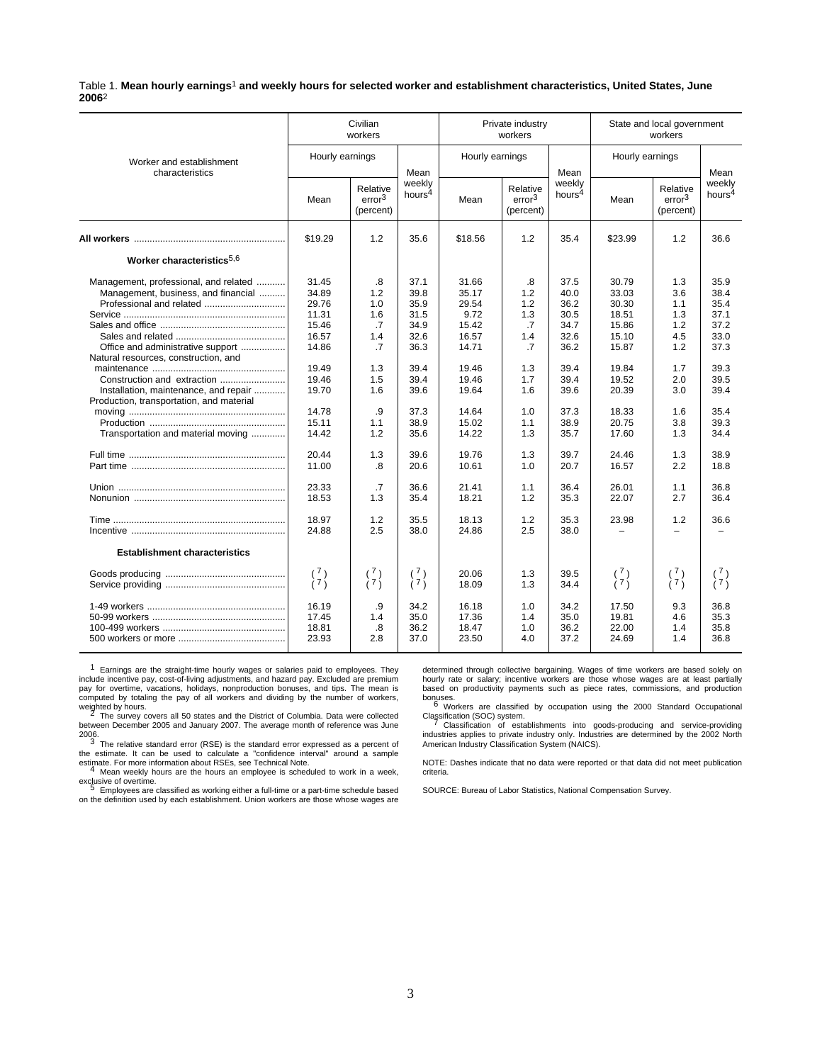Table 1. **Mean hourly earnings**[1] **and weekly hours for selected worker and establishment characteristics, United States, June 2006**[2]

| Worker and establishment characteristics | Civilian workers | | | Private industry workers | | | State and local government workers | | |
|---|---|---|---|---|---|---|---|---|---|
| | Hourly earnings | | Mean weekly hours[4] | Hourly earnings | | Mean weekly hours[4] | Hourly earnings | | Mean weekly hours[4] |
| | Mean | Relative error[3] (percent) | | Mean | Relative error[3] (percent) | | Mean | Relative error[3] (percent) | |
| **All workers** | $19.29 | 1.2 | 35.6 | $18.56 | 1.2 | 35.4 | $23.99 | 1.2 | 36.6 |
| **Worker characteristics**[5,6] | | | | | | | | | |
| Management, professional, and related | 31.45 | .8 | 37.1 | 31.66 | .8 | 37.5 | 30.79 | 1.3 | 35.9 |
| Management, business, and financial | 34.89 | 1.2 | 39.8 | 35.17 | 1.2 | 40.0 | 33.03 | 3.6 | 38.4 |
| Professional and related | 29.76 | 1.0 | 35.9 | 29.54 | 1.2 | 36.2 | 30.30 | 1.1 | 35.4 |
| Service | 11.31 | 1.6 | 31.5 | 9.72 | 1.3 | 30.5 | 18.51 | 1.3 | 37.1 |
| Sales and office | 15.46 | .7 | 34.9 | 15.42 | .7 | 34.7 | 15.86 | 1.2 | 37.2 |
| Sales and related | 16.57 | 1.4 | 32.6 | 16.57 | 1.4 | 32.6 | 15.10 | 4.5 | 33.0 |
| Office and administrative support | 14.86 | .7 | 36.3 | 14.71 | .7 | 36.2 | 15.87 | 1.2 | 37.3 |
| Natural resources, construction, and maintenance | 19.49 | 1.3 | 39.4 | 19.46 | 1.3 | 39.4 | 19.84 | 1.7 | 39.3 |
| Construction and extraction | 19.46 | 1.5 | 39.4 | 19.46 | 1.7 | 39.4 | 19.52 | 2.0 | 39.5 |
| Installation, maintenance, and repair | 19.70 | 1.6 | 39.6 | 19.64 | 1.6 | 39.6 | 20.39 | 3.0 | 39.4 |
| Production, transportation, and material moving | 14.78 | .9 | 37.3 | 14.64 | 1.0 | 37.3 | 18.33 | 1.6 | 35.4 |
| Production | 15.11 | 1.1 | 38.9 | 15.02 | 1.1 | 38.9 | 20.75 | 3.8 | 39.3 |
| Transportation and material moving | 14.42 | 1.2 | 35.6 | 14.22 | 1.3 | 35.7 | 17.60 | 1.3 | 34.4 |
| Full time | 20.44 | 1.3 | 39.6 | 19.76 | 1.3 | 39.7 | 24.46 | 1.3 | 38.9 |
| Part time | 11.00 | .8 | 20.6 | 10.61 | 1.0 | 20.7 | 16.57 | 2.2 | 18.8 |
| Union | 23.33 | .7 | 36.6 | 21.41 | 1.1 | 36.4 | 26.01 | 1.1 | 36.8 |
| Nonunion | 18.53 | 1.3 | 35.4 | 18.21 | 1.2 | 35.3 | 22.07 | 2.7 | 36.4 |
| Time | 18.97 | 1.2 | 35.5 | 18.13 | 1.2 | 35.3 | 23.98 | 1.2 | 36.6 |
| Incentive | 24.88 | 2.5 | 38.0 | 24.86 | 2.5 | 38.0 | – | – | – |
| **Establishment characteristics** | | | | | | | | | |
| Goods producing | (7) | (7) | (7) | 20.06 | 1.3 | 39.5 | (7) | (7) | (7) |
| Service providing | (7) | (7) | (7) | 18.09 | 1.3 | 34.4 | (7) | (7) | (7) |
| 1-49 workers | 16.19 | .9 | 34.2 | 16.18 | 1.0 | 34.2 | 17.50 | 9.3 | 36.8 |
| 50-99 workers | 17.45 | 1.4 | 35.0 | 17.36 | 1.4 | 35.0 | 19.81 | 4.6 | 35.3 |
| 100-499 workers | 18.81 | .8 | 36.2 | 18.47 | 1.0 | 36.2 | 22.00 | 1.4 | 35.8 |
| 500 workers or more | 23.93 | 2.8 | 37.0 | 23.50 | 4.0 | 37.2 | 24.69 | 1.4 | 36.8 |

[1] Earnings are the straight-time hourly wages or salaries paid to employees. They include incentive pay, cost-of-living adjustments, and hazard pay. Excluded are premium pay for overtime, vacations, holidays, nonproduction bonuses, and tips. The mean is computed by totaling the pay of all workers and dividing by the number of workers, weighted by hours.

[2] The survey covers all 50 states and the District of Columbia. Data were collected between December 2005 and January 2007. The average month of reference was June 2006.

[3] The relative standard error (RSE) is the standard error expressed as a percent of the estimate. It can be used to calculate a "confidence interval" around a sample estimate. For more information about RSEs, see Technical Note.

[4] Mean weekly hours are the hours an employee is scheduled to work in a week, exclusive of overtime.

[5] Employees are classified as working either a full-time or a part-time schedule based on the definition used by each establishment. Union workers are those whose wages are determined through collective bargaining. Wages of time workers are based solely on hourly rate or salary; incentive workers are those whose wages are at least partially based on productivity payments such as piece rates, commissions, and production bonuses.

[6] Workers are classified by occupation using the 2000 Standard Occupational Classification (SOC) system.

[7] Classification of establishments into goods-producing and service-providing industries applies to private industry only. Industries are determined by the 2002 North American Industry Classification System (NAICS).

NOTE: Dashes indicate that no data were reported or that data did not meet publication criteria.

SOURCE: Bureau of Labor Statistics, National Compensation Survey.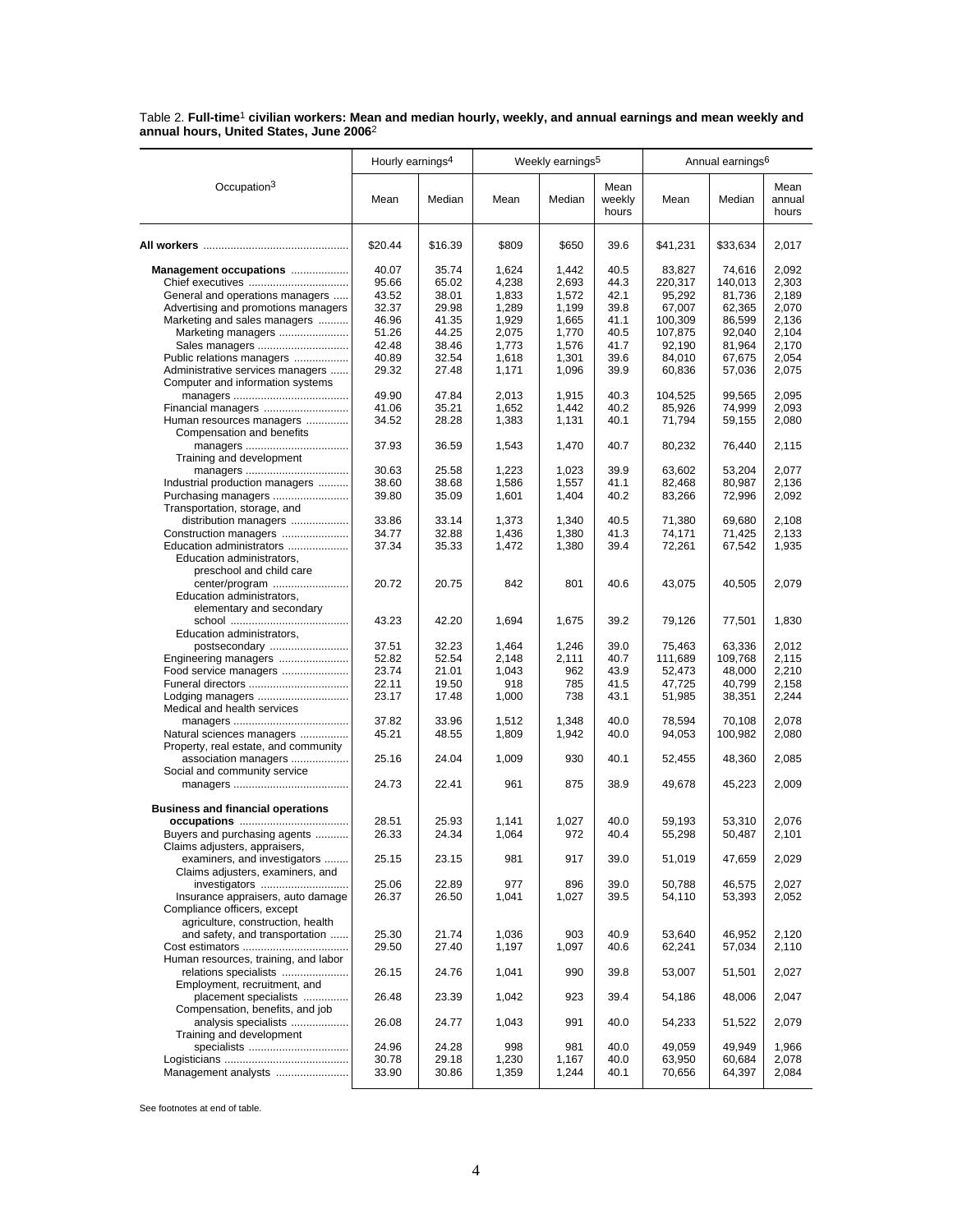Table 2. **Full-time**[1] **civilian workers: Mean and median hourly, weekly, and annual earnings and mean weekly and annual hours, United States, June 2006**[2]

| Occupation[3] | Hourly earnings[4] | | Weekly earnings[5] | | | Annual earnings[6] | | |
|---|---|---|---|---|---|---|---|---|
| | Mean | Median | Mean | Median | Mean weekly hours | Mean | Median | Mean annual hours |
| **All workers** | $20.44 | $16.39 | $809 | $650 | 39.6 | $41,231 | $33,634 | 2,017 |
| **Management occupations** | 40.07 | 35.74 | 1,624 | 1,442 | 40.5 | 83,827 | 74,616 | 2,092 |
| Chief executives | 95.66 | 65.02 | 4,238 | 2,693 | 44.3 | 220,317 | 140,013 | 2,303 |
| General and operations managers | 43.52 | 38.01 | 1,833 | 1,572 | 42.1 | 95,292 | 81,736 | 2,189 |
| Advertising and promotions managers | 32.37 | 29.98 | 1,289 | 1,199 | 39.8 | 67,007 | 62,365 | 2,070 |
| Marketing and sales managers | 46.96 | 41.35 | 1,929 | 1,665 | 41.1 | 100,309 | 86,599 | 2,136 |
| Marketing managers | 51.26 | 44.25 | 2,075 | 1,770 | 40.5 | 107,875 | 92,040 | 2,104 |
| Sales managers | 42.48 | 38.46 | 1,773 | 1,576 | 41.7 | 92,190 | 81,964 | 2,170 |
| Public relations managers | 40.89 | 32.54 | 1,618 | 1,301 | 39.6 | 84,010 | 67,675 | 2,054 |
| Administrative services managers | 29.32 | 27.48 | 1,171 | 1,096 | 39.9 | 60,836 | 57,036 | 2,075 |
| Computer and information systems managers | 49.90 | 47.84 | 2,013 | 1,915 | 40.3 | 104,525 | 99,565 | 2,095 |
| Financial managers | 41.06 | 35.21 | 1,652 | 1,442 | 40.2 | 85,926 | 74,999 | 2,093 |
| Human resources managers | 34.52 | 28.28 | 1,383 | 1,131 | 40.1 | 71,794 | 59,155 | 2,080 |
| Compensation and benefits managers | 37.93 | 36.59 | 1,543 | 1,470 | 40.7 | 80,232 | 76,440 | 2,115 |
| Training and development managers | 30.63 | 25.58 | 1,223 | 1,023 | 39.9 | 63,602 | 53,204 | 2,077 |
| Industrial production managers | 38.60 | 38.68 | 1,586 | 1,557 | 41.1 | 82,468 | 80,987 | 2,136 |
| Purchasing managers | 39.80 | 35.09 | 1,601 | 1,404 | 40.2 | 83,266 | 72,996 | 2,092 |
| Transportation, storage, and distribution managers | 33.86 | 33.14 | 1,373 | 1,340 | 40.5 | 71,380 | 69,680 | 2,108 |
| Construction managers | 34.77 | 32.88 | 1,436 | 1,380 | 41.3 | 74,171 | 71,425 | 2,133 |
| Education administrators | 37.34 | 35.33 | 1,472 | 1,380 | 39.4 | 72,261 | 67,542 | 1,935 |
| Education administrators, preschool and child care center/program | 20.72 | 20.75 | 842 | 801 | 40.6 | 43,075 | 40,505 | 2,079 |
| Education administrators, elementary and secondary school | 43.23 | 42.20 | 1,694 | 1,675 | 39.2 | 79,126 | 77,501 | 1,830 |
| Education administrators, postsecondary | 37.51 | 32.23 | 1,464 | 1,246 | 39.0 | 75,463 | 63,336 | 2,012 |
| Engineering managers | 52.82 | 52.54 | 2,148 | 2,111 | 40.7 | 111,689 | 109,768 | 2,115 |
| Food service managers | 23.74 | 21.01 | 1,043 | 962 | 43.9 | 52,473 | 48,000 | 2,210 |
| Funeral directors | 22.11 | 19.50 | 918 | 785 | 41.5 | 47,725 | 40,799 | 2,158 |
| Lodging managers | 23.17 | 17.48 | 1,000 | 738 | 43.1 | 51,985 | 38,351 | 2,244 |
| Medical and health services managers | 37.82 | 33.96 | 1,512 | 1,348 | 40.0 | 78,594 | 70,108 | 2,078 |
| Natural sciences managers | 45.21 | 48.55 | 1,809 | 1,942 | 40.0 | 94,053 | 100,982 | 2,080 |
| Property, real estate, and community association managers | 25.16 | 24.04 | 1,009 | 930 | 40.1 | 52,455 | 48,360 | 2,085 |
| Social and community service managers | 24.73 | 22.41 | 961 | 875 | 38.9 | 49,678 | 45,223 | 2,009 |
| **Business and financial operations occupations** | 28.51 | 25.93 | 1,141 | 1,027 | 40.0 | 59,193 | 53,310 | 2,076 |
| Buyers and purchasing agents | 26.33 | 24.34 | 1,064 | 972 | 40.4 | 55,298 | 50,487 | 2,101 |
| Claims adjusters, appraisers, examiners, and investigators | 25.15 | 23.15 | 981 | 917 | 39.0 | 51,019 | 47,659 | 2,029 |
| Claims adjusters, examiners, and investigators | 25.06 | 22.89 | 977 | 896 | 39.0 | 50,788 | 46,575 | 2,027 |
| Insurance appraisers, auto damage | 26.37 | 26.50 | 1,041 | 1,027 | 39.5 | 54,110 | 53,393 | 2,052 |
| Compliance officers, except agriculture, construction, health and safety, and transportation | 25.30 | 21.74 | 1,036 | 903 | 40.9 | 53,640 | 46,952 | 2,120 |
| Cost estimators | 29.50 | 27.40 | 1,197 | 1,097 | 40.6 | 62,241 | 57,034 | 2,110 |
| Human resources, training, and labor relations specialists | 26.15 | 24.76 | 1,041 | 990 | 39.8 | 53,007 | 51,501 | 2,027 |
| Employment, recruitment, and placement specialists | 26.48 | 23.39 | 1,042 | 923 | 39.4 | 54,186 | 48,006 | 2,047 |
| Compensation, benefits, and job analysis specialists | 26.08 | 24.77 | 1,043 | 991 | 40.0 | 54,233 | 51,522 | 2,079 |
| Training and development specialists | 24.96 | 24.28 | 998 | 981 | 40.0 | 49,059 | 49,949 | 1,966 |
| Logisticians | 30.78 | 29.18 | 1,230 | 1,167 | 40.0 | 63,950 | 60,684 | 2,078 |
| Management analysts | 33.90 | 30.86 | 1,359 | 1,244 | 40.1 | 70,656 | 64,397 | 2,084 |

See footnotes at end of table.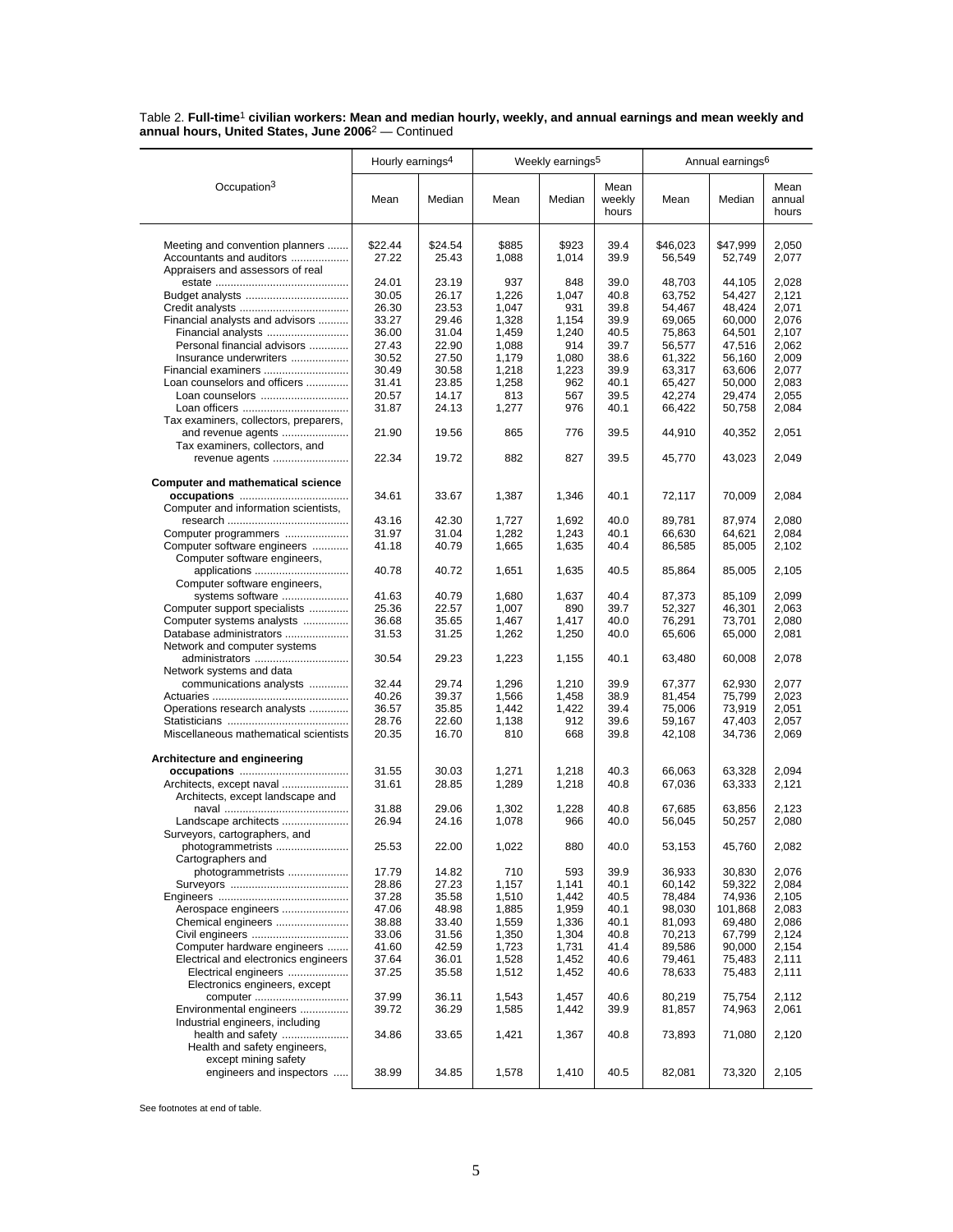Table 2. **Full-time[1] civilian workers: Mean and median hourly, weekly, and annual earnings and mean weekly and annual hours, United States, June 2006**[2] — Continued

| Occupation[3] | Hourly earnings[4] | | Weekly earnings[5] | | | Annual earnings[6] | | |
|---|---|---|---|---|---|---|---|---|
| | Mean | Median | Mean | Median | Mean weekly hours | Mean | Median | Mean annual hours |
| Meeting and convention planners | $22.44 | $24.54 | $885 | $923 | 39.4 | $46,023 | $47,999 | 2,050 |
| Accountants and auditors | 27.22 | 25.43 | 1,088 | 1,014 | 39.9 | 56,549 | 52,749 | 2,077 |
| Appraisers and assessors of real estate | 24.01 | 23.19 | 937 | 848 | 39.0 | 48,703 | 44,105 | 2,028 |
| Budget analysts | 30.05 | 26.17 | 1,226 | 1,047 | 40.8 | 63,752 | 54,427 | 2,121 |
| Credit analysts | 26.30 | 23.53 | 1,047 | 931 | 39.8 | 54,467 | 48,424 | 2,071 |
| Financial analysts and advisors | 33.27 | 29.46 | 1,328 | 1,154 | 39.9 | 69,065 | 60,000 | 2,076 |
| Financial analysts | 36.00 | 31.04 | 1,459 | 1,240 | 40.5 | 75,863 | 64,501 | 2,107 |
| Personal financial advisors | 27.43 | 22.90 | 1,088 | 914 | 39.7 | 56,577 | 47,516 | 2,062 |
| Insurance underwriters | 30.52 | 27.50 | 1,179 | 1,080 | 38.6 | 61,322 | 56,160 | 2,009 |
| Financial examiners | 30.49 | 30.58 | 1,218 | 1,223 | 39.9 | 63,317 | 63,606 | 2,077 |
| Loan counselors and officers | 31.41 | 23.85 | 1,258 | 962 | 40.1 | 65,427 | 50,000 | 2,083 |
| Loan counselors | 20.57 | 14.17 | 813 | 567 | 39.5 | 42,274 | 29,474 | 2,055 |
| Loan officers | 31.87 | 24.13 | 1,277 | 976 | 40.1 | 66,422 | 50,758 | 2,084 |
| Tax examiners, collectors, preparers, and revenue agents | 21.90 | 19.56 | 865 | 776 | 39.5 | 44,910 | 40,352 | 2,051 |
| Tax examiners, collectors, and revenue agents | 22.34 | 19.72 | 882 | 827 | 39.5 | 45,770 | 43,023 | 2,049 |
| **Computer and mathematical science occupations** | 34.61 | 33.67 | 1,387 | 1,346 | 40.1 | 72,117 | 70,009 | 2,084 |
| Computer and information scientists, research | 43.16 | 42.30 | 1,727 | 1,692 | 40.0 | 89,781 | 87,974 | 2,080 |
| Computer programmers | 31.97 | 31.04 | 1,282 | 1,243 | 40.1 | 66,630 | 64,621 | 2,084 |
| Computer software engineers | 41.18 | 40.79 | 1,665 | 1,635 | 40.4 | 86,585 | 85,005 | 2,102 |
| Computer software engineers, applications | 40.78 | 40.72 | 1,651 | 1,635 | 40.5 | 85,864 | 85,005 | 2,105 |
| Computer software engineers, systems software | 41.63 | 40.79 | 1,680 | 1,637 | 40.4 | 87,373 | 85,109 | 2,099 |
| Computer support specialists | 25.36 | 22.57 | 1,007 | 890 | 39.7 | 52,327 | 46,301 | 2,063 |
| Computer systems analysts | 36.68 | 35.65 | 1,467 | 1,417 | 40.0 | 76,291 | 73,701 | 2,080 |
| Database administrators | 31.53 | 31.25 | 1,262 | 1,250 | 40.0 | 65,606 | 65,000 | 2,081 |
| Network and computer systems administrators | 30.54 | 29.23 | 1,223 | 1,155 | 40.1 | 63,480 | 60,008 | 2,078 |
| Network systems and data communications analysts | 32.44 | 29.74 | 1,296 | 1,210 | 39.9 | 67,377 | 62,930 | 2,077 |
| Actuaries | 40.26 | 39.37 | 1,566 | 1,458 | 38.9 | 81,454 | 75,799 | 2,023 |
| Operations research analysts | 36.57 | 35.85 | 1,442 | 1,422 | 39.4 | 75,006 | 73,919 | 2,051 |
| Statisticians | 28.76 | 22.60 | 1,138 | 912 | 39.6 | 59,167 | 47,403 | 2,057 |
| Miscellaneous mathematical scientists | 20.35 | 16.70 | 810 | 668 | 39.8 | 42,108 | 34,736 | 2,069 |
| **Architecture and engineering occupations** | 31.55 | 30.03 | 1,271 | 1,218 | 40.3 | 66,063 | 63,328 | 2,094 |
| Architects, except naval | 31.61 | 28.85 | 1,289 | 1,218 | 40.8 | 67,036 | 63,333 | 2,121 |
| Architects, except landscape and naval | 31.88 | 29.06 | 1,302 | 1,228 | 40.8 | 67,685 | 63,856 | 2,123 |
| Landscape architects | 26.94 | 24.16 | 1,078 | 966 | 40.0 | 56,045 | 50,257 | 2,080 |
| Surveyors, cartographers, and photogrammetrists | 25.53 | 22.00 | 1,022 | 880 | 40.0 | 53,153 | 45,760 | 2,082 |
| Cartographers and photogrammetrists | 17.79 | 14.82 | 710 | 593 | 39.9 | 36,933 | 30,830 | 2,076 |
| Surveyors | 28.86 | 27.23 | 1,157 | 1,141 | 40.1 | 60,142 | 59,322 | 2,084 |
| Engineers | 37.28 | 35.58 | 1,510 | 1,442 | 40.5 | 78,484 | 74,936 | 2,105 |
| Aerospace engineers | 47.06 | 48.98 | 1,885 | 1,959 | 40.1 | 98,030 | 101,868 | 2,083 |
| Chemical engineers | 38.88 | 33.40 | 1,559 | 1,336 | 40.1 | 81,093 | 69,480 | 2,086 |
| Civil engineers | 33.06 | 31.56 | 1,350 | 1,304 | 40.8 | 70,213 | 67,799 | 2,124 |
| Computer hardware engineers | 41.60 | 42.59 | 1,723 | 1,731 | 41.4 | 89,586 | 90,000 | 2,154 |
| Electrical and electronics engineers | 37.64 | 36.01 | 1,528 | 1,452 | 40.6 | 79,461 | 75,483 | 2,111 |
| Electrical engineers | 37.25 | 35.58 | 1,512 | 1,452 | 40.6 | 78,633 | 75,483 | 2,111 |
| Electronics engineers, except computer | 37.99 | 36.11 | 1,543 | 1,457 | 40.6 | 80,219 | 75,754 | 2,112 |
| Environmental engineers | 39.72 | 36.29 | 1,585 | 1,442 | 39.9 | 81,857 | 74,963 | 2,061 |
| Industrial engineers, including health and safety | 34.86 | 33.65 | 1,421 | 1,367 | 40.8 | 73,893 | 71,080 | 2,120 |
| Health and safety engineers, except mining safety engineers and inspectors | 38.99 | 34.85 | 1,578 | 1,410 | 40.5 | 82,081 | 73,320 | 2,105 |

See footnotes at end of table.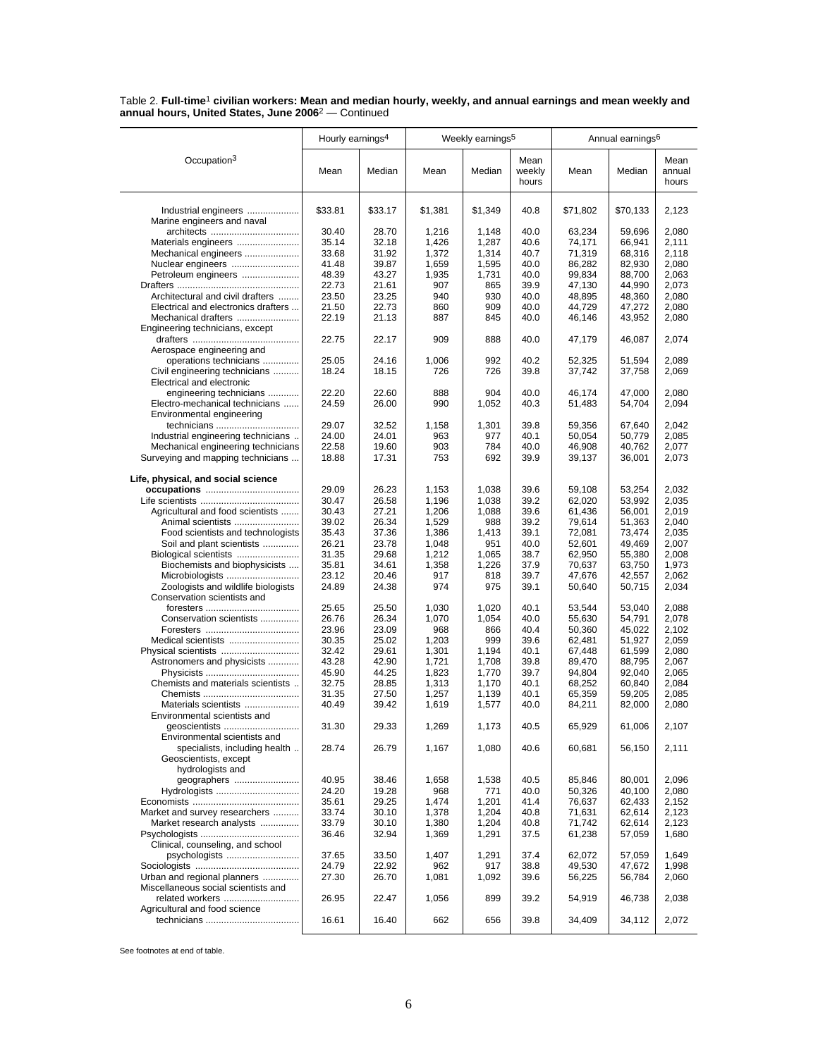Table 2. **Full-time**[1] **civilian workers: Mean and median hourly, weekly, and annual earnings and mean weekly and annual hours, United States, June 2006**[2] — Continued

| Occupation[3] | Hourly earnings[4] | | Weekly earnings[5] | | | Annual earnings[6] | | |
|---|---|---|---|---|---|---|---|---|
| | Mean | Median | Mean | Median | Mean weekly hours | Mean | Median | Mean annual hours |
| Industrial engineers | $33.81 | $33.17 | $1,381 | $1,349 | 40.8 | $71,802 | $70,133 | 2,123 |
| Marine engineers and naval architects | 30.40 | 28.70 | 1,216 | 1,148 | 40.0 | 63,234 | 59,696 | 2,080 |
| Materials engineers | 35.14 | 32.18 | 1,426 | 1,287 | 40.6 | 74,171 | 66,941 | 2,111 |
| Mechanical engineers | 33.68 | 31.92 | 1,372 | 1,314 | 40.7 | 71,319 | 68,316 | 2,118 |
| Nuclear engineers | 41.48 | 39.87 | 1,659 | 1,595 | 40.0 | 86,282 | 82,930 | 2,080 |
| Petroleum engineers | 48.39 | 43.27 | 1,935 | 1,731 | 40.0 | 99,834 | 88,700 | 2,063 |
| Drafters | 22.73 | 21.61 | 907 | 865 | 39.9 | 47,130 | 44,990 | 2,073 |
| Architectural and civil drafters | 23.50 | 23.25 | 940 | 930 | 40.0 | 48,895 | 48,360 | 2,080 |
| Electrical and electronics drafters | 21.50 | 22.73 | 860 | 909 | 40.0 | 44,729 | 47,272 | 2,080 |
| Mechanical drafters | 22.19 | 21.13 | 887 | 845 | 40.0 | 46,146 | 43,952 | 2,080 |
| Engineering technicians, except drafters | 22.75 | 22.17 | 909 | 888 | 40.0 | 47,179 | 46,087 | 2,074 |
| Aerospace engineering and operations technicians | 25.05 | 24.16 | 1,006 | 992 | 40.2 | 52,325 | 51,594 | 2,089 |
| Civil engineering technicians | 18.24 | 18.15 | 726 | 726 | 39.8 | 37,742 | 37,758 | 2,069 |
| Electrical and electronic engineering technicians | 22.20 | 22.60 | 888 | 904 | 40.0 | 46,174 | 47,000 | 2,080 |
| Electro-mechanical technicians | 24.59 | 26.00 | 990 | 1,052 | 40.3 | 51,483 | 54,704 | 2,094 |
| Environmental engineering technicians | 29.07 | 32.52 | 1,158 | 1,301 | 39.8 | 59,356 | 67,640 | 2,042 |
| Industrial engineering technicians | 24.00 | 24.01 | 963 | 977 | 40.1 | 50,054 | 50,779 | 2,085 |
| Mechanical engineering technicians | 22.58 | 19.60 | 903 | 784 | 40.0 | 46,908 | 40,762 | 2,077 |
| Surveying and mapping technicians | 18.88 | 17.31 | 753 | 692 | 39.9 | 39,137 | 36,001 | 2,073 |
| **Life, physical, and social science occupations** | 29.09 | 26.23 | 1,153 | 1,038 | 39.6 | 59,108 | 53,254 | 2,032 |
| Life scientists | 30.47 | 26.58 | 1,196 | 1,038 | 39.2 | 62,020 | 53,992 | 2,035 |
| Agricultural and food scientists | 30.43 | 27.21 | 1,206 | 1,088 | 39.6 | 61,436 | 56,001 | 2,019 |
| Animal scientists | 39.02 | 26.34 | 1,529 | 988 | 39.2 | 79,614 | 51,363 | 2,040 |
| Food scientists and technologists | 35.43 | 37.36 | 1,386 | 1,413 | 39.1 | 72,081 | 73,474 | 2,035 |
| Soil and plant scientists | 26.21 | 23.78 | 1,048 | 951 | 40.0 | 52,601 | 49,469 | 2,007 |
| Biological scientists | 31.35 | 29.68 | 1,212 | 1,065 | 38.7 | 62,950 | 55,380 | 2,008 |
| Biochemists and biophysicists | 35.81 | 34.61 | 1,358 | 1,226 | 37.9 | 70,637 | 63,750 | 1,973 |
| Microbiologists | 23.12 | 20.46 | 917 | 818 | 39.7 | 47,676 | 42,557 | 2,062 |
| Zoologists and wildlife biologists | 24.89 | 24.38 | 974 | 975 | 39.1 | 50,640 | 50,715 | 2,034 |
| Conservation scientists and foresters | 25.65 | 25.50 | 1,030 | 1,020 | 40.1 | 53,544 | 53,040 | 2,088 |
| Conservation scientists | 26.76 | 26.34 | 1,070 | 1,054 | 40.0 | 55,630 | 54,791 | 2,078 |
| Foresters | 23.96 | 23.09 | 968 | 866 | 40.4 | 50,360 | 45,022 | 2,102 |
| Medical scientists | 30.35 | 25.02 | 1,203 | 999 | 39.6 | 62,481 | 51,927 | 2,059 |
| Physical scientists | 32.42 | 29.61 | 1,301 | 1,194 | 40.1 | 67,448 | 61,599 | 2,080 |
| Astronomers and physicists | 43.28 | 42.90 | 1,721 | 1,708 | 39.8 | 89,470 | 88,795 | 2,067 |
| Physicists | 45.90 | 44.25 | 1,823 | 1,770 | 39.7 | 94,804 | 92,040 | 2,065 |
| Chemists and materials scientists | 32.75 | 28.85 | 1,313 | 1,170 | 40.1 | 68,252 | 60,840 | 2,084 |
| Chemists | 31.35 | 27.50 | 1,257 | 1,139 | 40.1 | 65,359 | 59,205 | 2,085 |
| Materials scientists | 40.49 | 39.42 | 1,619 | 1,577 | 40.0 | 84,211 | 82,000 | 2,080 |
| Environmental scientists and geoscientists | 31.30 | 29.33 | 1,269 | 1,173 | 40.5 | 65,929 | 61,006 | 2,107 |
| Environmental scientists and specialists, including health | 28.74 | 26.79 | 1,167 | 1,080 | 40.6 | 60,681 | 56,150 | 2,111 |
| Geoscientists, except hydrologists and geographers | 40.95 | 38.46 | 1,658 | 1,538 | 40.5 | 85,846 | 80,001 | 2,096 |
| Hydrologists | 24.20 | 19.28 | 968 | 771 | 40.0 | 50,326 | 40,100 | 2,080 |
| Economists | 35.61 | 29.25 | 1,474 | 1,201 | 41.4 | 76,637 | 62,433 | 2,152 |
| Market and survey researchers | 33.74 | 30.10 | 1,378 | 1,204 | 40.8 | 71,631 | 62,614 | 2,123 |
| Market research analysts | 33.79 | 30.10 | 1,380 | 1,204 | 40.8 | 71,742 | 62,614 | 2,123 |
| Psychologists | 36.46 | 32.94 | 1,369 | 1,291 | 37.5 | 61,238 | 57,059 | 1,680 |
| Clinical, counseling, and school psychologists | 37.65 | 33.50 | 1,407 | 1,291 | 37.4 | 62,072 | 57,059 | 1,649 |
| Sociologists | 24.79 | 22.92 | 962 | 917 | 38.8 | 49,530 | 47,672 | 1,998 |
| Urban and regional planners | 27.30 | 26.70 | 1,081 | 1,092 | 39.6 | 56,225 | 56,784 | 2,060 |
| Miscellaneous social scientists and related workers | 26.95 | 22.47 | 1,056 | 899 | 39.2 | 54,919 | 46,738 | 2,038 |
| Agricultural and food science technicians | 16.61 | 16.40 | 662 | 656 | 39.8 | 34,409 | 34,112 | 2,072 |

See footnotes at end of table.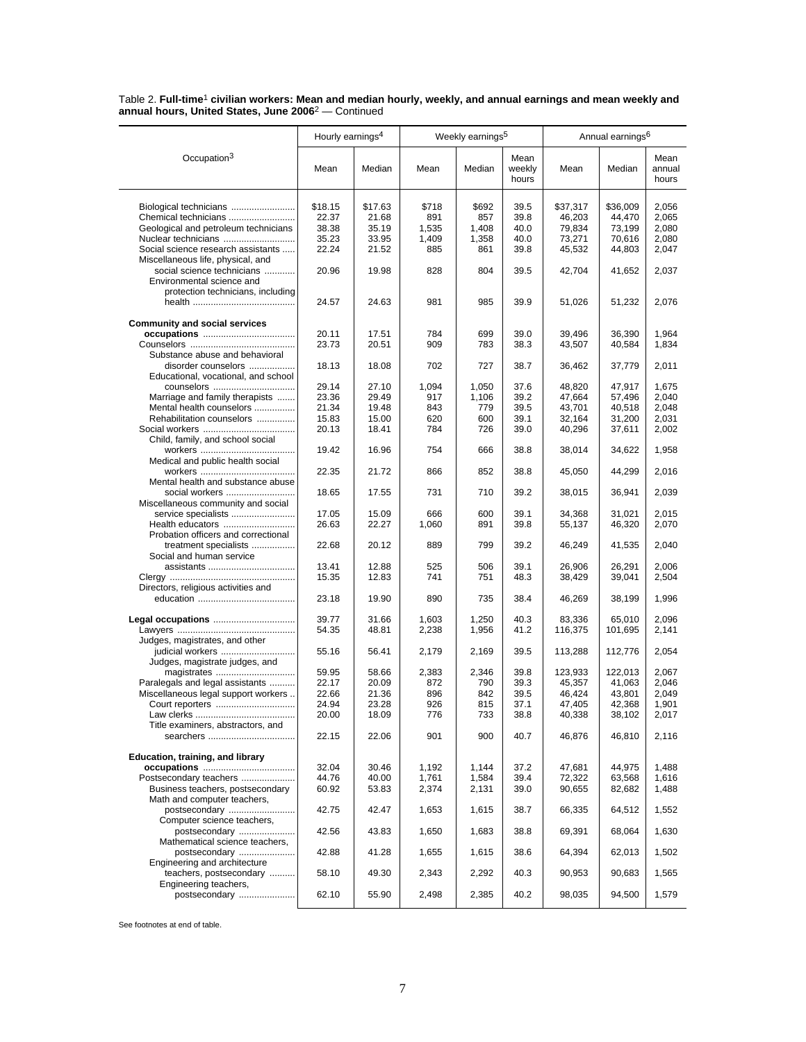Table 2. **Full-time[1] civilian workers: Mean and median hourly, weekly, and annual earnings and mean weekly and annual hours, United States, June 2006[2]** — Continued

| Occupation[3] | Hourly earnings[4] | | Weekly earnings[5] | | | Annual earnings[6] | | |
|---|---|---|---|---|---|---|---|---|
| | Mean | Median | Mean | Median | Mean weekly hours | Mean | Median | Mean annual hours |
| Biological technicians | $18.15 | $17.63 | $718 | $692 | 39.5 | $37,317 | $36,009 | 2,056 |
| Chemical technicians | 22.37 | 21.68 | 891 | 857 | 39.8 | 46,203 | 44,470 | 2,065 |
| Geological and petroleum technicians | 38.38 | 35.19 | 1,535 | 1,408 | 40.0 | 79,834 | 73,199 | 2,080 |
| Nuclear technicians | 35.23 | 33.95 | 1,409 | 1,358 | 40.0 | 73,271 | 70,616 | 2,080 |
| Social science research assistants | 22.24 | 21.52 | 885 | 861 | 39.8 | 45,532 | 44,803 | 2,047 |
| Miscellaneous life, physical, and social science technicians | 20.96 | 19.98 | 828 | 804 | 39.5 | 42,704 | 41,652 | 2,037 |
| Environmental science and protection technicians, including health | 24.57 | 24.63 | 981 | 985 | 39.9 | 51,026 | 51,232 | 2,076 |
| **Community and social services occupations** | 20.11 | 17.51 | 784 | 699 | 39.0 | 39,496 | 36,390 | 1,964 |
| Counselors | 23.73 | 20.51 | 909 | 783 | 38.3 | 43,507 | 40,584 | 1,834 |
| Substance abuse and behavioral disorder counselors | 18.13 | 18.08 | 702 | 727 | 38.7 | 36,462 | 37,779 | 2,011 |
| Educational, vocational, and school counselors | 29.14 | 27.10 | 1,094 | 1,050 | 37.6 | 48,820 | 47,917 | 1,675 |
| Marriage and family therapists | 23.36 | 29.49 | 917 | 1,106 | 39.2 | 47,664 | 57,496 | 2,040 |
| Mental health counselors | 21.34 | 19.48 | 843 | 779 | 39.5 | 43,701 | 40,518 | 2,048 |
| Rehabilitation counselors | 15.83 | 15.00 | 620 | 600 | 39.1 | 32,164 | 31,200 | 2,031 |
| Social workers | 20.13 | 18.41 | 784 | 726 | 39.0 | 40,296 | 37,611 | 2,002 |
| Child, family, and school social workers | 19.42 | 16.96 | 754 | 666 | 38.8 | 38,014 | 34,622 | 1,958 |
| Medical and public health social workers | 22.35 | 21.72 | 866 | 852 | 38.8 | 45,050 | 44,299 | 2,016 |
| Mental health and substance abuse social workers | 18.65 | 17.55 | 731 | 710 | 39.2 | 38,015 | 36,941 | 2,039 |
| Miscellaneous community and social service specialists | 17.05 | 15.09 | 666 | 600 | 39.1 | 34,368 | 31,021 | 2,015 |
| Health educators | 26.63 | 22.27 | 1,060 | 891 | 39.8 | 55,137 | 46,320 | 2,070 |
| Probation officers and correctional treatment specialists | 22.68 | 20.12 | 889 | 799 | 39.2 | 46,249 | 41,535 | 2,040 |
| Social and human service assistants | 13.41 | 12.88 | 525 | 506 | 39.1 | 26,906 | 26,291 | 2,006 |
| Clergy | 15.35 | 12.83 | 741 | 751 | 48.3 | 38,429 | 39,041 | 2,504 |
| Directors, religious activities and education | 23.18 | 19.90 | 890 | 735 | 38.4 | 46,269 | 38,199 | 1,996 |
| **Legal occupations** | 39.77 | 31.66 | 1,603 | 1,250 | 40.3 | 83,336 | 65,010 | 2,096 |
| Lawyers | 54.35 | 48.81 | 2,238 | 1,956 | 41.2 | 116,375 | 101,695 | 2,141 |
| Judges, magistrates, and other judicial workers | 55.16 | 56.41 | 2,179 | 2,169 | 39.5 | 113,288 | 112,776 | 2,054 |
| Judges, magistrate judges, and magistrates | 59.95 | 58.66 | 2,383 | 2,346 | 39.8 | 123,933 | 122,013 | 2,067 |
| Paralegals and legal assistants | 22.17 | 20.09 | 872 | 790 | 39.3 | 45,357 | 41,063 | 2,046 |
| Miscellaneous legal support workers | 22.66 | 21.36 | 896 | 842 | 39.5 | 46,424 | 43,801 | 2,049 |
| Court reporters | 24.94 | 23.28 | 926 | 815 | 37.1 | 47,405 | 42,368 | 1,901 |
| Law clerks | 20.00 | 18.09 | 776 | 733 | 38.8 | 40,338 | 38,102 | 2,017 |
| Title examiners, abstractors, and searchers | 22.15 | 22.06 | 901 | 900 | 40.7 | 46,876 | 46,810 | 2,116 |
| **Education, training, and library occupations** | 32.04 | 30.46 | 1,192 | 1,144 | 37.2 | 47,681 | 44,975 | 1,488 |
| Postsecondary teachers | 44.76 | 40.00 | 1,761 | 1,584 | 39.4 | 72,322 | 63,568 | 1,616 |
| Business teachers, postsecondary | 60.92 | 53.83 | 2,374 | 2,131 | 39.0 | 90,655 | 82,682 | 1,488 |
| Math and computer teachers, postsecondary | 42.75 | 42.47 | 1,653 | 1,615 | 38.7 | 66,335 | 64,512 | 1,552 |
| Computer science teachers, postsecondary | 42.56 | 43.83 | 1,650 | 1,683 | 38.8 | 69,391 | 68,064 | 1,630 |
| Mathematical science teachers, postsecondary | 42.88 | 41.28 | 1,655 | 1,615 | 38.6 | 64,394 | 62,013 | 1,502 |
| Engineering and architecture teachers, postsecondary | 58.10 | 49.30 | 2,343 | 2,292 | 40.3 | 90,953 | 90,683 | 1,565 |
| Engineering teachers, postsecondary | 62.10 | 55.90 | 2,498 | 2,385 | 40.2 | 98,035 | 94,500 | 1,579 |

See footnotes at end of table.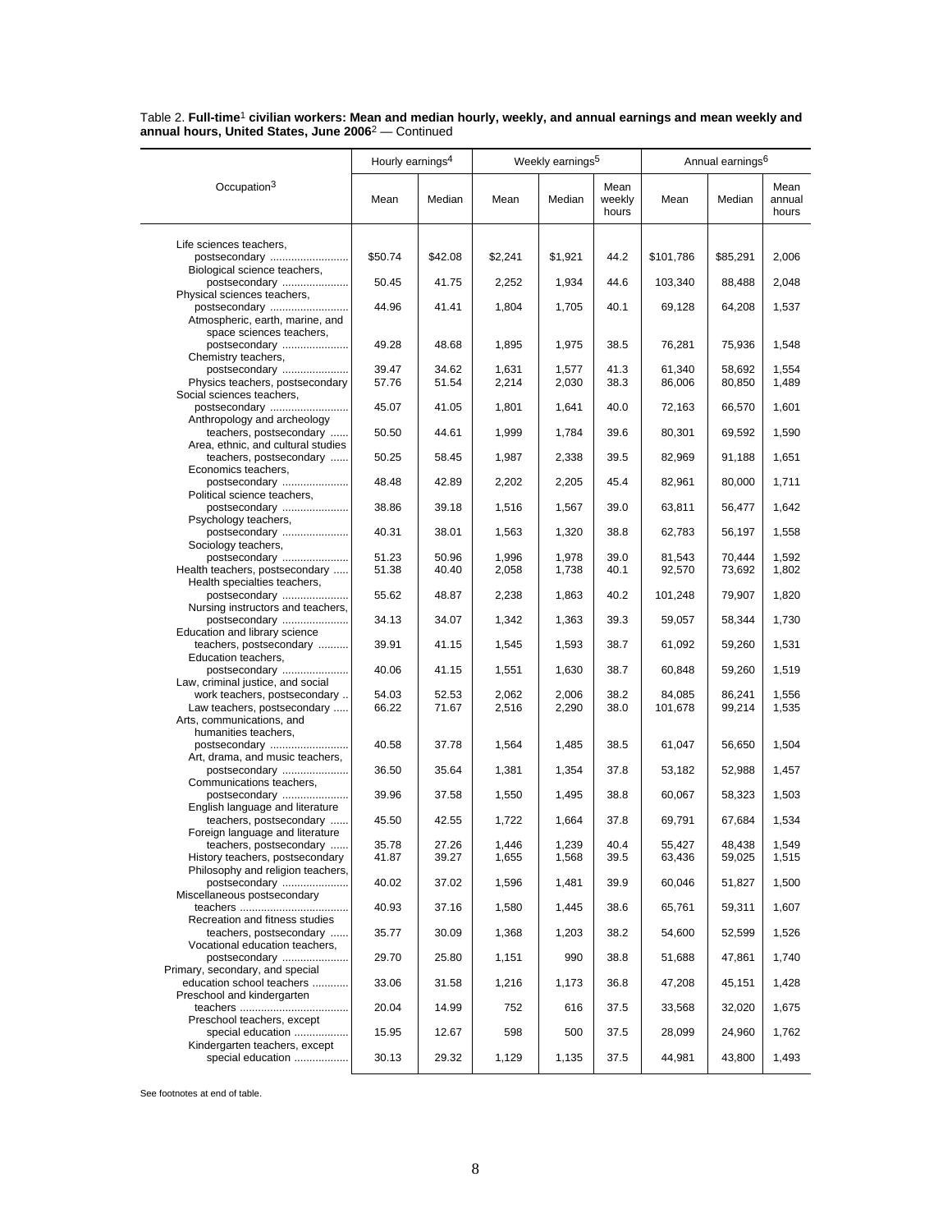Table 2. **Full-time**[1] **civilian workers: Mean and median hourly, weekly, and annual earnings and mean weekly and annual hours, United States, June 2006**[2] — Continued

| Occupation[3] | Hourly earnings[4] | | Weekly earnings[5] | | | Annual earnings[6] | | |
|---|---|---|---|---|---|---|---|---|
| | Mean | Median | Mean | Median | Mean weekly hours | Mean | Median | Mean annual hours |
| Life sciences teachers, postsecondary | $50.74 | $42.08 | $2,241 | $1,921 | 44.2 | $101,786 | $85,291 | 2,006 |
| Biological science teachers, postsecondary | 50.45 | 41.75 | 2,252 | 1,934 | 44.6 | 103,340 | 88,488 | 2,048 |
| Physical sciences teachers, postsecondary | 44.96 | 41.41 | 1,804 | 1,705 | 40.1 | 69,128 | 64,208 | 1,537 |
| Atmospheric, earth, marine, and space sciences teachers, postsecondary | 49.28 | 48.68 | 1,895 | 1,975 | 38.5 | 76,281 | 75,936 | 1,548 |
| Chemistry teachers, postsecondary | 39.47 | 34.62 | 1,631 | 1,577 | 41.3 | 61,340 | 58,692 | 1,554 |
| Physics teachers, postsecondary | 57.76 | 51.54 | 2,214 | 2,030 | 38.3 | 86,006 | 80,850 | 1,489 |
| Social sciences teachers, postsecondary | 45.07 | 41.05 | 1,801 | 1,641 | 40.0 | 72,163 | 66,570 | 1,601 |
| Anthropology and archeology teachers, postsecondary | 50.50 | 44.61 | 1,999 | 1,784 | 39.6 | 80,301 | 69,592 | 1,590 |
| Area, ethnic, and cultural studies teachers, postsecondary | 50.25 | 58.45 | 1,987 | 2,338 | 39.5 | 82,969 | 91,188 | 1,651 |
| Economics teachers, postsecondary | 48.48 | 42.89 | 2,202 | 2,205 | 45.4 | 82,961 | 80,000 | 1,711 |
| Political science teachers, postsecondary | 38.86 | 39.18 | 1,516 | 1,567 | 39.0 | 63,811 | 56,477 | 1,642 |
| Psychology teachers, postsecondary | 40.31 | 38.01 | 1,563 | 1,320 | 38.8 | 62,783 | 56,197 | 1,558 |
| Sociology teachers, postsecondary | 51.23 | 50.96 | 1,996 | 1,978 | 39.0 | 81,543 | 70,444 | 1,592 |
| Health teachers, postsecondary | 51.38 | 40.40 | 2,058 | 1,738 | 40.1 | 92,570 | 73,692 | 1,802 |
| Health specialties teachers, postsecondary | 55.62 | 48.87 | 2,238 | 1,863 | 40.2 | 101,248 | 79,907 | 1,820 |
| Nursing instructors and teachers, postsecondary | 34.13 | 34.07 | 1,342 | 1,363 | 39.3 | 59,057 | 58,344 | 1,730 |
| Education and library science teachers, postsecondary | 39.91 | 41.15 | 1,545 | 1,593 | 38.7 | 61,092 | 59,260 | 1,531 |
| Education teachers, postsecondary | 40.06 | 41.15 | 1,551 | 1,630 | 38.7 | 60,848 | 59,260 | 1,519 |
| Law, criminal justice, and social work teachers, postsecondary | 54.03 | 52.53 | 2,062 | 2,006 | 38.2 | 84,085 | 86,241 | 1,556 |
| Law teachers, postsecondary | 66.22 | 71.67 | 2,516 | 2,290 | 38.0 | 101,678 | 99,214 | 1,535 |
| Arts, communications, and humanities teachers, postsecondary | 40.58 | 37.78 | 1,564 | 1,485 | 38.5 | 61,047 | 56,650 | 1,504 |
| Art, drama, and music teachers, postsecondary | 36.50 | 35.64 | 1,381 | 1,354 | 37.8 | 53,182 | 52,988 | 1,457 |
| Communications teachers, postsecondary | 39.96 | 37.58 | 1,550 | 1,495 | 38.8 | 60,067 | 58,323 | 1,503 |
| English language and literature teachers, postsecondary | 45.50 | 42.55 | 1,722 | 1,664 | 37.8 | 69,791 | 67,684 | 1,534 |
| Foreign language and literature teachers, postsecondary | 35.78 | 27.26 | 1,446 | 1,239 | 40.4 | 55,427 | 48,438 | 1,549 |
| History teachers, postsecondary | 41.87 | 39.27 | 1,655 | 1,568 | 39.5 | 63,436 | 59,025 | 1,515 |
| Philosophy and religion teachers, postsecondary | 40.02 | 37.02 | 1,596 | 1,481 | 39.9 | 60,046 | 51,827 | 1,500 |
| Miscellaneous postsecondary teachers | 40.93 | 37.16 | 1,580 | 1,445 | 38.6 | 65,761 | 59,311 | 1,607 |
| Recreation and fitness studies teachers, postsecondary | 35.77 | 30.09 | 1,368 | 1,203 | 38.2 | 54,600 | 52,599 | 1,526 |
| Vocational education teachers, postsecondary | 29.70 | 25.80 | 1,151 | 990 | 38.8 | 51,688 | 47,861 | 1,740 |
| Primary, secondary, and special education school teachers | 33.06 | 31.58 | 1,216 | 1,173 | 36.8 | 47,208 | 45,151 | 1,428 |
| Preschool and kindergarten teachers | 20.04 | 14.99 | 752 | 616 | 37.5 | 33,568 | 32,020 | 1,675 |
| Preschool teachers, except special education | 15.95 | 12.67 | 598 | 500 | 37.5 | 28,099 | 24,960 | 1,762 |
| Kindergarten teachers, except special education | 30.13 | 29.32 | 1,129 | 1,135 | 37.5 | 44,981 | 43,800 | 1,493 |

See footnotes at end of table.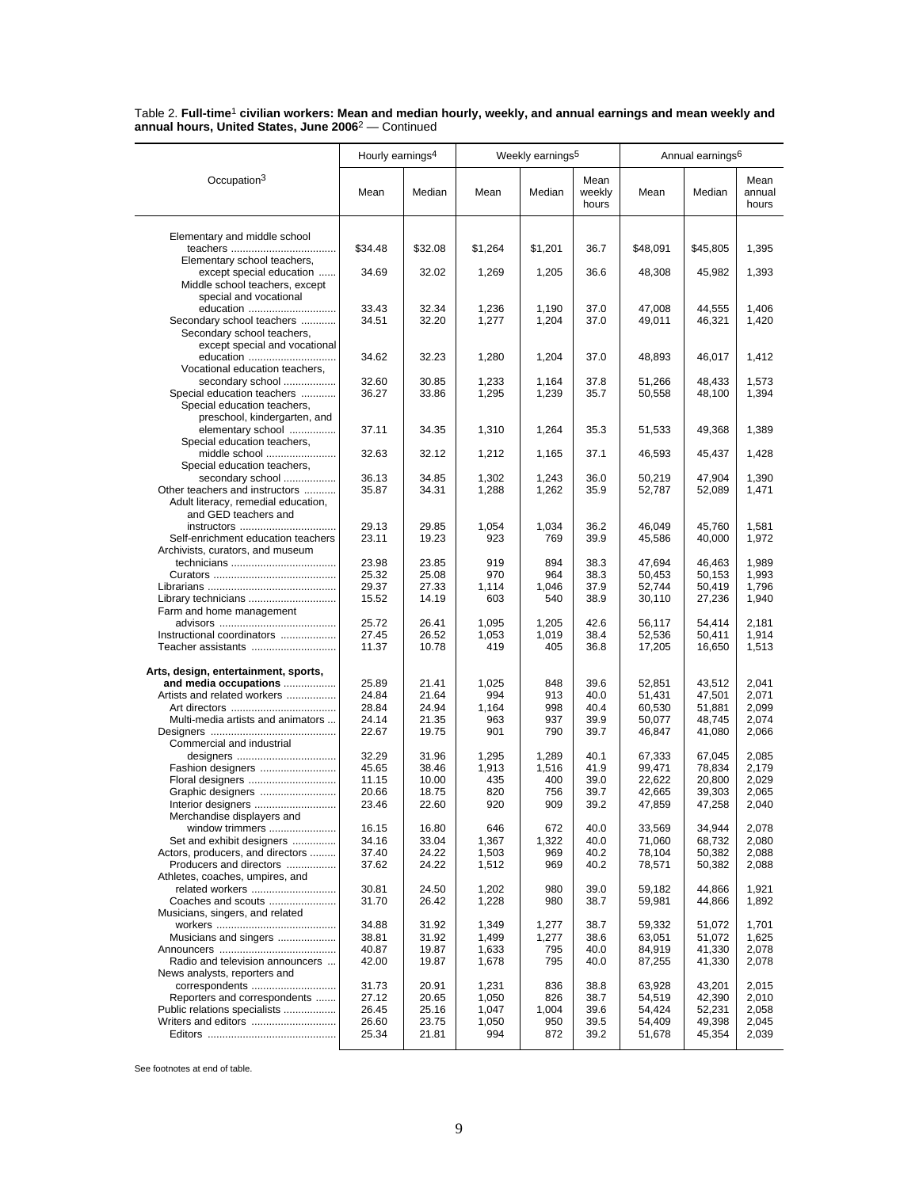Table 2. **Full-time**[1] **civilian workers: Mean and median hourly, weekly, and annual earnings and mean weekly and annual hours, United States, June 2006**[2] — Continued

| Occupation[3] | Hourly earnings[4] | | Weekly earnings[5] | | | Annual earnings[6] | | |
|---|---|---|---|---|---|---|---|---|
| | Mean | Median | Mean | Median | Mean weekly hours | Mean | Median | Mean annual hours |
| Elementary and middle school teachers | $34.48 | $32.08 | $1,264 | $1,201 | 36.7 | $48,091 | $45,805 | 1,395 |
| Elementary school teachers, except special education | 34.69 | 32.02 | 1,269 | 1,205 | 36.6 | 48,308 | 45,982 | 1,393 |
| Middle school teachers, except special and vocational education | 33.43 | 32.34 | 1,236 | 1,190 | 37.0 | 47,008 | 44,555 | 1,406 |
| Secondary school teachers | 34.51 | 32.20 | 1,277 | 1,204 | 37.0 | 49,011 | 46,321 | 1,420 |
| Secondary school teachers, except special and vocational education | 34.62 | 32.23 | 1,280 | 1,204 | 37.0 | 48,893 | 46,017 | 1,412 |
| Vocational education teachers, secondary school | 32.60 | 30.85 | 1,233 | 1,164 | 37.8 | 51,266 | 48,433 | 1,573 |
| Special education teachers | 36.27 | 33.86 | 1,295 | 1,239 | 35.7 | 50,558 | 48,100 | 1,394 |
| Special education teachers, preschool, kindergarten, and elementary school | 37.11 | 34.35 | 1,310 | 1,264 | 35.3 | 51,533 | 49,368 | 1,389 |
| Special education teachers, middle school | 32.63 | 32.12 | 1,212 | 1,165 | 37.1 | 46,593 | 45,437 | 1,428 |
| Special education teachers, secondary school | 36.13 | 34.85 | 1,302 | 1,243 | 36.0 | 50,219 | 47,904 | 1,390 |
| Other teachers and instructors | 35.87 | 34.31 | 1,288 | 1,262 | 35.9 | 52,787 | 52,089 | 1,471 |
| Adult literacy, remedial education, and GED teachers and instructors | 29.13 | 29.85 | 1,054 | 1,034 | 36.2 | 46,049 | 45,760 | 1,581 |
| Self-enrichment education teachers | 23.11 | 19.23 | 923 | 769 | 39.9 | 45,586 | 40,000 | 1,972 |
| Archivists, curators, and museum technicians | 23.98 | 23.85 | 919 | 894 | 38.3 | 47,694 | 46,463 | 1,989 |
| Curators | 25.32 | 25.08 | 970 | 964 | 38.3 | 50,453 | 50,153 | 1,993 |
| Librarians | 29.37 | 27.33 | 1,114 | 1,046 | 37.9 | 52,744 | 50,419 | 1,796 |
| Library technicians | 15.52 | 14.19 | 603 | 540 | 38.9 | 30,110 | 27,236 | 1,940 |
| Farm and home management advisors | 25.72 | 26.41 | 1,095 | 1,205 | 42.6 | 56,117 | 54,414 | 2,181 |
| Instructional coordinators | 27.45 | 26.52 | 1,053 | 1,019 | 38.4 | 52,536 | 50,411 | 1,914 |
| Teacher assistants | 11.37 | 10.78 | 419 | 405 | 36.8 | 17,205 | 16,650 | 1,513 |
| **Arts, design, entertainment, sports, and media occupations** | 25.89 | 21.41 | 1,025 | 848 | 39.6 | 52,851 | 43,512 | 2,041 |
| Artists and related workers | 24.84 | 21.64 | 994 | 913 | 40.0 | 51,431 | 47,501 | 2,071 |
| Art directors | 28.84 | 24.94 | 1,164 | 998 | 40.4 | 60,530 | 51,881 | 2,099 |
| Multi-media artists and animators | 24.14 | 21.35 | 963 | 937 | 39.9 | 50,077 | 48,745 | 2,074 |
| Designers | 22.67 | 19.75 | 901 | 790 | 39.7 | 46,847 | 41,080 | 2,066 |
| Commercial and industrial designers | 32.29 | 31.96 | 1,295 | 1,289 | 40.1 | 67,333 | 67,045 | 2,085 |
| Fashion designers | 45.65 | 38.46 | 1,913 | 1,516 | 41.9 | 99,471 | 78,834 | 2,179 |
| Floral designers | 11.15 | 10.00 | 435 | 400 | 39.0 | 22,622 | 20,800 | 2,029 |
| Graphic designers | 20.66 | 18.75 | 820 | 756 | 39.7 | 42,665 | 39,303 | 2,065 |
| Interior designers | 23.46 | 22.60 | 920 | 909 | 39.2 | 47,859 | 47,258 | 2,040 |
| Merchandise displayers and window trimmers | 16.15 | 16.80 | 646 | 672 | 40.0 | 33,569 | 34,944 | 2,078 |
| Set and exhibit designers | 34.16 | 33.04 | 1,367 | 1,322 | 40.0 | 71,060 | 68,732 | 2,080 |
| Actors, producers, and directors | 37.40 | 24.22 | 1,503 | 969 | 40.2 | 78,104 | 50,382 | 2,088 |
| Producers and directors | 37.62 | 24.22 | 1,512 | 969 | 40.2 | 78,571 | 50,382 | 2,088 |
| Athletes, coaches, umpires, and related workers | 30.81 | 24.50 | 1,202 | 980 | 39.0 | 59,182 | 44,866 | 1,921 |
| Coaches and scouts | 31.70 | 26.42 | 1,228 | 980 | 38.7 | 59,981 | 44,866 | 1,892 |
| Musicians, singers, and related workers | 34.88 | 31.92 | 1,349 | 1,277 | 38.7 | 59,332 | 51,072 | 1,701 |
| Musicians and singers | 38.81 | 31.92 | 1,499 | 1,277 | 38.6 | 63,051 | 51,072 | 1,625 |
| Announcers | 40.87 | 19.87 | 1,633 | 795 | 40.0 | 84,919 | 41,330 | 2,078 |
| Radio and television announcers | 42.00 | 19.87 | 1,678 | 795 | 40.0 | 87,255 | 41,330 | 2,078 |
| News analysts, reporters and correspondents | 31.73 | 20.91 | 1,231 | 836 | 38.8 | 63,928 | 43,201 | 2,015 |
| Reporters and correspondents | 27.12 | 20.65 | 1,050 | 826 | 38.7 | 54,519 | 42,390 | 2,010 |
| Public relations specialists | 26.45 | 25.16 | 1,047 | 1,004 | 39.6 | 54,424 | 52,231 | 2,058 |
| Writers and editors | 26.60 | 23.75 | 1,050 | 950 | 39.5 | 54,409 | 49,398 | 2,045 |
| Editors | 25.34 | 21.81 | 994 | 872 | 39.2 | 51,678 | 45,354 | 2,039 |

See footnotes at end of table.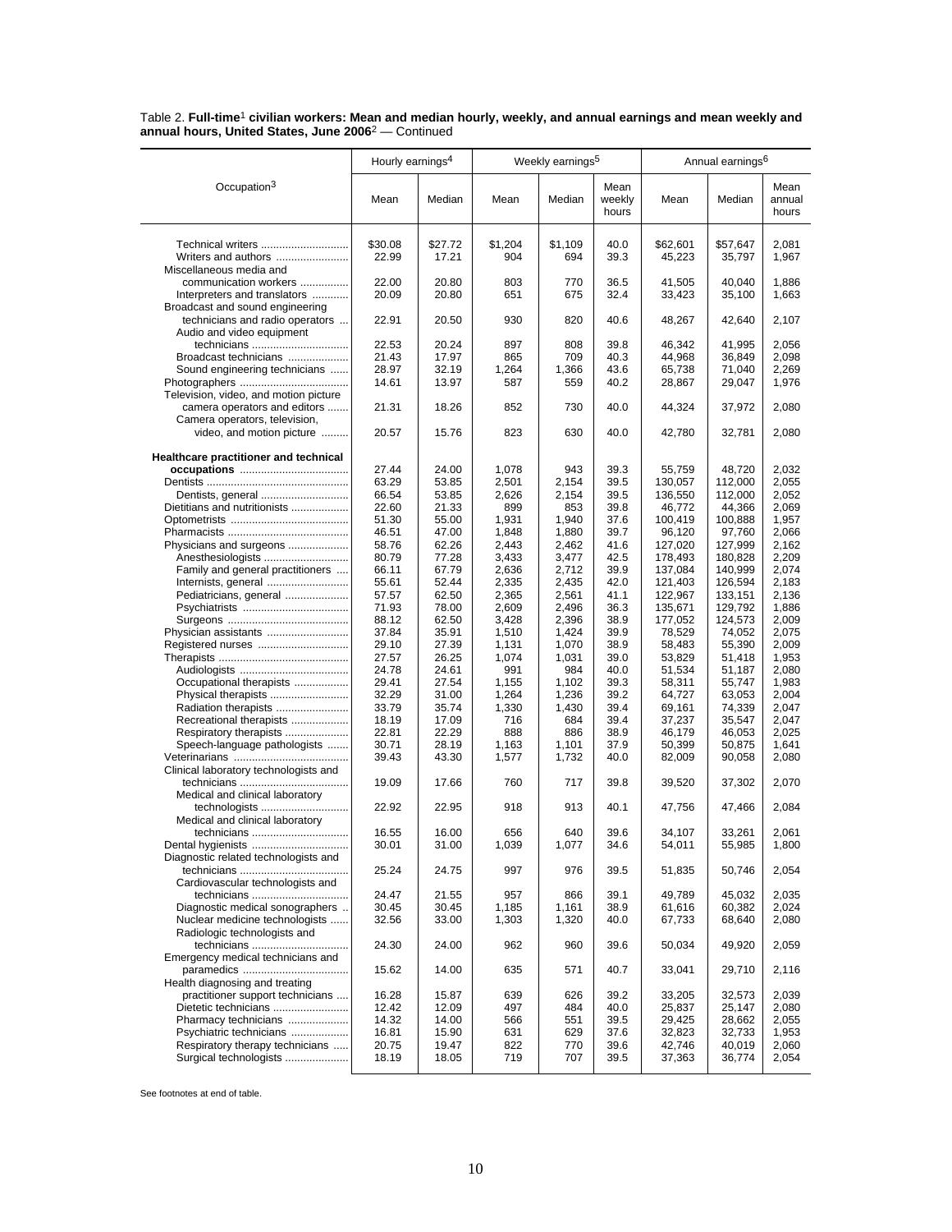Table 2. **Full-time[1] civilian workers: Mean and median hourly, weekly, and annual earnings and mean weekly and annual hours, United States, June 2006**[2] — Continued

| Occupation[3] | Hourly earnings[4] | | Weekly earnings[5] | | | Annual earnings[6] | | |
|---|---|---|---|---|---|---|---|---|
| | Mean | Median | Mean | Median | Mean weekly hours | Mean | Median | Mean annual hours |
| Technical writers | $30.08 | $27.72 | $1,204 | $1,109 | 40.0 | $62,601 | $57,647 | 2,081 |
| Writers and authors | 22.99 | 17.21 | 904 | 694 | 39.3 | 45,223 | 35,797 | 1,967 |
| Miscellaneous media and communication workers | 22.00 | 20.80 | 803 | 770 | 36.5 | 41,505 | 40,040 | 1,886 |
| Interpreters and translators | 20.09 | 20.80 | 651 | 675 | 32.4 | 33,423 | 35,100 | 1,663 |
| Broadcast and sound engineering technicians and radio operators | 22.91 | 20.50 | 930 | 820 | 40.6 | 48,267 | 42,640 | 2,107 |
| Audio and video equipment technicians | 22.53 | 20.24 | 897 | 808 | 39.8 | 46,342 | 41,995 | 2,056 |
| Broadcast technicians | 21.43 | 17.97 | 865 | 709 | 40.3 | 44,968 | 36,849 | 2,098 |
| Sound engineering technicians | 28.97 | 32.19 | 1,264 | 1,366 | 43.6 | 65,738 | 71,040 | 2,269 |
| Photographers | 14.61 | 13.97 | 587 | 559 | 40.2 | 28,867 | 29,047 | 1,976 |
| Television, video, and motion picture camera operators and editors | 21.31 | 18.26 | 852 | 730 | 40.0 | 44,324 | 37,972 | 2,080 |
| Camera operators, television, video, and motion picture | 20.57 | 15.76 | 823 | 630 | 40.0 | 42,780 | 32,781 | 2,080 |
| **Healthcare practitioner and technical occupations** | 27.44 | 24.00 | 1,078 | 943 | 39.3 | 55,759 | 48,720 | 2,032 |
| Dentists | 63.29 | 53.85 | 2,501 | 2,154 | 39.5 | 130,057 | 112,000 | 2,055 |
| Dentists, general | 66.54 | 53.85 | 2,626 | 2,154 | 39.5 | 136,550 | 112,000 | 2,052 |
| Dietitians and nutritionists | 22.60 | 21.33 | 899 | 853 | 39.8 | 46,772 | 44,366 | 2,069 |
| Optometrists | 51.30 | 55.00 | 1,931 | 1,940 | 37.6 | 100,419 | 100,888 | 1,957 |
| Pharmacists | 46.51 | 47.00 | 1,848 | 1,880 | 39.7 | 96,120 | 97,760 | 2,066 |
| Physicians and surgeons | 58.76 | 62.26 | 2,443 | 2,462 | 41.6 | 127,020 | 127,999 | 2,162 |
| Anesthesiologists | 80.79 | 77.28 | 3,433 | 3,477 | 42.5 | 178,493 | 180,828 | 2,209 |
| Family and general practitioners | 66.11 | 67.79 | 2,636 | 2,712 | 39.9 | 137,084 | 140,999 | 2,074 |
| Internists, general | 55.61 | 52.44 | 2,335 | 2,435 | 42.0 | 121,403 | 126,594 | 2,183 |
| Pediatricians, general | 57.57 | 62.50 | 2,365 | 2,561 | 41.1 | 122,967 | 133,151 | 2,136 |
| Psychiatrists | 71.93 | 78.00 | 2,609 | 2,496 | 36.3 | 135,671 | 129,792 | 1,886 |
| Surgeons | 88.12 | 62.50 | 3,428 | 2,396 | 38.9 | 177,052 | 124,573 | 2,009 |
| Physician assistants | 37.84 | 35.91 | 1,510 | 1,424 | 39.9 | 78,529 | 74,052 | 2,075 |
| Registered nurses | 29.10 | 27.39 | 1,131 | 1,070 | 38.9 | 58,483 | 55,390 | 2,009 |
| Therapists | 27.57 | 26.25 | 1,074 | 1,031 | 39.0 | 53,829 | 51,418 | 1,953 |
| Audiologists | 24.78 | 24.61 | 991 | 984 | 40.0 | 51,534 | 51,187 | 2,080 |
| Occupational therapists | 29.41 | 27.54 | 1,155 | 1,102 | 39.3 | 58,311 | 55,747 | 1,983 |
| Physical therapists | 32.29 | 31.00 | 1,264 | 1,236 | 39.2 | 64,727 | 63,053 | 2,004 |
| Radiation therapists | 33.79 | 35.74 | 1,330 | 1,430 | 39.4 | 69,161 | 74,339 | 2,047 |
| Recreational therapists | 18.19 | 17.09 | 716 | 684 | 39.4 | 37,237 | 35,547 | 2,047 |
| Respiratory therapists | 22.81 | 22.29 | 888 | 886 | 38.9 | 46,179 | 46,053 | 2,025 |
| Speech-language pathologists | 30.71 | 28.19 | 1,163 | 1,101 | 37.9 | 50,399 | 50,875 | 1,641 |
| Veterinarians | 39.43 | 43.30 | 1,577 | 1,732 | 40.0 | 82,009 | 90,058 | 2,080 |
| Clinical laboratory technologists and technicians | 19.09 | 17.66 | 760 | 717 | 39.8 | 39,520 | 37,302 | 2,070 |
| Medical and clinical laboratory technologists | 22.92 | 22.95 | 918 | 913 | 40.1 | 47,756 | 47,466 | 2,084 |
| Medical and clinical laboratory technicians | 16.55 | 16.00 | 656 | 640 | 39.6 | 34,107 | 33,261 | 2,061 |
| Dental hygienists | 30.01 | 31.00 | 1,039 | 1,077 | 34.6 | 54,011 | 55,985 | 1,800 |
| Diagnostic related technologists and technicians | 25.24 | 24.75 | 997 | 976 | 39.5 | 51,835 | 50,746 | 2,054 |
| Cardiovascular technologists and technicians | 24.47 | 21.55 | 957 | 866 | 39.1 | 49,789 | 45,032 | 2,035 |
| Diagnostic medical sonographers | 30.45 | 30.45 | 1,185 | 1,161 | 38.9 | 61,616 | 60,382 | 2,024 |
| Nuclear medicine technologists | 32.56 | 33.00 | 1,303 | 1,320 | 40.0 | 67,733 | 68,640 | 2,080 |
| Radiologic technologists and technicians | 24.30 | 24.00 | 962 | 960 | 39.6 | 50,034 | 49,920 | 2,059 |
| Emergency medical technicians and paramedics | 15.62 | 14.00 | 635 | 571 | 40.7 | 33,041 | 29,710 | 2,116 |
| Health diagnosing and treating practitioner support technicians | 16.28 | 15.87 | 639 | 626 | 39.2 | 33,205 | 32,573 | 2,039 |
| Dietetic technicians | 12.42 | 12.09 | 497 | 484 | 40.0 | 25,837 | 25,147 | 2,080 |
| Pharmacy technicians | 14.32 | 14.00 | 566 | 551 | 39.5 | 29,425 | 28,662 | 2,055 |
| Psychiatric technicians | 16.81 | 15.90 | 631 | 629 | 37.6 | 32,823 | 32,733 | 1,953 |
| Respiratory therapy technicians | 20.75 | 19.47 | 822 | 770 | 39.6 | 42,746 | 40,019 | 2,060 |
| Surgical technologists | 18.19 | 18.05 | 719 | 707 | 39.5 | 37,363 | 36,774 | 2,054 |

See footnotes at end of table.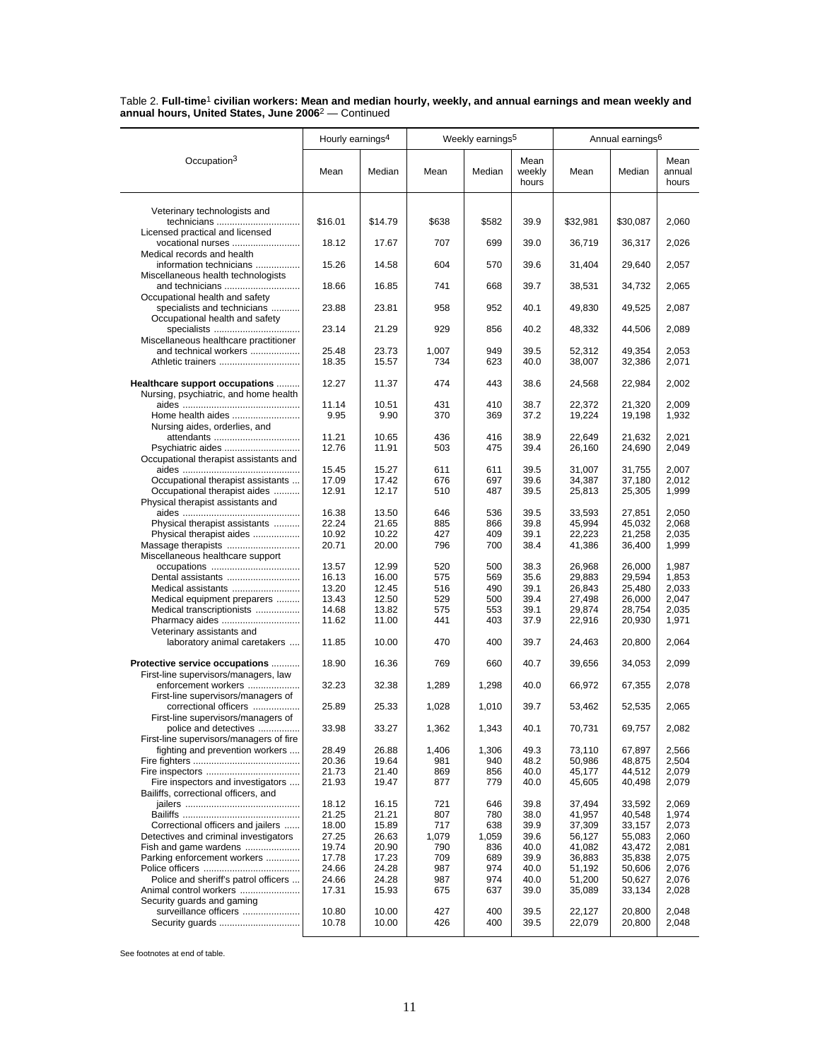Table 2. **Full-time**[1] **civilian workers: Mean and median hourly, weekly, and annual earnings and mean weekly and annual hours, United States, June 2006**[2] — Continued

| Occupation[3] | Hourly earnings[4] | | Weekly earnings[5] | | | Annual earnings[6] | | |
|---|---|---|---|---|---|---|---|---|
| | Mean | Median | Mean | Median | Mean weekly hours | Mean | Median | Mean annual hours |
| Veterinary technologists and technicians | $16.01 | $14.79 | $638 | $582 | 39.9 | $32,981 | $30,087 | 2,060 |
| Licensed practical and licensed vocational nurses | 18.12 | 17.67 | 707 | 699 | 39.0 | 36,719 | 36,317 | 2,026 |
| Medical records and health information technicians | 15.26 | 14.58 | 604 | 570 | 39.6 | 31,404 | 29,640 | 2,057 |
| Miscellaneous health technologists and technicians | 18.66 | 16.85 | 741 | 668 | 39.7 | 38,531 | 34,732 | 2,065 |
| Occupational health and safety specialists and technicians | 23.88 | 23.81 | 958 | 952 | 40.1 | 49,830 | 49,525 | 2,087 |
| Occupational health and safety specialists | 23.14 | 21.29 | 929 | 856 | 40.2 | 48,332 | 44,506 | 2,089 |
| Miscellaneous healthcare practitioner and technical workers | 25.48 | 23.73 | 1,007 | 949 | 39.5 | 52,312 | 49,354 | 2,053 |
| Athletic trainers | 18.35 | 15.57 | 734 | 623 | 40.0 | 38,007 | 32,386 | 2,071 |
| **Healthcare support occupations** | 12.27 | 11.37 | 474 | 443 | 38.6 | 24,568 | 22,984 | 2,002 |
| Nursing, psychiatric, and home health aides | 11.14 | 10.51 | 431 | 410 | 38.7 | 22,372 | 21,320 | 2,009 |
| Home health aides | 9.95 | 9.90 | 370 | 369 | 37.2 | 19,224 | 19,198 | 1,932 |
| Nursing aides, orderlies, and attendants | 11.21 | 10.65 | 436 | 416 | 38.9 | 22,649 | 21,632 | 2,021 |
| Psychiatric aides | 12.76 | 11.91 | 503 | 475 | 39.4 | 26,160 | 24,690 | 2,049 |
| Occupational therapist assistants and aides | 15.45 | 15.27 | 611 | 611 | 39.5 | 31,007 | 31,755 | 2,007 |
| Occupational therapist assistants | 17.09 | 17.42 | 676 | 697 | 39.6 | 34,387 | 37,180 | 2,012 |
| Occupational therapist aides | 12.91 | 12.17 | 510 | 487 | 39.5 | 25,813 | 25,305 | 1,999 |
| Physical therapist assistants and aides | 16.38 | 13.50 | 646 | 536 | 39.5 | 33,593 | 27,851 | 2,050 |
| Physical therapist assistants | 22.24 | 21.65 | 885 | 866 | 39.8 | 45,994 | 45,032 | 2,068 |
| Physical therapist aides | 10.92 | 10.22 | 427 | 409 | 39.1 | 22,223 | 21,258 | 2,035 |
| Massage therapists | 20.71 | 20.00 | 796 | 700 | 38.4 | 41,386 | 36,400 | 1,999 |
| Miscellaneous healthcare support occupations | 13.57 | 12.99 | 520 | 500 | 38.3 | 26,968 | 26,000 | 1,987 |
| Dental assistants | 16.13 | 16.00 | 575 | 569 | 35.6 | 29,883 | 29,594 | 1,853 |
| Medical assistants | 13.20 | 12.45 | 516 | 490 | 39.1 | 26,843 | 25,480 | 2,033 |
| Medical equipment preparers | 13.43 | 12.50 | 529 | 500 | 39.4 | 27,498 | 26,000 | 2,047 |
| Medical transcriptionists | 14.68 | 13.82 | 575 | 553 | 39.1 | 29,874 | 28,754 | 2,035 |
| Pharmacy aides | 11.62 | 11.00 | 441 | 403 | 37.9 | 22,916 | 20,930 | 1,971 |
| Veterinary assistants and laboratory animal caretakers | 11.85 | 10.00 | 470 | 400 | 39.7 | 24,463 | 20,800 | 2,064 |
| **Protective service occupations** | 18.90 | 16.36 | 769 | 660 | 40.7 | 39,656 | 34,053 | 2,099 |
| First-line supervisors/managers, law enforcement workers | 32.23 | 32.38 | 1,289 | 1,298 | 40.0 | 66,972 | 67,355 | 2,078 |
| First-line supervisors/managers of correctional officers | 25.89 | 25.33 | 1,028 | 1,010 | 39.7 | 53,462 | 52,535 | 2,065 |
| First-line supervisors/managers of police and detectives | 33.98 | 33.27 | 1,362 | 1,343 | 40.1 | 70,731 | 69,757 | 2,082 |
| First-line supervisors/managers of fire fighting and prevention workers | 28.49 | 26.88 | 1,406 | 1,306 | 49.3 | 73,110 | 67,897 | 2,566 |
| Fire fighters | 20.36 | 19.64 | 981 | 940 | 48.2 | 50,986 | 48,875 | 2,504 |
| Fire inspectors | 21.73 | 21.40 | 869 | 856 | 40.0 | 45,177 | 44,512 | 2,079 |
| Fire inspectors and investigators | 21.93 | 19.47 | 877 | 779 | 40.0 | 45,605 | 40,498 | 2,079 |
| Bailiffs, correctional officers, and jailers | 18.12 | 16.15 | 721 | 646 | 39.8 | 37,494 | 33,592 | 2,069 |
| Bailiffs | 21.25 | 21.21 | 807 | 780 | 38.0 | 41,957 | 40,548 | 1,974 |
| Correctional officers and jailers | 18.00 | 15.89 | 717 | 638 | 39.9 | 37,309 | 33,157 | 2,073 |
| Detectives and criminal investigators | 27.25 | 26.63 | 1,079 | 1,059 | 39.6 | 56,127 | 55,083 | 2,060 |
| Fish and game wardens | 19.74 | 20.90 | 790 | 836 | 40.0 | 41,082 | 43,472 | 2,081 |
| Parking enforcement workers | 17.78 | 17.23 | 709 | 689 | 39.9 | 36,883 | 35,838 | 2,075 |
| Police officers | 24.66 | 24.28 | 987 | 974 | 40.0 | 51,192 | 50,606 | 2,076 |
| Police and sheriff's patrol officers | 24.66 | 24.28 | 987 | 974 | 40.0 | 51,200 | 50,627 | 2,076 |
| Animal control workers | 17.31 | 15.93 | 675 | 637 | 39.0 | 35,089 | 33,134 | 2,028 |
| Security guards and gaming surveillance officers | 10.80 | 10.00 | 427 | 400 | 39.5 | 22,127 | 20,800 | 2,048 |
| Security guards | 10.78 | 10.00 | 426 | 400 | 39.5 | 22,079 | 20,800 | 2,048 |

See footnotes at end of table.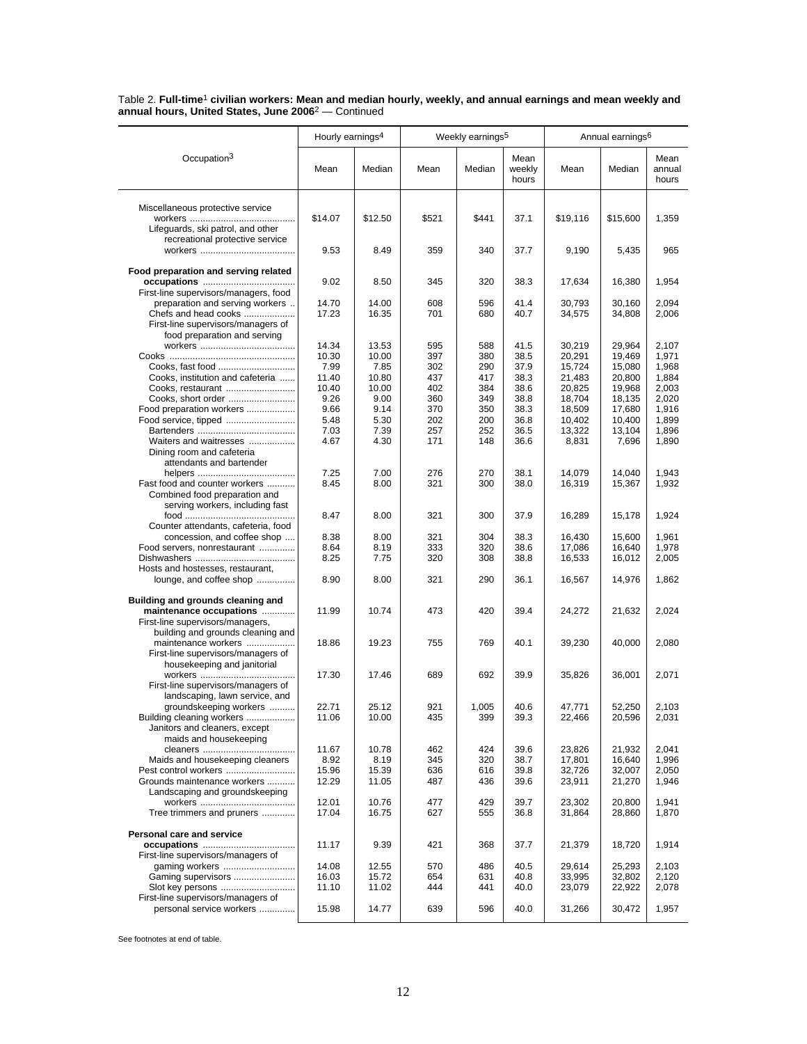Table 2. **Full-time**[1] **civilian workers: Mean and median hourly, weekly, and annual earnings and mean weekly and annual hours, United States, June 2006**[2] — Continued

| Occupation[3] | Hourly earnings[4] | | Weekly earnings[5] | | | Annual earnings[6] | | |
|---|---|---|---|---|---|---|---|---|
| | Mean | Median | Mean | Median | Mean weekly hours | Mean | Median | Mean annual hours |
| Miscellaneous protective service workers | $14.07 | $12.50 | $521 | $441 | 37.1 | $19,116 | $15,600 | 1,359 |
| Lifeguards, ski patrol, and other recreational protective service workers | 9.53 | 8.49 | 359 | 340 | 37.7 | 9,190 | 5,435 | 965 |
| **Food preparation and serving related occupations** | 9.02 | 8.50 | 345 | 320 | 38.3 | 17,634 | 16,380 | 1,954 |
| First-line supervisors/managers, food preparation and serving workers | 14.70 | 14.00 | 608 | 596 | 41.4 | 30,793 | 30,160 | 2,094 |
| Chefs and head cooks | 17.23 | 16.35 | 701 | 680 | 40.7 | 34,575 | 34,808 | 2,006 |
| First-line supervisors/managers of food preparation and serving workers | 14.34 | 13.53 | 595 | 588 | 41.5 | 30,219 | 29,964 | 2,107 |
| Cooks | 10.30 | 10.00 | 397 | 380 | 38.5 | 20,291 | 19,469 | 1,971 |
| Cooks, fast food | 7.99 | 7.85 | 302 | 290 | 37.9 | 15,724 | 15,080 | 1,968 |
| Cooks, institution and cafeteria | 11.40 | 10.80 | 437 | 417 | 38.3 | 21,483 | 20,800 | 1,884 |
| Cooks, restaurant | 10.40 | 10.00 | 402 | 384 | 38.6 | 20,825 | 19,968 | 2,003 |
| Cooks, short order | 9.26 | 9.00 | 360 | 349 | 38.8 | 18,704 | 18,135 | 2,020 |
| Food preparation workers | 9.66 | 9.14 | 370 | 350 | 38.3 | 18,509 | 17,680 | 1,916 |
| Food service, tipped | 5.48 | 5.30 | 202 | 200 | 36.8 | 10,402 | 10,400 | 1,899 |
| Bartenders | 7.03 | 7.39 | 257 | 252 | 36.5 | 13,322 | 13,104 | 1,896 |
| Waiters and waitresses | 4.67 | 4.30 | 171 | 148 | 36.6 | 8,831 | 7,696 | 1,890 |
| Dining room and cafeteria attendants and bartender helpers | 7.25 | 7.00 | 276 | 270 | 38.1 | 14,079 | 14,040 | 1,943 |
| Fast food and counter workers | 8.45 | 8.00 | 321 | 300 | 38.0 | 16,319 | 15,367 | 1,932 |
| Combined food preparation and serving workers, including fast food | 8.47 | 8.00 | 321 | 300 | 37.9 | 16,289 | 15,178 | 1,924 |
| Counter attendants, cafeteria, food concession, and coffee shop | 8.38 | 8.00 | 321 | 304 | 38.3 | 16,430 | 15,600 | 1,961 |
| Food servers, nonrestaurant | 8.64 | 8.19 | 333 | 320 | 38.6 | 17,086 | 16,640 | 1,978 |
| Dishwashers | 8.25 | 7.75 | 320 | 308 | 38.8 | 16,533 | 16,012 | 2,005 |
| Hosts and hostesses, restaurant, lounge, and coffee shop | 8.90 | 8.00 | 321 | 290 | 36.1 | 16,567 | 14,976 | 1,862 |
| **Building and grounds cleaning and maintenance occupations** | 11.99 | 10.74 | 473 | 420 | 39.4 | 24,272 | 21,632 | 2,024 |
| First-line supervisors/managers, building and grounds cleaning and maintenance workers | 18.86 | 19.23 | 755 | 769 | 40.1 | 39,230 | 40,000 | 2,080 |
| First-line supervisors/managers of housekeeping and janitorial workers | 17.30 | 17.46 | 689 | 692 | 39.9 | 35,826 | 36,001 | 2,071 |
| First-line supervisors/managers of landscaping, lawn service, and groundskeeping workers | 22.71 | 25.12 | 921 | 1,005 | 40.6 | 47,771 | 52,250 | 2,103 |
| Building cleaning workers | 11.06 | 10.00 | 435 | 399 | 39.3 | 22,466 | 20,596 | 2,031 |
| Janitors and cleaners, except maids and housekeeping cleaners | 11.67 | 10.78 | 462 | 424 | 39.6 | 23,826 | 21,932 | 2,041 |
| Maids and housekeeping cleaners | 8.92 | 8.19 | 345 | 320 | 38.7 | 17,801 | 16,640 | 1,996 |
| Pest control workers | 15.96 | 15.39 | 636 | 616 | 39.8 | 32,726 | 32,007 | 2,050 |
| Grounds maintenance workers | 12.29 | 11.05 | 487 | 436 | 39.6 | 23,911 | 21,270 | 1,946 |
| Landscaping and groundskeeping workers | 12.01 | 10.76 | 477 | 429 | 39.7 | 23,302 | 20,800 | 1,941 |
| Tree trimmers and pruners | 17.04 | 16.75 | 627 | 555 | 36.8 | 31,864 | 28,860 | 1,870 |
| **Personal care and service occupations** | 11.17 | 9.39 | 421 | 368 | 37.7 | 21,379 | 18,720 | 1,914 |
| First-line supervisors/managers of gaming workers | 14.08 | 12.55 | 570 | 486 | 40.5 | 29,614 | 25,293 | 2,103 |
| Gaming supervisors | 16.03 | 15.72 | 654 | 631 | 40.8 | 33,995 | 32,802 | 2,120 |
| Slot key persons | 11.10 | 11.02 | 444 | 441 | 40.0 | 23,079 | 22,922 | 2,078 |
| First-line supervisors/managers of personal service workers | 15.98 | 14.77 | 639 | 596 | 40.0 | 31,266 | 30,472 | 1,957 |

See footnotes at end of table.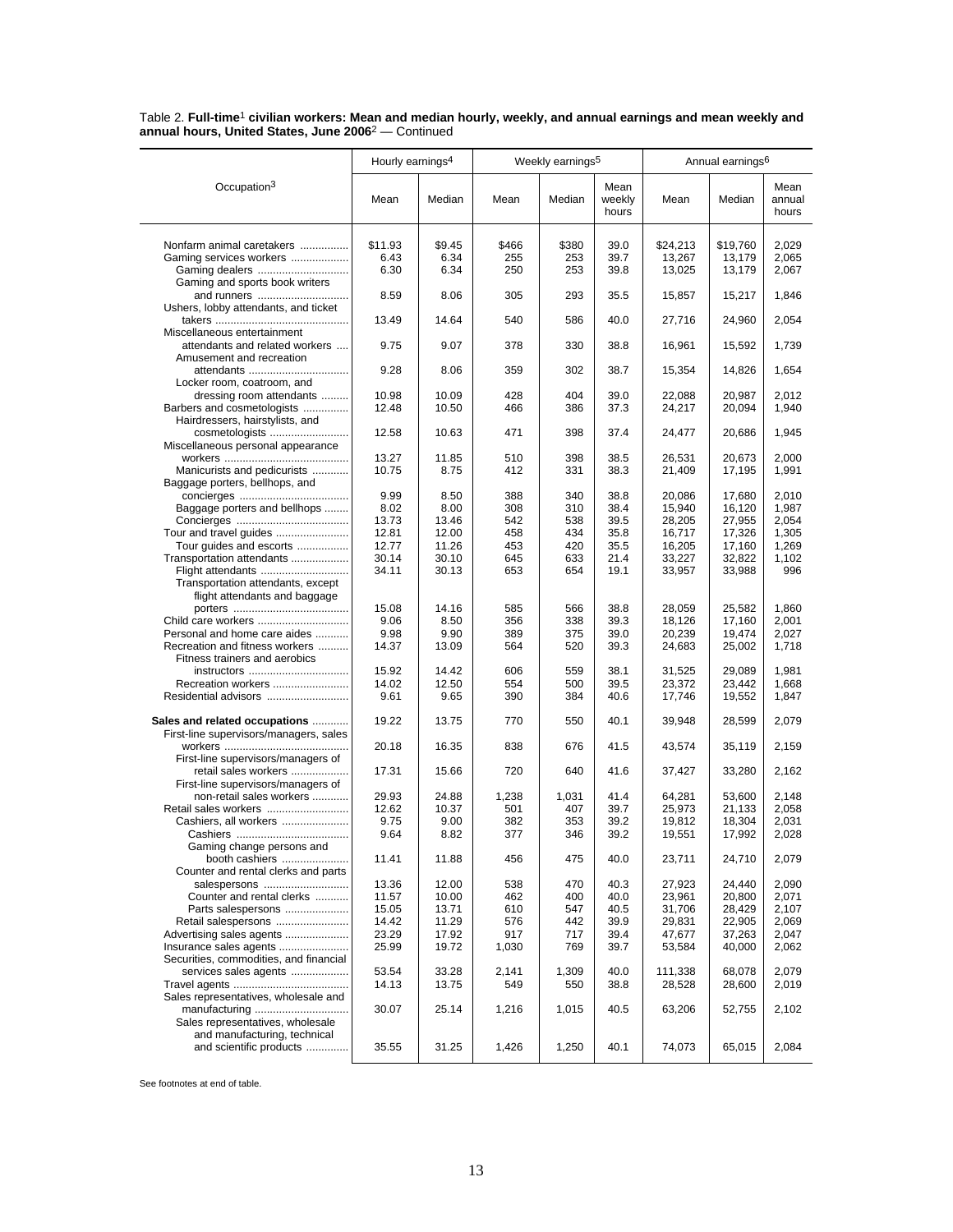Table 2. **Full-time[1] civilian workers: Mean and median hourly, weekly, and annual earnings and mean weekly and annual hours, United States, June 2006**[2] — Continued

| Occupation[3] | Hourly earnings[4] | | Weekly earnings[5] | | | Annual earnings[6] | | |
|---|---|---|---|---|---|---|---|---|
| | Mean | Median | Mean | Median | Mean weekly hours | Mean | Median | Mean annual hours |
| Nonfarm animal caretakers | $11.93 | $9.45 | $466 | $380 | 39.0 | $24,213 | $19,760 | 2,029 |
| Gaming services workers | 6.43 | 6.34 | 255 | 253 | 39.7 | 13,267 | 13,179 | 2,065 |
| Gaming dealers | 6.30 | 6.34 | 250 | 253 | 39.8 | 13,025 | 13,179 | 2,067 |
| Gaming and sports book writers and runners | 8.59 | 8.06 | 305 | 293 | 35.5 | 15,857 | 15,217 | 1,846 |
| Ushers, lobby attendants, and ticket takers | 13.49 | 14.64 | 540 | 586 | 40.0 | 27,716 | 24,960 | 2,054 |
| Miscellaneous entertainment attendants and related workers | 9.75 | 9.07 | 378 | 330 | 38.8 | 16,961 | 15,592 | 1,739 |
| Amusement and recreation attendants | 9.28 | 8.06 | 359 | 302 | 38.7 | 15,354 | 14,826 | 1,654 |
| Locker room, coatroom, and dressing room attendants | 10.98 | 10.09 | 428 | 404 | 39.0 | 22,088 | 20,987 | 2,012 |
| Barbers and cosmetologists | 12.48 | 10.50 | 466 | 386 | 37.3 | 24,217 | 20,094 | 1,940 |
| Hairdressers, hairstylists, and cosmetologists | 12.58 | 10.63 | 471 | 398 | 37.4 | 24,477 | 20,686 | 1,945 |
| Miscellaneous personal appearance workers | 13.27 | 11.85 | 510 | 398 | 38.5 | 26,531 | 20,673 | 2,000 |
| Manicurists and pedicurists | 10.75 | 8.75 | 412 | 331 | 38.3 | 21,409 | 17,195 | 1,991 |
| Baggage porters, bellhops, and concierges | 9.99 | 8.50 | 388 | 340 | 38.8 | 20,086 | 17,680 | 2,010 |
| Baggage porters and bellhops | 8.02 | 8.00 | 308 | 310 | 38.4 | 15,940 | 16,120 | 1,987 |
| Concierges | 13.73 | 13.46 | 542 | 538 | 39.5 | 28,205 | 27,955 | 2,054 |
| Tour and travel guides | 12.81 | 12.00 | 458 | 434 | 35.8 | 16,717 | 17,326 | 1,305 |
| Tour guides and escorts | 12.77 | 11.26 | 453 | 420 | 35.5 | 16,205 | 17,160 | 1,269 |
| Transportation attendants | 30.14 | 30.10 | 645 | 633 | 21.4 | 33,227 | 32,822 | 1,102 |
| Flight attendants | 34.11 | 30.13 | 653 | 654 | 19.1 | 33,957 | 33,988 | 996 |
| Transportation attendants, except flight attendants and baggage porters | 15.08 | 14.16 | 585 | 566 | 38.8 | 28,059 | 25,582 | 1,860 |
| Child care workers | 9.06 | 8.50 | 356 | 338 | 39.3 | 18,126 | 17,160 | 2,001 |
| Personal and home care aides | 9.98 | 9.90 | 389 | 375 | 39.0 | 20,239 | 19,474 | 2,027 |
| Recreation and fitness workers | 14.37 | 13.09 | 564 | 520 | 39.3 | 24,683 | 25,002 | 1,718 |
| Fitness trainers and aerobics instructors | 15.92 | 14.42 | 606 | 559 | 38.1 | 31,525 | 29,089 | 1,981 |
| Recreation workers | 14.02 | 12.50 | 554 | 500 | 39.5 | 23,372 | 23,442 | 1,668 |
| Residential advisors | 9.61 | 9.65 | 390 | 384 | 40.6 | 17,746 | 19,552 | 1,847 |
| **Sales and related occupations** | 19.22 | 13.75 | 770 | 550 | 40.1 | 39,948 | 28,599 | 2,079 |
| First-line supervisors/managers, sales workers | 20.18 | 16.35 | 838 | 676 | 41.5 | 43,574 | 35,119 | 2,159 |
| First-line supervisors/managers of retail sales workers | 17.31 | 15.66 | 720 | 640 | 41.6 | 37,427 | 33,280 | 2,162 |
| First-line supervisors/managers of non-retail sales workers | 29.93 | 24.88 | 1,238 | 1,031 | 41.4 | 64,281 | 53,600 | 2,148 |
| Retail sales workers | 12.62 | 10.37 | 501 | 407 | 39.7 | 25,973 | 21,133 | 2,058 |
| Cashiers, all workers | 9.75 | 9.00 | 382 | 353 | 39.2 | 19,812 | 18,304 | 2,031 |
| Cashiers | 9.64 | 8.82 | 377 | 346 | 39.2 | 19,551 | 17,992 | 2,028 |
| Gaming change persons and booth cashiers | 11.41 | 11.88 | 456 | 475 | 40.0 | 23,711 | 24,710 | 2,079 |
| Counter and rental clerks and parts salespersons | 13.36 | 12.00 | 538 | 470 | 40.3 | 27,923 | 24,440 | 2,090 |
| Counter and rental clerks | 11.57 | 10.00 | 462 | 400 | 40.0 | 23,961 | 20,800 | 2,071 |
| Parts salespersons | 15.05 | 13.71 | 610 | 547 | 40.5 | 31,706 | 28,429 | 2,107 |
| Retail salespersons | 14.42 | 11.29 | 576 | 442 | 39.9 | 29,831 | 22,905 | 2,069 |
| Advertising sales agents | 23.29 | 17.92 | 917 | 717 | 39.4 | 47,677 | 37,263 | 2,047 |
| Insurance sales agents | 25.99 | 19.72 | 1,030 | 769 | 39.7 | 53,584 | 40,000 | 2,062 |
| Securities, commodities, and financial services sales agents | 53.54 | 33.28 | 2,141 | 1,309 | 40.0 | 111,338 | 68,078 | 2,079 |
| Travel agents | 14.13 | 13.75 | 549 | 550 | 38.8 | 28,528 | 28,600 | 2,019 |
| Sales representatives, wholesale and manufacturing | 30.07 | 25.14 | 1,216 | 1,015 | 40.5 | 63,206 | 52,755 | 2,102 |
| Sales representatives, wholesale and manufacturing, technical and scientific products | 35.55 | 31.25 | 1,426 | 1,250 | 40.1 | 74,073 | 65,015 | 2,084 |

See footnotes at end of table.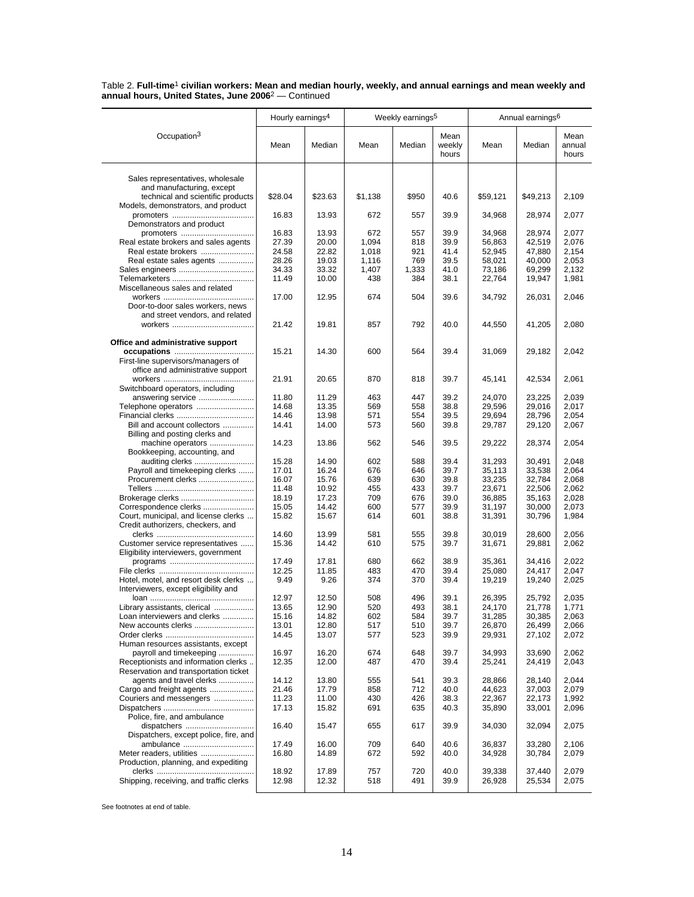Table 2. **Full-time[1] civilian workers: Mean and median hourly, weekly, and annual earnings and mean weekly and annual hours, United States, June 2006**[2] — Continued

| Occupation[3] | Hourly earnings[4] | | Weekly earnings[5] | | | Annual earnings[6] | | |
|---|---|---|---|---|---|---|---|---|
| | Mean | Median | Mean | Median | Mean weekly hours | Mean | Median | Mean annual hours |
| Sales representatives, wholesale and manufacturing, except technical and scientific products | $28.04 | $23.63 | $1,138 | $950 | 40.6 | $59,121 | $49,213 | 2,109 |
| Models, demonstrators, and product promoters | 16.83 | 13.93 | 672 | 557 | 39.9 | 34,968 | 28,974 | 2,077 |
| Demonstrators and product promoters | 16.83 | 13.93 | 672 | 557 | 39.9 | 34,968 | 28,974 | 2,077 |
| Real estate brokers and sales agents | 27.39 | 20.00 | 1,094 | 818 | 39.9 | 56,863 | 42,519 | 2,076 |
| Real estate brokers | 24.58 | 22.82 | 1,018 | 921 | 41.4 | 52,945 | 47,880 | 2,154 |
| Real estate sales agents | 28.26 | 19.03 | 1,116 | 769 | 39.5 | 58,021 | 40,000 | 2,053 |
| Sales engineers | 34.33 | 33.32 | 1,407 | 1,333 | 41.0 | 73,186 | 69,299 | 2,132 |
| Telemarketers | 11.49 | 10.00 | 438 | 384 | 38.1 | 22,764 | 19,947 | 1,981 |
| Miscellaneous sales and related workers | 17.00 | 12.95 | 674 | 504 | 39.6 | 34,792 | 26,031 | 2,046 |
| Door-to-door sales workers, news and street vendors, and related workers | 21.42 | 19.81 | 857 | 792 | 40.0 | 44,550 | 41,205 | 2,080 |
| **Office and administrative support occupations** | 15.21 | 14.30 | 600 | 564 | 39.4 | 31,069 | 29,182 | 2,042 |
| First-line supervisors/managers of office and administrative support workers | 21.91 | 20.65 | 870 | 818 | 39.7 | 45,141 | 42,534 | 2,061 |
| Switchboard operators, including answering service | 11.80 | 11.29 | 463 | 447 | 39.2 | 24,070 | 23,225 | 2,039 |
| Telephone operators | 14.68 | 13.35 | 569 | 558 | 38.8 | 29,596 | 29,016 | 2,017 |
| Financial clerks | 14.46 | 13.98 | 571 | 554 | 39.5 | 29,694 | 28,796 | 2,054 |
| Bill and account collectors | 14.41 | 14.00 | 573 | 560 | 39.8 | 29,787 | 29,120 | 2,067 |
| Billing and posting clerks and machine operators | 14.23 | 13.86 | 562 | 546 | 39.5 | 29,222 | 28,374 | 2,054 |
| Bookkeeping, accounting, and auditing clerks | 15.28 | 14.90 | 602 | 588 | 39.4 | 31,293 | 30,491 | 2,048 |
| Payroll and timekeeping clerks | 17.01 | 16.24 | 676 | 646 | 39.7 | 35,113 | 33,538 | 2,064 |
| Procurement clerks | 16.07 | 15.76 | 639 | 630 | 39.8 | 33,235 | 32,784 | 2,068 |
| Tellers | 11.48 | 10.92 | 455 | 433 | 39.7 | 23,671 | 22,506 | 2,062 |
| Brokerage clerks | 18.19 | 17.23 | 709 | 676 | 39.0 | 36,885 | 35,163 | 2,028 |
| Correspondence clerks | 15.05 | 14.42 | 600 | 577 | 39.9 | 31,197 | 30,000 | 2,073 |
| Court, municipal, and license clerks | 15.82 | 15.67 | 614 | 601 | 38.8 | 31,391 | 30,796 | 1,984 |
| Credit authorizers, checkers, and clerks | 14.60 | 13.99 | 581 | 555 | 39.8 | 30,019 | 28,600 | 2,056 |
| Customer service representatives | 15.36 | 14.42 | 610 | 575 | 39.7 | 31,671 | 29,881 | 2,062 |
| Eligibility interviewers, government programs | 17.49 | 17.81 | 680 | 662 | 38.9 | 35,361 | 34,416 | 2,022 |
| File clerks | 12.25 | 11.85 | 483 | 470 | 39.4 | 25,080 | 24,417 | 2,047 |
| Hotel, motel, and resort desk clerks | 9.49 | 9.26 | 374 | 370 | 39.4 | 19,219 | 19,240 | 2,025 |
| Interviewers, except eligibility and loan | 12.97 | 12.50 | 508 | 496 | 39.1 | 26,395 | 25,792 | 2,035 |
| Library assistants, clerical | 13.65 | 12.90 | 520 | 493 | 38.1 | 24,170 | 21,778 | 1,771 |
| Loan interviewers and clerks | 15.16 | 14.82 | 602 | 584 | 39.7 | 31,285 | 30,385 | 2,063 |
| New accounts clerks | 13.01 | 12.80 | 517 | 510 | 39.7 | 26,870 | 26,499 | 2,066 |
| Order clerks | 14.45 | 13.07 | 577 | 523 | 39.9 | 29,931 | 27,102 | 2,072 |
| Human resources assistants, except payroll and timekeeping | 16.97 | 16.20 | 674 | 648 | 39.7 | 34,993 | 33,690 | 2,062 |
| Receptionists and information clerks | 12.35 | 12.00 | 487 | 470 | 39.4 | 25,241 | 24,419 | 2,043 |
| Reservation and transportation ticket agents and travel clerks | 14.12 | 13.80 | 555 | 541 | 39.3 | 28,866 | 28,140 | 2,044 |
| Cargo and freight agents | 21.46 | 17.79 | 858 | 712 | 40.0 | 44,623 | 37,003 | 2,079 |
| Couriers and messengers | 11.23 | 11.00 | 430 | 426 | 38.3 | 22,367 | 22,173 | 1,992 |
| Dispatchers | 17.13 | 15.82 | 691 | 635 | 40.3 | 35,890 | 33,001 | 2,096 |
| Police, fire, and ambulance dispatchers | 16.40 | 15.47 | 655 | 617 | 39.9 | 34,030 | 32,094 | 2,075 |
| Dispatchers, except police, fire, and ambulance | 17.49 | 16.00 | 709 | 640 | 40.6 | 36,837 | 33,280 | 2,106 |
| Meter readers, utilities | 16.80 | 14.89 | 672 | 592 | 40.0 | 34,928 | 30,784 | 2,079 |
| Production, planning, and expediting clerks | 18.92 | 17.89 | 757 | 720 | 40.0 | 39,338 | 37,440 | 2,079 |
| Shipping, receiving, and traffic clerks | 12.98 | 12.32 | 518 | 491 | 39.9 | 26,928 | 25,534 | 2,075 |

See footnotes at end of table.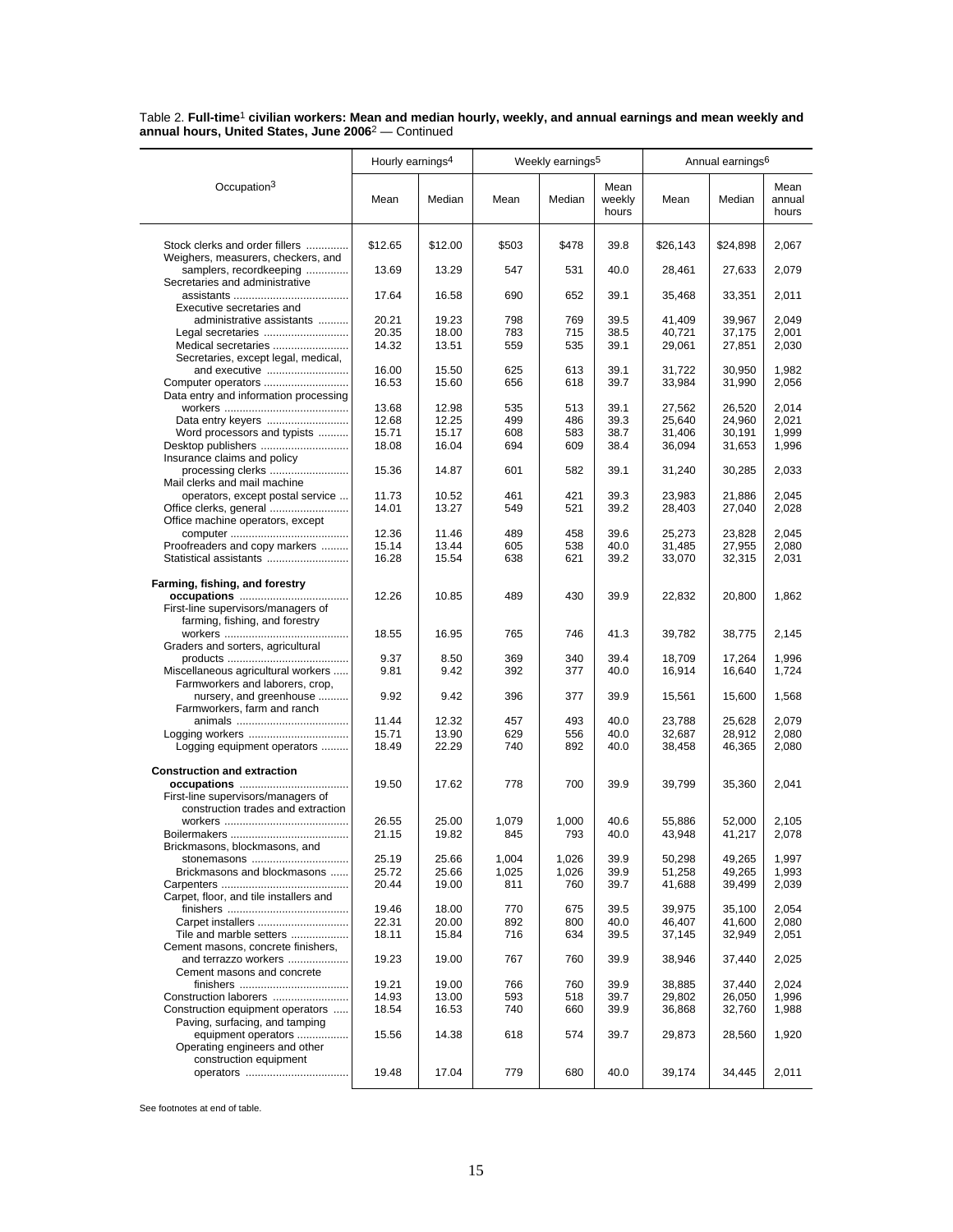Table 2. **Full-time**[1] **civilian workers: Mean and median hourly, weekly, and annual earnings and mean weekly and annual hours, United States, June 2006**[2] — Continued

| Occupation[3] | Hourly earnings[4] | | Weekly earnings[5] | | | Annual earnings[6] | | |
|---|---|---|---|---|---|---|---|---|
| | Mean | Median | Mean | Median | Mean weekly hours | Mean | Median | Mean annual hours |
| Stock clerks and order fillers | $12.65 | $12.00 | $503 | $478 | 39.8 | $26,143 | $24,898 | 2,067 |
| Weighers, measurers, checkers, and samplers, recordkeeping | 13.69 | 13.29 | 547 | 531 | 40.0 | 28,461 | 27,633 | 2,079 |
| Secretaries and administrative assistants | 17.64 | 16.58 | 690 | 652 | 39.1 | 35,468 | 33,351 | 2,011 |
| Executive secretaries and administrative assistants | 20.21 | 19.23 | 798 | 769 | 39.5 | 41,409 | 39,967 | 2,049 |
| Legal secretaries | 20.35 | 18.00 | 783 | 715 | 38.5 | 40,721 | 37,175 | 2,001 |
| Medical secretaries | 14.32 | 13.51 | 559 | 535 | 39.1 | 29,061 | 27,851 | 2,030 |
| Secretaries, except legal, medical, and executive | 16.00 | 15.50 | 625 | 613 | 39.1 | 31,722 | 30,950 | 1,982 |
| Computer operators | 16.53 | 15.60 | 656 | 618 | 39.7 | 33,984 | 31,990 | 2,056 |
| Data entry and information processing workers | 13.68 | 12.98 | 535 | 513 | 39.1 | 27,562 | 26,520 | 2,014 |
| Data entry keyers | 12.68 | 12.25 | 499 | 486 | 39.3 | 25,640 | 24,960 | 2,021 |
| Word processors and typists | 15.71 | 15.17 | 608 | 583 | 38.7 | 31,406 | 30,191 | 1,999 |
| Desktop publishers | 18.08 | 16.04 | 694 | 609 | 38.4 | 36,094 | 31,653 | 1,996 |
| Insurance claims and policy processing clerks | 15.36 | 14.87 | 601 | 582 | 39.1 | 31,240 | 30,285 | 2,033 |
| Mail clerks and mail machine operators, except postal service | 11.73 | 10.52 | 461 | 421 | 39.3 | 23,983 | 21,886 | 2,045 |
| Office clerks, general | 14.01 | 13.27 | 549 | 521 | 39.2 | 28,403 | 27,040 | 2,028 |
| Office machine operators, except computer | 12.36 | 11.46 | 489 | 458 | 39.6 | 25,273 | 23,828 | 2,045 |
| Proofreaders and copy markers | 15.14 | 13.44 | 605 | 538 | 40.0 | 31,485 | 27,955 | 2,080 |
| Statistical assistants | 16.28 | 15.54 | 638 | 621 | 39.2 | 33,070 | 32,315 | 2,031 |
| **Farming, fishing, and forestry occupations** | 12.26 | 10.85 | 489 | 430 | 39.9 | 22,832 | 20,800 | 1,862 |
| First-line supervisors/managers of farming, fishing, and forestry workers | 18.55 | 16.95 | 765 | 746 | 41.3 | 39,782 | 38,775 | 2,145 |
| Graders and sorters, agricultural products | 9.37 | 8.50 | 369 | 340 | 39.4 | 18,709 | 17,264 | 1,996 |
| Miscellaneous agricultural workers | 9.81 | 9.42 | 392 | 377 | 40.0 | 16,914 | 16,640 | 1,724 |
| Farmworkers and laborers, crop, nursery, and greenhouse | 9.92 | 9.42 | 396 | 377 | 39.9 | 15,561 | 15,600 | 1,568 |
| Farmworkers, farm and ranch animals | 11.44 | 12.32 | 457 | 493 | 40.0 | 23,788 | 25,628 | 2,079 |
| Logging workers | 15.71 | 13.90 | 629 | 556 | 40.0 | 32,687 | 28,912 | 2,080 |
| Logging equipment operators | 18.49 | 22.29 | 740 | 892 | 40.0 | 38,458 | 46,365 | 2,080 |
| **Construction and extraction occupations** | 19.50 | 17.62 | 778 | 700 | 39.9 | 39,799 | 35,360 | 2,041 |
| First-line supervisors/managers of construction trades and extraction workers | 26.55 | 25.00 | 1,079 | 1,000 | 40.6 | 55,886 | 52,000 | 2,105 |
| Boilermakers | 21.15 | 19.82 | 845 | 793 | 40.0 | 43,948 | 41,217 | 2,078 |
| Brickmasons, blockmasons, and stonemasons | 25.19 | 25.66 | 1,004 | 1,026 | 39.9 | 50,298 | 49,265 | 1,997 |
| Brickmasons and blockmasons | 25.72 | 25.66 | 1,025 | 1,026 | 39.9 | 51,258 | 49,265 | 1,993 |
| Carpenters | 20.44 | 19.00 | 811 | 760 | 39.7 | 41,688 | 39,499 | 2,039 |
| Carpet, floor, and tile installers and finishers | 19.46 | 18.00 | 770 | 675 | 39.5 | 39,975 | 35,100 | 2,054 |
| Carpet installers | 22.31 | 20.00 | 892 | 800 | 40.0 | 46,407 | 41,600 | 2,080 |
| Tile and marble setters | 18.11 | 15.84 | 716 | 634 | 39.5 | 37,145 | 32,949 | 2,051 |
| Cement masons, concrete finishers, and terrazzo workers | 19.23 | 19.00 | 767 | 760 | 39.9 | 38,946 | 37,440 | 2,025 |
| Cement masons and concrete finishers | 19.21 | 19.00 | 766 | 760 | 39.9 | 38,885 | 37,440 | 2,024 |
| Construction laborers | 14.93 | 13.00 | 593 | 518 | 39.7 | 29,802 | 26,050 | 1,996 |
| Construction equipment operators | 18.54 | 16.53 | 740 | 660 | 39.9 | 36,868 | 32,760 | 1,988 |
| Paving, surfacing, and tamping equipment operators | 15.56 | 14.38 | 618 | 574 | 39.7 | 29,873 | 28,560 | 1,920 |
| Operating engineers and other construction equipment operators | 19.48 | 17.04 | 779 | 680 | 40.0 | 39,174 | 34,445 | 2,011 |

See footnotes at end of table.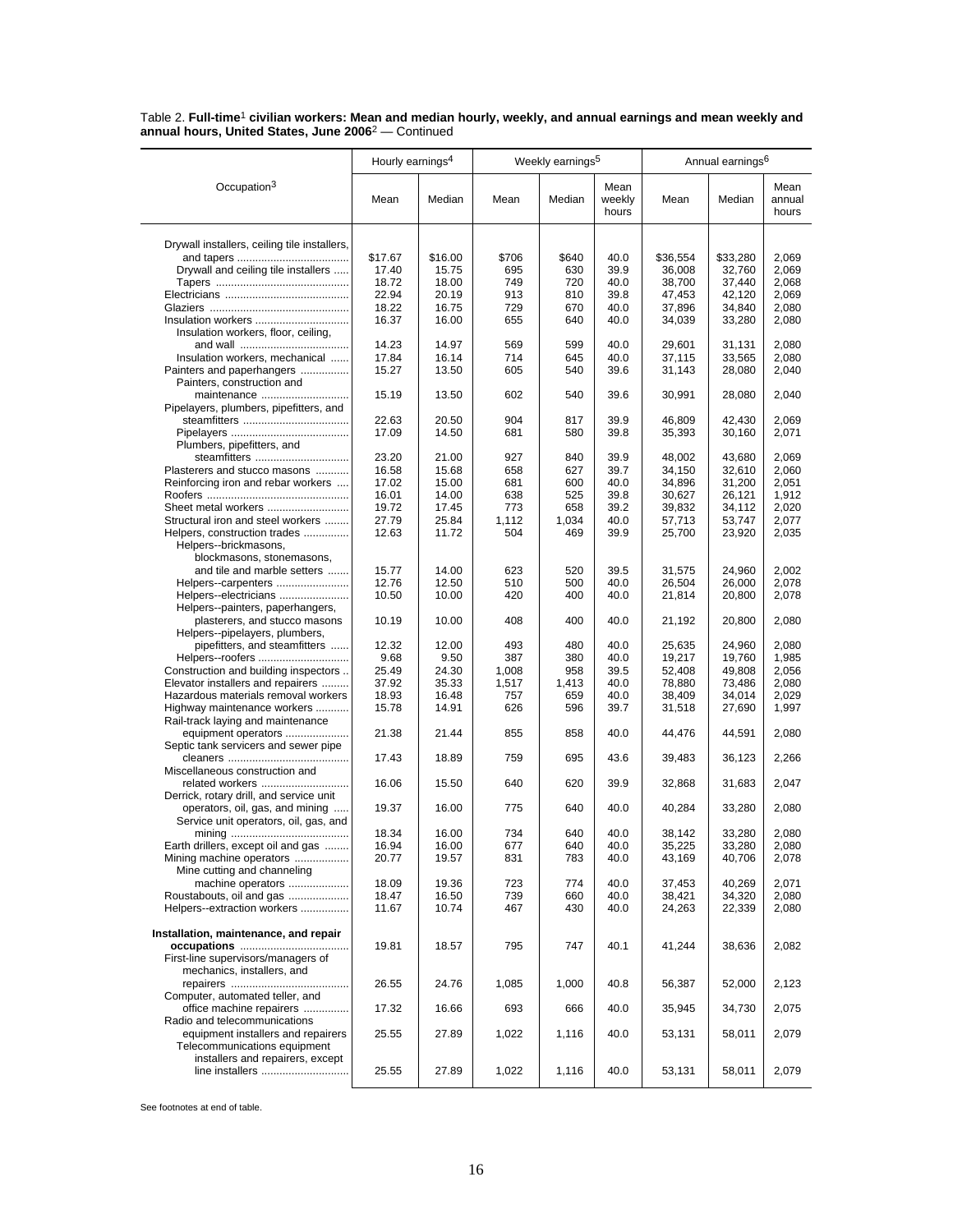Table 2. **Full-time**[1] **civilian workers: Mean and median hourly, weekly, and annual earnings and mean weekly and annual hours, United States, June 2006**[2] — Continued

| Occupation[3] | Hourly earnings[4] | | Weekly earnings[5] | | | Annual earnings[6] | | |
|---|---|---|---|---|---|---|---|---|
| | Mean | Median | Mean | Median | Mean weekly hours | Mean | Median | Mean annual hours |
| Drywall installers, ceiling tile installers, and tapers | $17.67 | $16.00 | $706 | $640 | 40.0 | $36,554 | $33,280 | 2,069 |
| Drywall and ceiling tile installers | 17.40 | 15.75 | 695 | 630 | 39.9 | 36,008 | 32,760 | 2,069 |
| Tapers | 18.72 | 18.00 | 749 | 720 | 40.0 | 38,700 | 37,440 | 2,068 |
| Electricians | 22.94 | 20.19 | 913 | 810 | 39.8 | 47,453 | 42,120 | 2,069 |
| Glaziers | 18.22 | 16.75 | 729 | 670 | 40.0 | 37,896 | 34,840 | 2,080 |
| Insulation workers | 16.37 | 16.00 | 655 | 640 | 40.0 | 34,039 | 33,280 | 2,080 |
| Insulation workers, floor, ceiling, and wall | 14.23 | 14.97 | 569 | 599 | 40.0 | 29,601 | 31,131 | 2,080 |
| Insulation workers, mechanical | 17.84 | 16.14 | 714 | 645 | 40.0 | 37,115 | 33,565 | 2,080 |
| Painters and paperhangers | 15.27 | 13.50 | 605 | 540 | 39.6 | 31,143 | 28,080 | 2,040 |
| Painters, construction and maintenance | 15.19 | 13.50 | 602 | 540 | 39.6 | 30,991 | 28,080 | 2,040 |
| Pipelayers, plumbers, pipefitters, and steamfitters | 22.63 | 20.50 | 904 | 817 | 39.9 | 46,809 | 42,430 | 2,069 |
| Pipelayers | 17.09 | 14.50 | 681 | 580 | 39.8 | 35,393 | 30,160 | 2,071 |
| Plumbers, pipefitters, and steamfitters | 23.20 | 21.00 | 927 | 840 | 39.9 | 48,002 | 43,680 | 2,069 |
| Plasterers and stucco masons | 16.58 | 15.68 | 658 | 627 | 39.7 | 34,150 | 32,610 | 2,060 |
| Reinforcing iron and rebar workers | 17.02 | 15.00 | 681 | 600 | 40.0 | 34,896 | 31,200 | 2,051 |
| Roofers | 16.01 | 14.00 | 638 | 525 | 39.8 | 30,627 | 26,121 | 1,912 |
| Sheet metal workers | 19.72 | 17.45 | 773 | 658 | 39.2 | 39,832 | 34,112 | 2,020 |
| Structural iron and steel workers | 27.79 | 25.84 | 1,112 | 1,034 | 40.0 | 57,713 | 53,747 | 2,077 |
| Helpers, construction trades | 12.63 | 11.72 | 504 | 469 | 39.9 | 25,700 | 23,920 | 2,035 |
| Helpers--brickmasons, blockmasons, stonemasons, and tile and marble setters | 15.77 | 14.00 | 623 | 520 | 39.5 | 31,575 | 24,960 | 2,002 |
| Helpers--carpenters | 12.76 | 12.50 | 510 | 500 | 40.0 | 26,504 | 26,000 | 2,078 |
| Helpers--electricians | 10.50 | 10.00 | 420 | 400 | 40.0 | 21,814 | 20,800 | 2,078 |
| Helpers--painters, paperhangers, plasterers, and stucco masons | 10.19 | 10.00 | 408 | 400 | 40.0 | 21,192 | 20,800 | 2,080 |
| Helpers--pipelayers, plumbers, pipefitters, and steamfitters | 12.32 | 12.00 | 493 | 480 | 40.0 | 25,635 | 24,960 | 2,080 |
| Helpers--roofers | 9.68 | 9.50 | 387 | 380 | 40.0 | 19,217 | 19,760 | 1,985 |
| Construction and building inspectors | 25.49 | 24.30 | 1,008 | 958 | 39.5 | 52,408 | 49,808 | 2,056 |
| Elevator installers and repairers | 37.92 | 35.33 | 1,517 | 1,413 | 40.0 | 78,880 | 73,486 | 2,080 |
| Hazardous materials removal workers | 18.93 | 16.48 | 757 | 659 | 40.0 | 38,409 | 34,014 | 2,029 |
| Highway maintenance workers | 15.78 | 14.91 | 626 | 596 | 39.7 | 31,518 | 27,690 | 1,997 |
| Rail-track laying and maintenance equipment operators | 21.38 | 21.44 | 855 | 858 | 40.0 | 44,476 | 44,591 | 2,080 |
| Septic tank servicers and sewer pipe cleaners | 17.43 | 18.89 | 759 | 695 | 43.6 | 39,483 | 36,123 | 2,266 |
| Miscellaneous construction and related workers | 16.06 | 15.50 | 640 | 620 | 39.9 | 32,868 | 31,683 | 2,047 |
| Derrick, rotary drill, and service unit operators, oil, gas, and mining | 19.37 | 16.00 | 775 | 640 | 40.0 | 40,284 | 33,280 | 2,080 |
| Service unit operators, oil, gas, and mining | 18.34 | 16.00 | 734 | 640 | 40.0 | 38,142 | 33,280 | 2,080 |
| Earth drillers, except oil and gas | 16.94 | 16.00 | 677 | 640 | 40.0 | 35,225 | 33,280 | 2,080 |
| Mining machine operators | 20.77 | 19.57 | 831 | 783 | 40.0 | 43,169 | 40,706 | 2,078 |
| Mine cutting and channeling machine operators | 18.09 | 19.36 | 723 | 774 | 40.0 | 37,453 | 40,269 | 2,071 |
| Roustabouts, oil and gas | 18.47 | 16.50 | 739 | 660 | 40.0 | 38,421 | 34,320 | 2,080 |
| Helpers--extraction workers | 11.67 | 10.74 | 467 | 430 | 40.0 | 24,263 | 22,339 | 2,080 |
| **Installation, maintenance, and repair occupations** | 19.81 | 18.57 | 795 | 747 | 40.1 | 41,244 | 38,636 | 2,082 |
| First-line supervisors/managers of mechanics, installers, and repairers | 26.55 | 24.76 | 1,085 | 1,000 | 40.8 | 56,387 | 52,000 | 2,123 |
| Computer, automated teller, and office machine repairers | 17.32 | 16.66 | 693 | 666 | 40.0 | 35,945 | 34,730 | 2,075 |
| Radio and telecommunications equipment installers and repairers | 25.55 | 27.89 | 1,022 | 1,116 | 40.0 | 53,131 | 58,011 | 2,079 |
| Telecommunications equipment installers and repairers, except line installers | 25.55 | 27.89 | 1,022 | 1,116 | 40.0 | 53,131 | 58,011 | 2,079 |

See footnotes at end of table.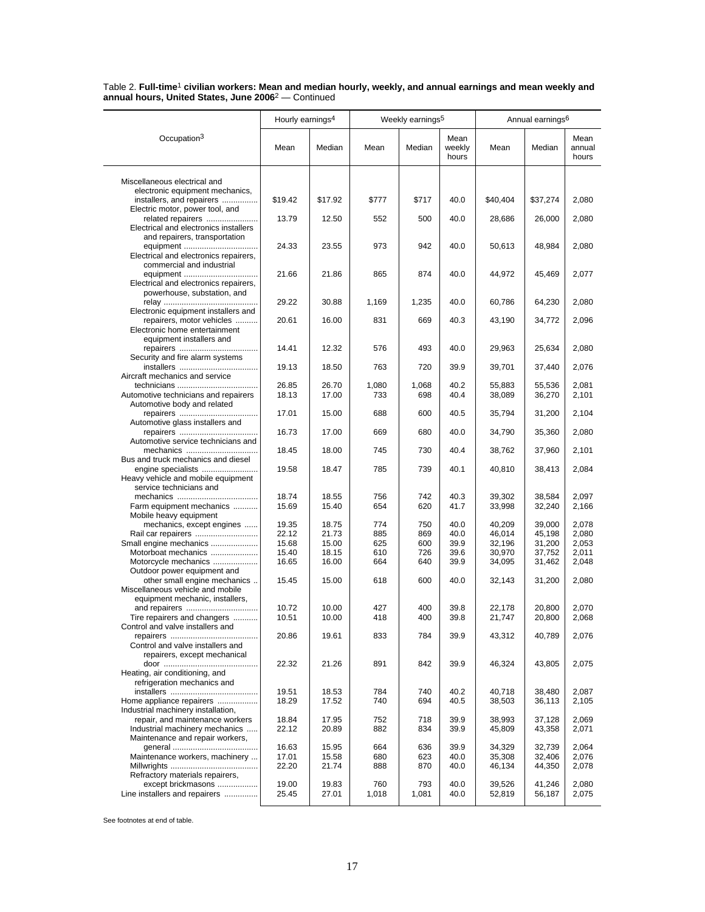Table 2. **Full-time**[1] **civilian workers: Mean and median hourly, weekly, and annual earnings and mean weekly and annual hours, United States, June 2006**[2] — Continued

| Occupation[3] | Hourly earnings[4] | | Weekly earnings[5] | | | Annual earnings[6] | | |
|---|---|---|---|---|---|---|---|---|
| | Mean | Median | Mean | Median | Mean weekly hours | Mean | Median | Mean annual hours |
| Miscellaneous electrical and electronic equipment mechanics, installers, and repairers | $19.42 | $17.92 | $777 | $717 | 40.0 | $40,404 | $37,274 | 2,080 |
| Electric motor, power tool, and related repairers | 13.79 | 12.50 | 552 | 500 | 40.0 | 28,686 | 26,000 | 2,080 |
| Electrical and electronics installers and repairers, transportation equipment | 24.33 | 23.55 | 973 | 942 | 40.0 | 50,613 | 48,984 | 2,080 |
| Electrical and electronics repairers, commercial and industrial equipment | 21.66 | 21.86 | 865 | 874 | 40.0 | 44,972 | 45,469 | 2,077 |
| Electrical and electronics repairers, powerhouse, substation, and relay | 29.22 | 30.88 | 1,169 | 1,235 | 40.0 | 60,786 | 64,230 | 2,080 |
| Electronic equipment installers and repairers, motor vehicles | 20.61 | 16.00 | 831 | 669 | 40.3 | 43,190 | 34,772 | 2,096 |
| Electronic home entertainment equipment installers and repairers | 14.41 | 12.32 | 576 | 493 | 40.0 | 29,963 | 25,634 | 2,080 |
| Security and fire alarm systems installers | 19.13 | 18.50 | 763 | 720 | 39.9 | 39,701 | 37,440 | 2,076 |
| Aircraft mechanics and service technicians | 26.85 | 26.70 | 1,080 | 1,068 | 40.2 | 55,883 | 55,536 | 2,081 |
| Automotive technicians and repairers | 18.13 | 17.00 | 733 | 698 | 40.4 | 38,089 | 36,270 | 2,101 |
| Automotive body and related repairers | 17.01 | 15.00 | 688 | 600 | 40.5 | 35,794 | 31,200 | 2,104 |
| Automotive glass installers and repairers | 16.73 | 17.00 | 669 | 680 | 40.0 | 34,790 | 35,360 | 2,080 |
| Automotive service technicians and mechanics | 18.45 | 18.00 | 745 | 730 | 40.4 | 38,762 | 37,960 | 2,101 |
| Bus and truck mechanics and diesel engine specialists | 19.58 | 18.47 | 785 | 739 | 40.1 | 40,810 | 38,413 | 2,084 |
| Heavy vehicle and mobile equipment service technicians and mechanics | 18.74 | 18.55 | 756 | 742 | 40.3 | 39,302 | 38,584 | 2,097 |
| Farm equipment mechanics | 15.69 | 15.40 | 654 | 620 | 41.7 | 33,998 | 32,240 | 2,166 |
| Mobile heavy equipment mechanics, except engines | 19.35 | 18.75 | 774 | 750 | 40.0 | 40,209 | 39,000 | 2,078 |
| Rail car repairers | 22.12 | 21.73 | 885 | 869 | 40.0 | 46,014 | 45,198 | 2,080 |
| Small engine mechanics | 15.68 | 15.00 | 625 | 600 | 39.9 | 32,196 | 31,200 | 2,053 |
| Motorboat mechanics | 15.40 | 18.15 | 610 | 726 | 39.6 | 30,970 | 37,752 | 2,011 |
| Motorcycle mechanics | 16.65 | 16.00 | 664 | 640 | 39.9 | 34,095 | 31,462 | 2,048 |
| Outdoor power equipment and other small engine mechanics | 15.45 | 15.00 | 618 | 600 | 40.0 | 32,143 | 31,200 | 2,080 |
| Miscellaneous vehicle and mobile equipment mechanic, installers, and repairers | 10.72 | 10.00 | 427 | 400 | 39.8 | 22,178 | 20,800 | 2,070 |
| Tire repairers and changers | 10.51 | 10.00 | 418 | 400 | 39.8 | 21,747 | 20,800 | 2,068 |
| Control and valve installers and repairers | 20.86 | 19.61 | 833 | 784 | 39.9 | 43,312 | 40,789 | 2,076 |
| Control and valve installers and repairers, except mechanical door | 22.32 | 21.26 | 891 | 842 | 39.9 | 46,324 | 43,805 | 2,075 |
| Heating, air conditioning, and refrigeration mechanics and installers | 19.51 | 18.53 | 784 | 740 | 40.2 | 40,718 | 38,480 | 2,087 |
| Home appliance repairers | 18.29 | 17.52 | 740 | 694 | 40.5 | 38,503 | 36,113 | 2,105 |
| Industrial machinery installation, repair, and maintenance workers | 18.84 | 17.95 | 752 | 718 | 39.9 | 38,993 | 37,128 | 2,069 |
| Industrial machinery mechanics | 22.12 | 20.89 | 882 | 834 | 39.9 | 45,809 | 43,358 | 2,071 |
| Maintenance and repair workers, general | 16.63 | 15.95 | 664 | 636 | 39.9 | 34,329 | 32,739 | 2,064 |
| Maintenance workers, machinery | 17.01 | 15.58 | 680 | 623 | 40.0 | 35,308 | 32,406 | 2,076 |
| Millwrights | 22.20 | 21.74 | 888 | 870 | 40.0 | 46,134 | 44,350 | 2,078 |
| Refractory materials repairers, except brickmasons | 19.00 | 19.83 | 760 | 793 | 40.0 | 39,526 | 41,246 | 2,080 |
| Line installers and repairers | 25.45 | 27.01 | 1,018 | 1,081 | 40.0 | 52,819 | 56,187 | 2,075 |

See footnotes at end of table.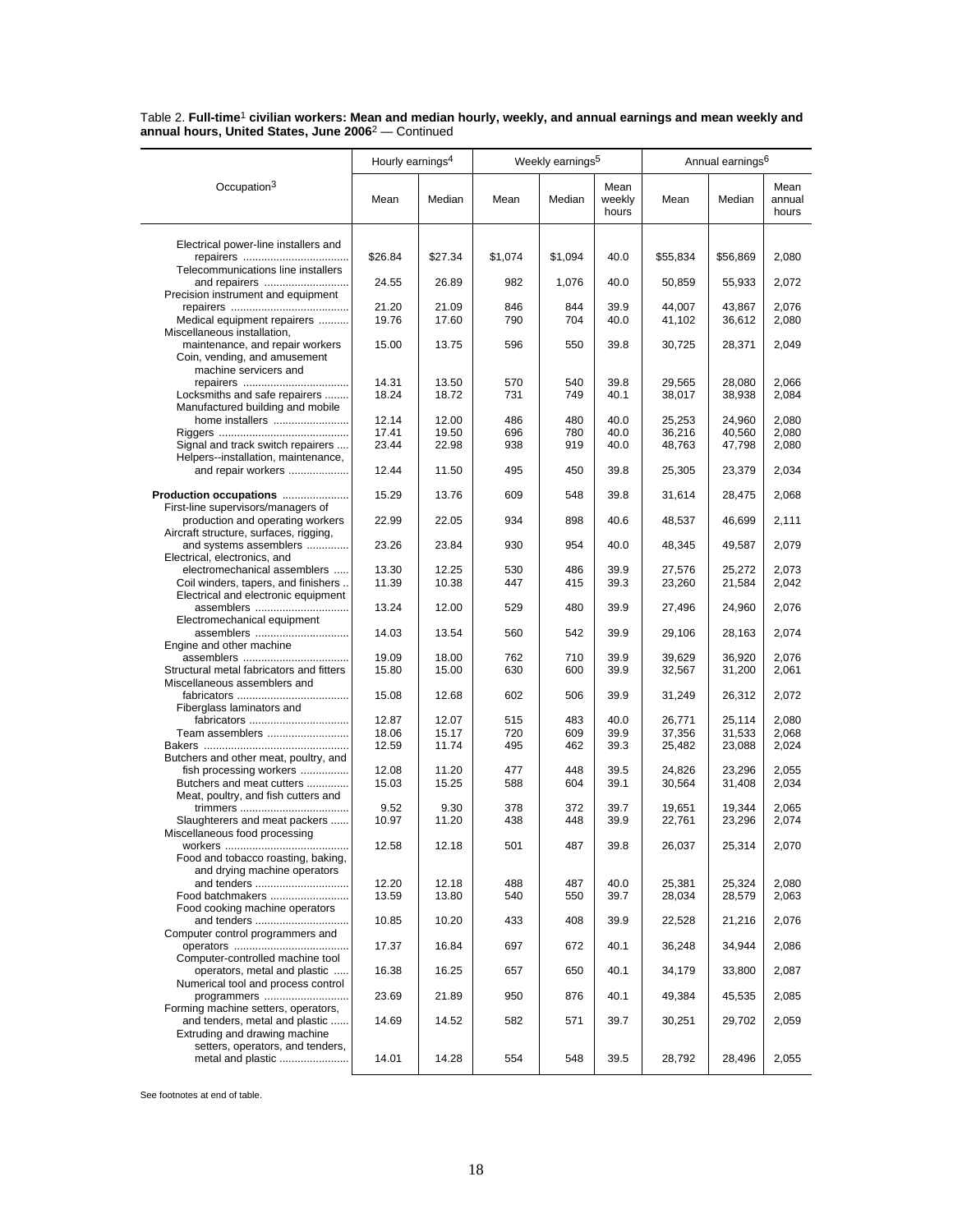Table 2. **Full-time**[1] **civilian workers: Mean and median hourly, weekly, and annual earnings and mean weekly and annual hours, United States, June 2006**[2] — Continued

| Occupation[3] | Hourly earnings[4] | | Weekly earnings[5] | | | Annual earnings[6] | | |
|---|---|---|---|---|---|---|---|---|
| | Mean | Median | Mean | Median | Mean weekly hours | Mean | Median | Mean annual hours |
| Electrical power-line installers and repairers | $26.84 | $27.34 | $1,074 | $1,094 | 40.0 | $55,834 | $56,869 | 2,080 |
| Telecommunications line installers and repairers | 24.55 | 26.89 | 982 | 1,076 | 40.0 | 50,859 | 55,933 | 2,072 |
| Precision instrument and equipment repairers | 21.20 | 21.09 | 846 | 844 | 39.9 | 44,007 | 43,867 | 2,076 |
| Medical equipment repairers | 19.76 | 17.60 | 790 | 704 | 40.0 | 41,102 | 36,612 | 2,080 |
| Miscellaneous installation, maintenance, and repair workers | 15.00 | 13.75 | 596 | 550 | 39.8 | 30,725 | 28,371 | 2,049 |
| Coin, vending, and amusement machine servicers and repairers | 14.31 | 13.50 | 570 | 540 | 39.8 | 29,565 | 28,080 | 2,066 |
| Locksmiths and safe repairers | 18.24 | 18.72 | 731 | 749 | 40.1 | 38,017 | 38,938 | 2,084 |
| Manufactured building and mobile home installers | 12.14 | 12.00 | 486 | 480 | 40.0 | 25,253 | 24,960 | 2,080 |
| Riggers | 17.41 | 19.50 | 696 | 780 | 40.0 | 36,216 | 40,560 | 2,080 |
| Signal and track switch repairers | 23.44 | 22.98 | 938 | 919 | 40.0 | 48,763 | 47,798 | 2,080 |
| Helpers--installation, maintenance, and repair workers | 12.44 | 11.50 | 495 | 450 | 39.8 | 25,305 | 23,379 | 2,034 |
| **Production occupations** | 15.29 | 13.76 | 609 | 548 | 39.8 | 31,614 | 28,475 | 2,068 |
| First-line supervisors/managers of production and operating workers | 22.99 | 22.05 | 934 | 898 | 40.6 | 48,537 | 46,699 | 2,111 |
| Aircraft structure, surfaces, rigging, and systems assemblers | 23.26 | 23.84 | 930 | 954 | 40.0 | 48,345 | 49,587 | 2,079 |
| Electrical, electronics, and electromechanical assemblers | 13.30 | 12.25 | 530 | 486 | 39.9 | 27,576 | 25,272 | 2,073 |
| Coil winders, tapers, and finishers | 11.39 | 10.38 | 447 | 415 | 39.3 | 23,260 | 21,584 | 2,042 |
| Electrical and electronic equipment assemblers | 13.24 | 12.00 | 529 | 480 | 39.9 | 27,496 | 24,960 | 2,076 |
| Electromechanical equipment assemblers | 14.03 | 13.54 | 560 | 542 | 39.9 | 29,106 | 28,163 | 2,074 |
| Engine and other machine assemblers | 19.09 | 18.00 | 762 | 710 | 39.9 | 39,629 | 36,920 | 2,076 |
| Structural metal fabricators and fitters | 15.80 | 15.00 | 630 | 600 | 39.9 | 32,567 | 31,200 | 2,061 |
| Miscellaneous assemblers and fabricators | 15.08 | 12.68 | 602 | 506 | 39.9 | 31,249 | 26,312 | 2,072 |
| Fiberglass laminators and fabricators | 12.87 | 12.07 | 515 | 483 | 40.0 | 26,771 | 25,114 | 2,080 |
| Team assemblers | 18.06 | 15.17 | 720 | 609 | 39.9 | 37,356 | 31,533 | 2,068 |
| Bakers | 12.59 | 11.74 | 495 | 462 | 39.3 | 25,482 | 23,088 | 2,024 |
| Butchers and other meat, poultry, and fish processing workers | 12.08 | 11.20 | 477 | 448 | 39.5 | 24,826 | 23,296 | 2,055 |
| Butchers and meat cutters | 15.03 | 15.25 | 588 | 604 | 39.1 | 30,564 | 31,408 | 2,034 |
| Meat, poultry, and fish cutters and trimmers | 9.52 | 9.30 | 378 | 372 | 39.7 | 19,651 | 19,344 | 2,065 |
| Slaughterers and meat packers | 10.97 | 11.20 | 438 | 448 | 39.9 | 22,761 | 23,296 | 2,074 |
| Miscellaneous food processing workers | 12.58 | 12.18 | 501 | 487 | 39.8 | 26,037 | 25,314 | 2,070 |
| Food and tobacco roasting, baking, and drying machine operators and tenders | 12.20 | 12.18 | 488 | 487 | 40.0 | 25,381 | 25,324 | 2,080 |
| Food batchmakers | 13.59 | 13.80 | 540 | 550 | 39.7 | 28,034 | 28,579 | 2,063 |
| Food cooking machine operators and tenders | 10.85 | 10.20 | 433 | 408 | 39.9 | 22,528 | 21,216 | 2,076 |
| Computer control programmers and operators | 17.37 | 16.84 | 697 | 672 | 40.1 | 36,248 | 34,944 | 2,086 |
| Computer-controlled machine tool operators, metal and plastic | 16.38 | 16.25 | 657 | 650 | 40.1 | 34,179 | 33,800 | 2,087 |
| Numerical tool and process control programmers | 23.69 | 21.89 | 950 | 876 | 40.1 | 49,384 | 45,535 | 2,085 |
| Forming machine setters, operators, and tenders, metal and plastic | 14.69 | 14.52 | 582 | 571 | 39.7 | 30,251 | 29,702 | 2,059 |
| Extruding and drawing machine setters, operators, and tenders, metal and plastic | 14.01 | 14.28 | 554 | 548 | 39.5 | 28,792 | 28,496 | 2,055 |

See footnotes at end of table.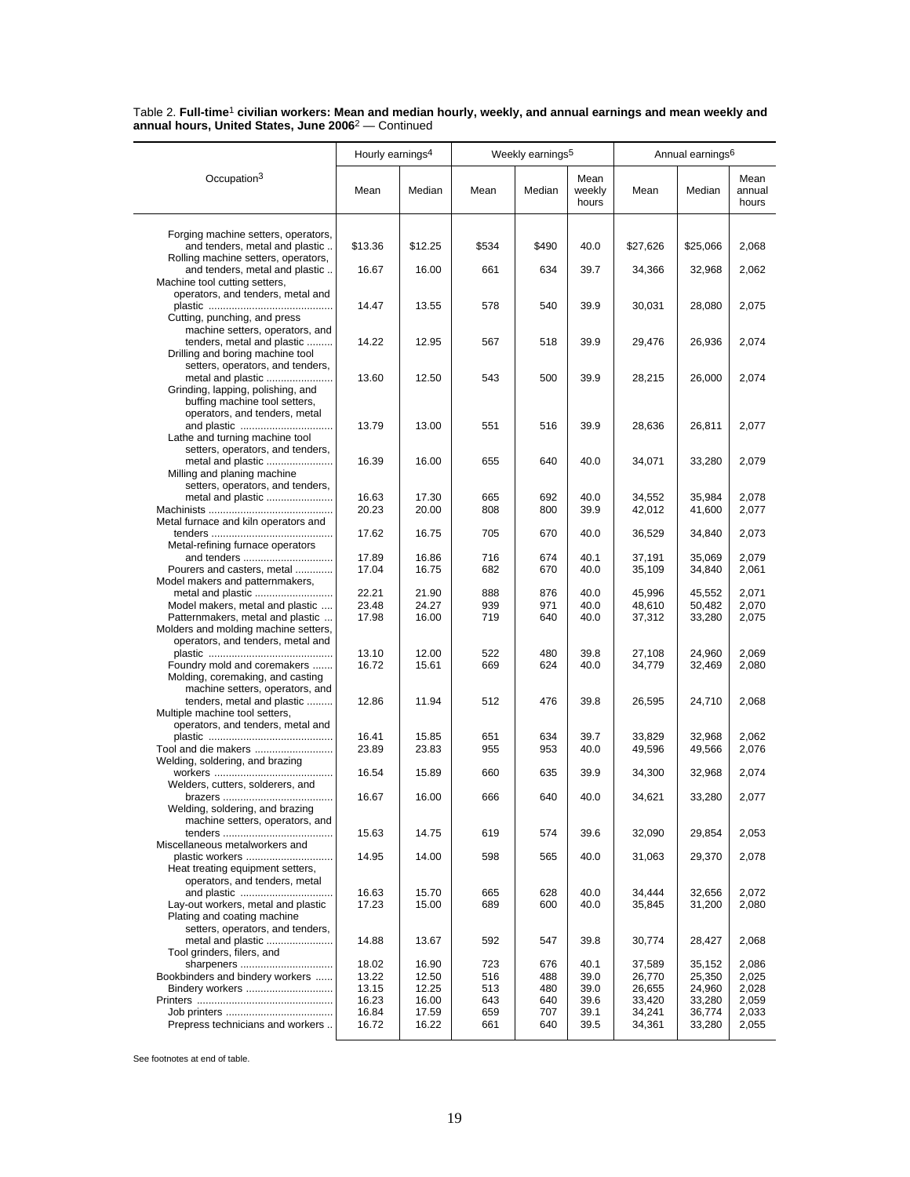Table 2. **Full-time**[1] **civilian workers: Mean and median hourly, weekly, and annual earnings and mean weekly and annual hours, United States, June 2006**[2] — Continued

| Occupation[3] | Hourly earnings[4] | | Weekly earnings[5] | | | Annual earnings[6] | | |
|---|---|---|---|---|---|---|---|---|
| | Mean | Median | Mean | Median | Mean weekly hours | Mean | Median | Mean annual hours |
| Forging machine setters, operators, and tenders, metal and plastic | $13.36 | $12.25 | $534 | $490 | 40.0 | $27,626 | $25,066 | 2,068 |
| Rolling machine setters, operators, and tenders, metal and plastic | 16.67 | 16.00 | 661 | 634 | 39.7 | 34,366 | 32,968 | 2,062 |
| Machine tool cutting setters, operators, and tenders, metal and plastic | 14.47 | 13.55 | 578 | 540 | 39.9 | 30,031 | 28,080 | 2,075 |
| Cutting, punching, and press machine setters, operators, and tenders, metal and plastic | 14.22 | 12.95 | 567 | 518 | 39.9 | 29,476 | 26,936 | 2,074 |
| Drilling and boring machine tool setters, operators, and tenders, metal and plastic | 13.60 | 12.50 | 543 | 500 | 39.9 | 28,215 | 26,000 | 2,074 |
| Grinding, lapping, polishing, and buffing machine tool setters, operators, and tenders, metal and plastic | 13.79 | 13.00 | 551 | 516 | 39.9 | 28,636 | 26,811 | 2,077 |
| Lathe and turning machine tool setters, operators, and tenders, metal and plastic | 16.39 | 16.00 | 655 | 640 | 40.0 | 34,071 | 33,280 | 2,079 |
| Milling and planing machine setters, operators, and tenders, metal and plastic | 16.63 | 17.30 | 665 | 692 | 40.0 | 34,552 | 35,984 | 2,078 |
| Machinists | 20.23 | 20.00 | 808 | 800 | 39.9 | 42,012 | 41,600 | 2,077 |
| Metal furnace and kiln operators and tenders | 17.62 | 16.75 | 705 | 670 | 40.0 | 36,529 | 34,840 | 2,073 |
| Metal-refining furnace operators and tenders | 17.89 | 16.86 | 716 | 674 | 40.1 | 37,191 | 35,069 | 2,079 |
| Pourers and casters, metal | 17.04 | 16.75 | 682 | 670 | 40.0 | 35,109 | 34,840 | 2,061 |
| Model makers and patternmakers, metal and plastic | 22.21 | 21.90 | 888 | 876 | 40.0 | 45,996 | 45,552 | 2,071 |
| Model makers, metal and plastic | 23.48 | 24.27 | 939 | 971 | 40.0 | 48,610 | 50,482 | 2,070 |
| Patternmakers, metal and plastic | 17.98 | 16.00 | 719 | 640 | 40.0 | 37,312 | 33,280 | 2,075 |
| Molders and molding machine setters, operators, and tenders, metal and plastic | 13.10 | 12.00 | 522 | 480 | 39.8 | 27,108 | 24,960 | 2,069 |
| Foundry mold and coremakers | 16.72 | 15.61 | 669 | 624 | 40.0 | 34,779 | 32,469 | 2,080 |
| Molding, coremaking, and casting machine setters, operators, and tenders, metal and plastic | 12.86 | 11.94 | 512 | 476 | 39.8 | 26,595 | 24,710 | 2,068 |
| Multiple machine tool setters, operators, and tenders, metal and plastic | 16.41 | 15.85 | 651 | 634 | 39.7 | 33,829 | 32,968 | 2,062 |
| Tool and die makers | 23.89 | 23.83 | 955 | 953 | 40.0 | 49,596 | 49,566 | 2,076 |
| Welding, soldering, and brazing workers | 16.54 | 15.89 | 660 | 635 | 39.9 | 34,300 | 32,968 | 2,074 |
| Welders, cutters, solderers, and brazers | 16.67 | 16.00 | 666 | 640 | 40.0 | 34,621 | 33,280 | 2,077 |
| Welding, soldering, and brazing machine setters, operators, and tenders | 15.63 | 14.75 | 619 | 574 | 39.6 | 32,090 | 29,854 | 2,053 |
| Miscellaneous metalworkers and plastic workers | 14.95 | 14.00 | 598 | 565 | 40.0 | 31,063 | 29,370 | 2,078 |
| Heat treating equipment setters, operators, and tenders, metal and plastic | 16.63 | 15.70 | 665 | 628 | 40.0 | 34,444 | 32,656 | 2,072 |
| Lay-out workers, metal and plastic | 17.23 | 15.00 | 689 | 600 | 40.0 | 35,845 | 31,200 | 2,080 |
| Plating and coating machine setters, operators, and tenders, metal and plastic | 14.88 | 13.67 | 592 | 547 | 39.8 | 30,774 | 28,427 | 2,068 |
| Tool grinders, filers, and sharpeners | 18.02 | 16.90 | 723 | 676 | 40.1 | 37,589 | 35,152 | 2,086 |
| Bookbinders and bindery workers | 13.22 | 12.50 | 516 | 488 | 39.0 | 26,770 | 25,350 | 2,025 |
| Bindery workers | 13.15 | 12.25 | 513 | 480 | 39.0 | 26,655 | 24,960 | 2,028 |
| Printers | 16.23 | 16.00 | 643 | 640 | 39.6 | 33,420 | 33,280 | 2,059 |
| Job printers | 16.84 | 17.59 | 659 | 707 | 39.1 | 34,241 | 36,774 | 2,033 |
| Prepress technicians and workers | 16.72 | 16.22 | 661 | 640 | 39.5 | 34,361 | 33,280 | 2,055 |

See footnotes at end of table.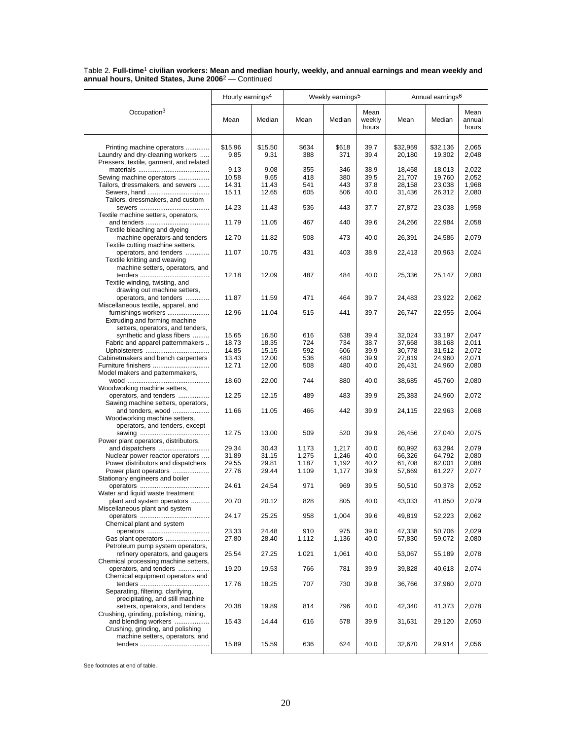Table 2. **Full-time[1] civilian workers: Mean and median hourly, weekly, and annual earnings and mean weekly and annual hours, United States, June 2006**[2] — Continued

| Occupation[3] | Hourly earnings[4] | | Weekly earnings[5] | | | Annual earnings[6] | | |
|---|---|---|---|---|---|---|---|---|
| | Mean | Median | Mean | Median | Mean weekly hours | Mean | Median | Mean annual hours |
| Printing machine operators | $15.96 | $15.50 | $634 | $618 | 39.7 | $32,959 | $32,136 | 2,065 |
| Laundry and dry-cleaning workers | 9.85 | 9.31 | 388 | 371 | 39.4 | 20,180 | 19,302 | 2,048 |
| Pressers, textile, garment, and related materials | 9.13 | 9.08 | 355 | 346 | 38.9 | 18,458 | 18,013 | 2,022 |
| Sewing machine operators | 10.58 | 9.65 | 418 | 380 | 39.5 | 21,707 | 19,760 | 2,052 |
| Tailors, dressmakers, and sewers | 14.31 | 11.43 | 541 | 443 | 37.8 | 28,158 | 23,038 | 1,968 |
| Sewers, hand | 15.11 | 12.65 | 605 | 506 | 40.0 | 31,436 | 26,312 | 2,080 |
| Tailors, dressmakers, and custom sewers | 14.23 | 11.43 | 536 | 443 | 37.7 | 27,872 | 23,038 | 1,958 |
| Textile machine setters, operators, and tenders | 11.79 | 11.05 | 467 | 440 | 39.6 | 24,266 | 22,984 | 2,058 |
| Textile bleaching and dyeing machine operators and tenders | 12.70 | 11.82 | 508 | 473 | 40.0 | 26,391 | 24,586 | 2,079 |
| Textile cutting machine setters, operators, and tenders | 11.07 | 10.75 | 431 | 403 | 38.9 | 22,413 | 20,963 | 2,024 |
| Textile knitting and weaving machine setters, operators, and tenders | 12.18 | 12.09 | 487 | 484 | 40.0 | 25,336 | 25,147 | 2,080 |
| Textile winding, twisting, and drawing out machine setters, operators, and tenders | 11.87 | 11.59 | 471 | 464 | 39.7 | 24,483 | 23,922 | 2,062 |
| Miscellaneous textile, apparel, and furnishings workers | 12.96 | 11.04 | 515 | 441 | 39.7 | 26,747 | 22,955 | 2,064 |
| Extruding and forming machine setters, operators, and tenders, synthetic and glass fibers | 15.65 | 16.50 | 616 | 638 | 39.4 | 32,024 | 33,197 | 2,047 |
| Fabric and apparel patternmakers | 18.73 | 18.35 | 724 | 734 | 38.7 | 37,668 | 38,168 | 2,011 |
| Upholsterers | 14.85 | 15.15 | 592 | 606 | 39.9 | 30,778 | 31,512 | 2,072 |
| Cabinetmakers and bench carpenters | 13.43 | 12.00 | 536 | 480 | 39.9 | 27,819 | 24,960 | 2,071 |
| Furniture finishers | 12.71 | 12.00 | 508 | 480 | 40.0 | 26,431 | 24,960 | 2,080 |
| Model makers and patternmakers, wood | 18.60 | 22.00 | 744 | 880 | 40.0 | 38,685 | 45,760 | 2,080 |
| Woodworking machine setters, operators, and tenders | 12.25 | 12.15 | 489 | 483 | 39.9 | 25,383 | 24,960 | 2,072 |
| Sawing machine setters, operators, and tenders, wood | 11.66 | 11.05 | 466 | 442 | 39.9 | 24,115 | 22,963 | 2,068 |
| Woodworking machine setters, operators, and tenders, except sawing | 12.75 | 13.00 | 509 | 520 | 39.9 | 26,456 | 27,040 | 2,075 |
| Power plant operators, distributors, and dispatchers | 29.34 | 30.43 | 1,173 | 1,217 | 40.0 | 60,992 | 63,294 | 2,079 |
| Nuclear power reactor operators | 31.89 | 31.15 | 1,275 | 1,246 | 40.0 | 66,326 | 64,792 | 2,080 |
| Power distributors and dispatchers | 29.55 | 29.81 | 1,187 | 1,192 | 40.2 | 61,708 | 62,001 | 2,088 |
| Power plant operators | 27.76 | 29.44 | 1,109 | 1,177 | 39.9 | 57,669 | 61,227 | 2,077 |
| Stationary engineers and boiler operators | 24.61 | 24.54 | 971 | 969 | 39.5 | 50,510 | 50,378 | 2,052 |
| Water and liquid waste treatment plant and system operators | 20.70 | 20.12 | 828 | 805 | 40.0 | 43,033 | 41,850 | 2,079 |
| Miscellaneous plant and system operators | 24.17 | 25.25 | 958 | 1,004 | 39.6 | 49,819 | 52,223 | 2,062 |
| Chemical plant and system operators | 23.33 | 24.48 | 910 | 975 | 39.0 | 47,338 | 50,706 | 2,029 |
| Gas plant operators | 27.80 | 28.40 | 1,112 | 1,136 | 40.0 | 57,830 | 59,072 | 2,080 |
| Petroleum pump system operators, refinery operators, and gaugers | 25.54 | 27.25 | 1,021 | 1,061 | 40.0 | 53,067 | 55,189 | 2,078 |
| Chemical processing machine setters, operators, and tenders | 19.20 | 19.53 | 766 | 781 | 39.9 | 39,828 | 40,618 | 2,074 |
| Chemical equipment operators and tenders | 17.76 | 18.25 | 707 | 730 | 39.8 | 36,766 | 37,960 | 2,070 |
| Separating, filtering, clarifying, precipitating, and still machine setters, operators, and tenders | 20.38 | 19.89 | 814 | 796 | 40.0 | 42,340 | 41,373 | 2,078 |
| Crushing, grinding, polishing, mixing, and blending workers | 15.43 | 14.44 | 616 | 578 | 39.9 | 31,631 | 29,120 | 2,050 |
| Crushing, grinding, and polishing machine setters, operators, and tenders | 15.89 | 15.59 | 636 | 624 | 40.0 | 32,670 | 29,914 | 2,056 |

See footnotes at end of table.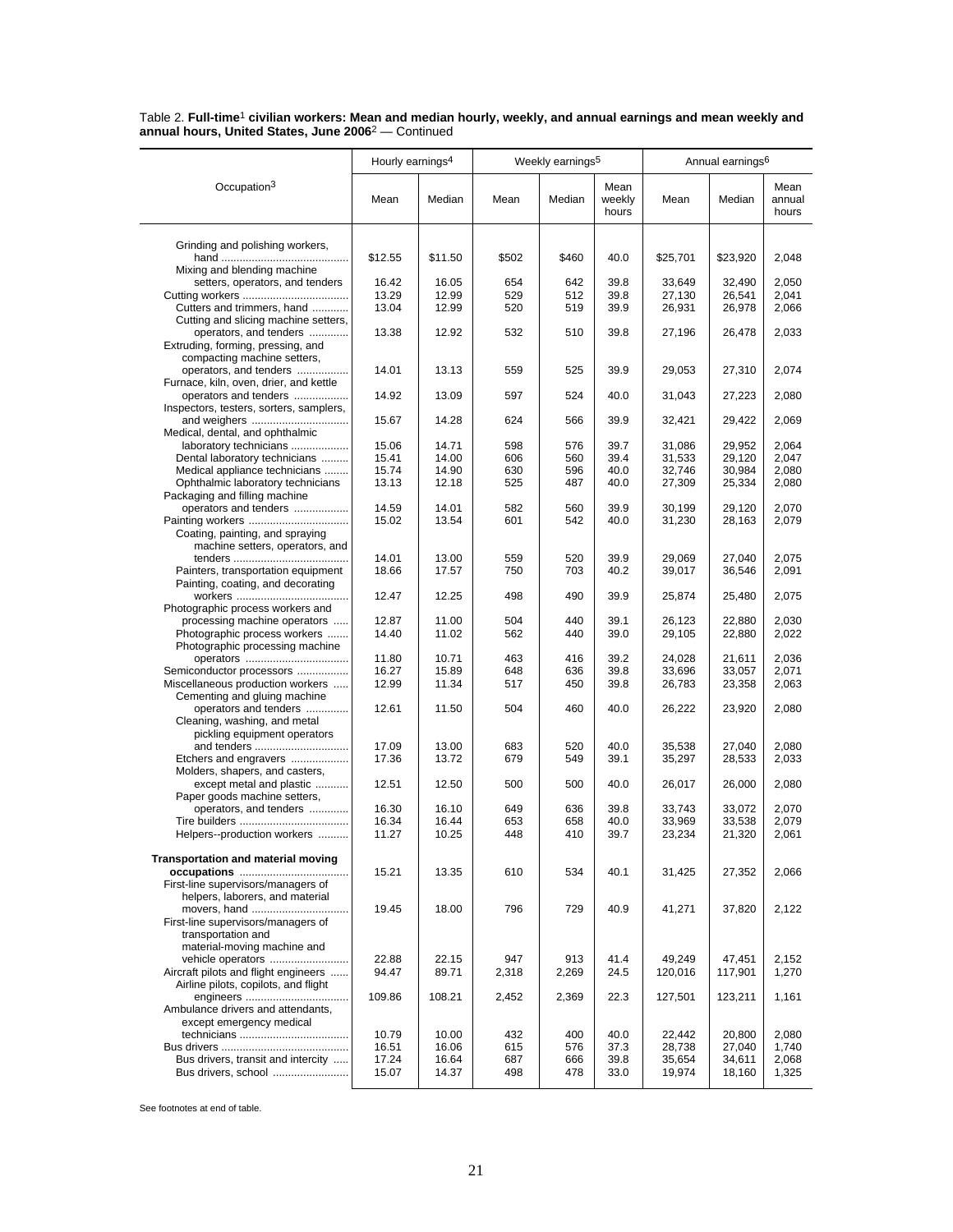Table 2. **Full-time**[1] **civilian workers: Mean and median hourly, weekly, and annual earnings and mean weekly and annual hours, United States, June 2006**[2] — Continued

| Occupation[3] | Hourly earnings[4] | | Weekly earnings[5] | | | Annual earnings[6] | | |
|---|---|---|---|---|---|---|---|---|
| | Mean | Median | Mean | Median | Mean weekly hours | Mean | Median | Mean annual hours |
| Grinding and polishing workers, hand | $12.55 | $11.50 | $502 | $460 | 40.0 | $25,701 | $23,920 | 2,048 |
| Mixing and blending machine setters, operators, and tenders | 16.42 | 16.05 | 654 | 642 | 39.8 | 33,649 | 32,490 | 2,050 |
| Cutting workers | 13.29 | 12.99 | 529 | 512 | 39.8 | 27,130 | 26,541 | 2,041 |
| Cutters and trimmers, hand | 13.04 | 12.99 | 520 | 519 | 39.9 | 26,931 | 26,978 | 2,066 |
| Cutting and slicing machine setters, operators, and tenders | 13.38 | 12.92 | 532 | 510 | 39.8 | 27,196 | 26,478 | 2,033 |
| Extruding, forming, pressing, and compacting machine setters, operators, and tenders | 14.01 | 13.13 | 559 | 525 | 39.9 | 29,053 | 27,310 | 2,074 |
| Furnace, kiln, oven, drier, and kettle operators and tenders | 14.92 | 13.09 | 597 | 524 | 40.0 | 31,043 | 27,223 | 2,080 |
| Inspectors, testers, sorters, samplers, and weighers | 15.67 | 14.28 | 624 | 566 | 39.9 | 32,421 | 29,422 | 2,069 |
| Medical, dental, and ophthalmic laboratory technicians | 15.06 | 14.71 | 598 | 576 | 39.7 | 31,086 | 29,952 | 2,064 |
| Dental laboratory technicians | 15.41 | 14.00 | 606 | 560 | 39.4 | 31,533 | 29,120 | 2,047 |
| Medical appliance technicians | 15.74 | 14.90 | 630 | 596 | 40.0 | 32,746 | 30,984 | 2,080 |
| Ophthalmic laboratory technicians | 13.13 | 12.18 | 525 | 487 | 40.0 | 27,309 | 25,334 | 2,080 |
| Packaging and filling machine operators and tenders | 14.59 | 14.01 | 582 | 560 | 39.9 | 30,199 | 29,120 | 2,070 |
| Painting workers | 15.02 | 13.54 | 601 | 542 | 40.0 | 31,230 | 28,163 | 2,079 |
| Coating, painting, and spraying machine setters, operators, and tenders | 14.01 | 13.00 | 559 | 520 | 39.9 | 29,069 | 27,040 | 2,075 |
| Painters, transportation equipment | 18.66 | 17.57 | 750 | 703 | 40.2 | 39,017 | 36,546 | 2,091 |
| Painting, coating, and decorating workers | 12.47 | 12.25 | 498 | 490 | 39.9 | 25,874 | 25,480 | 2,075 |
| Photographic process workers and processing machine operators | 12.87 | 11.00 | 504 | 440 | 39.1 | 26,123 | 22,880 | 2,030 |
| Photographic process workers | 14.40 | 11.02 | 562 | 440 | 39.0 | 29,105 | 22,880 | 2,022 |
| Photographic processing machine operators | 11.80 | 10.71 | 463 | 416 | 39.2 | 24,028 | 21,611 | 2,036 |
| Semiconductor processors | 16.27 | 15.89 | 648 | 636 | 39.8 | 33,696 | 33,057 | 2,071 |
| Miscellaneous production workers | 12.99 | 11.34 | 517 | 450 | 39.8 | 26,783 | 23,358 | 2,063 |
| Cementing and gluing machine operators and tenders | 12.61 | 11.50 | 504 | 460 | 40.0 | 26,222 | 23,920 | 2,080 |
| Cleaning, washing, and metal pickling equipment operators and tenders | 17.09 | 13.00 | 683 | 520 | 40.0 | 35,538 | 27,040 | 2,080 |
| Etchers and engravers | 17.36 | 13.72 | 679 | 549 | 39.1 | 35,297 | 28,533 | 2,033 |
| Molders, shapers, and casters, except metal and plastic | 12.51 | 12.50 | 500 | 500 | 40.0 | 26,017 | 26,000 | 2,080 |
| Paper goods machine setters, operators, and tenders | 16.30 | 16.10 | 649 | 636 | 39.8 | 33,743 | 33,072 | 2,070 |
| Tire builders | 16.34 | 16.44 | 653 | 658 | 40.0 | 33,969 | 33,538 | 2,079 |
| Helpers--production workers | 11.27 | 10.25 | 448 | 410 | 39.7 | 23,234 | 21,320 | 2,061 |
| **Transportation and material moving occupations** | 15.21 | 13.35 | 610 | 534 | 40.1 | 31,425 | 27,352 | 2,066 |
| First-line supervisors/managers of helpers, laborers, and material movers, hand | 19.45 | 18.00 | 796 | 729 | 40.9 | 41,271 | 37,820 | 2,122 |
| First-line supervisors/managers of transportation and material-moving machine and vehicle operators | 22.88 | 22.15 | 947 | 913 | 41.4 | 49,249 | 47,451 | 2,152 |
| Aircraft pilots and flight engineers | 94.47 | 89.71 | 2,318 | 2,269 | 24.5 | 120,016 | 117,901 | 1,270 |
| Airline pilots, copilots, and flight engineers | 109.86 | 108.21 | 2,452 | 2,369 | 22.3 | 127,501 | 123,211 | 1,161 |
| Ambulance drivers and attendants, except emergency medical technicians | 10.79 | 10.00 | 432 | 400 | 40.0 | 22,442 | 20,800 | 2,080 |
| Bus drivers | 16.51 | 16.06 | 615 | 576 | 37.3 | 28,738 | 27,040 | 1,740 |
| Bus drivers, transit and intercity | 17.24 | 16.64 | 687 | 666 | 39.8 | 35,654 | 34,611 | 2,068 |
| Bus drivers, school | 15.07 | 14.37 | 498 | 478 | 33.0 | 19,974 | 18,160 | 1,325 |

See footnotes at end of table.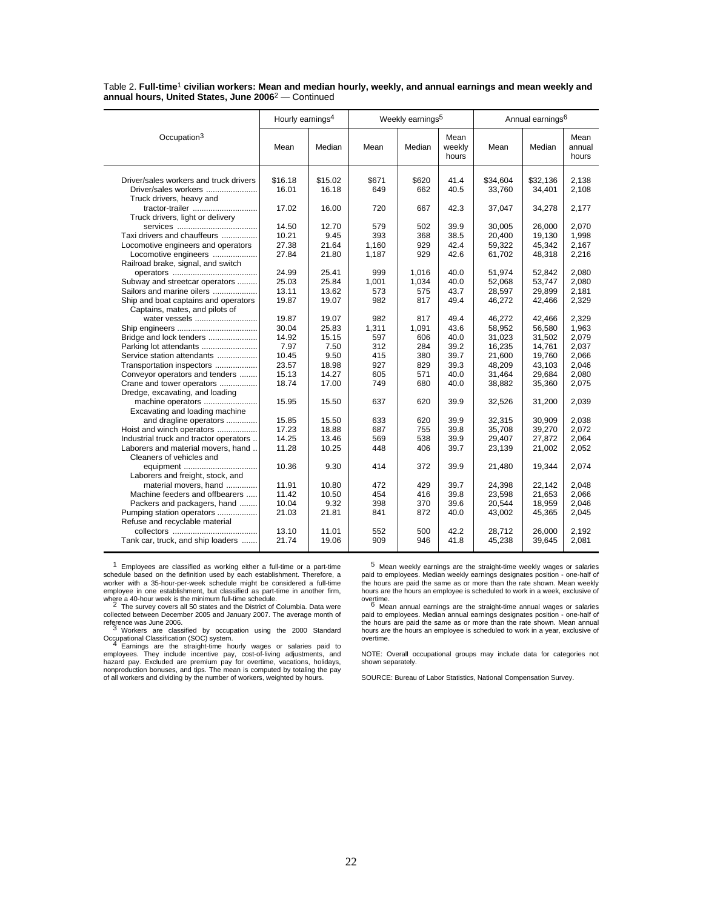Table 2. **Full-time**[1] **civilian workers: Mean and median hourly, weekly, and annual earnings and mean weekly and annual hours, United States, June 2006**[2] — Continued

| Occupation[3] | Hourly earnings[4] | | Weekly earnings[5] | | | Annual earnings[6] | | |
|---|---|---|---|---|---|---|---|---|
| | Mean | Median | Mean | Median | Mean weekly hours | Mean | Median | Mean annual hours |
| Driver/sales workers and truck drivers | $16.18 | $15.02 | $671 | $620 | 41.4 | $34,604 | $32,136 | 2,138 |
| Driver/sales workers | 16.01 | 16.18 | 649 | 662 | 40.5 | 33,760 | 34,401 | 2,108 |
| Truck drivers, heavy and tractor-trailer | 17.02 | 16.00 | 720 | 667 | 42.3 | 37,047 | 34,278 | 2,177 |
| Truck drivers, light or delivery services | 14.50 | 12.70 | 579 | 502 | 39.9 | 30,005 | 26,000 | 2,070 |
| Taxi drivers and chauffeurs | 10.21 | 9.45 | 393 | 368 | 38.5 | 20,400 | 19,130 | 1,998 |
| Locomotive engineers and operators | 27.38 | 21.64 | 1,160 | 929 | 42.4 | 59,322 | 45,342 | 2,167 |
| Locomotive engineers | 27.84 | 21.80 | 1,187 | 929 | 42.6 | 61,702 | 48,318 | 2,216 |
| Railroad brake, signal, and switch operators | 24.99 | 25.41 | 999 | 1,016 | 40.0 | 51,974 | 52,842 | 2,080 |
| Subway and streetcar operators | 25.03 | 25.84 | 1,001 | 1,034 | 40.0 | 52,068 | 53,747 | 2,080 |
| Sailors and marine oilers | 13.11 | 13.62 | 573 | 575 | 43.7 | 28,597 | 29,899 | 2,181 |
| Ship and boat captains and operators | 19.87 | 19.07 | 982 | 817 | 49.4 | 46,272 | 42,466 | 2,329 |
| Captains, mates, and pilots of water vessels | 19.87 | 19.07 | 982 | 817 | 49.4 | 46,272 | 42,466 | 2,329 |
| Ship engineers | 30.04 | 25.83 | 1,311 | 1,091 | 43.6 | 58,952 | 56,580 | 1,963 |
| Bridge and lock tenders | 14.92 | 15.15 | 597 | 606 | 40.0 | 31,023 | 31,502 | 2,079 |
| Parking lot attendants | 7.97 | 7.50 | 312 | 284 | 39.2 | 16,235 | 14,761 | 2,037 |
| Service station attendants | 10.45 | 9.50 | 415 | 380 | 39.7 | 21,600 | 19,760 | 2,066 |
| Transportation inspectors | 23.57 | 18.98 | 927 | 829 | 39.3 | 48,209 | 43,103 | 2,046 |
| Conveyor operators and tenders | 15.13 | 14.27 | 605 | 571 | 40.0 | 31,464 | 29,684 | 2,080 |
| Crane and tower operators | 18.74 | 17.00 | 749 | 680 | 40.0 | 38,882 | 35,360 | 2,075 |
| Dredge, excavating, and loading machine operators | 15.95 | 15.50 | 637 | 620 | 39.9 | 32,526 | 31,200 | 2,039 |
| Excavating and loading machine and dragline operators | 15.85 | 15.50 | 633 | 620 | 39.9 | 32,315 | 30,909 | 2,038 |
| Hoist and winch operators | 17.23 | 18.88 | 687 | 755 | 39.8 | 35,708 | 39,270 | 2,072 |
| Industrial truck and tractor operators | 14.25 | 13.46 | 569 | 538 | 39.9 | 29,407 | 27,872 | 2,064 |
| Laborers and material movers, hand | 11.28 | 10.25 | 448 | 406 | 39.7 | 23,139 | 21,002 | 2,052 |
| Cleaners of vehicles and equipment | 10.36 | 9.30 | 414 | 372 | 39.9 | 21,480 | 19,344 | 2,074 |
| Laborers and freight, stock, and material movers, hand | 11.91 | 10.80 | 472 | 429 | 39.7 | 24,398 | 22,142 | 2,048 |
| Machine feeders and offbearers | 11.42 | 10.50 | 454 | 416 | 39.8 | 23,598 | 21,653 | 2,066 |
| Packers and packagers, hand | 10.04 | 9.32 | 398 | 370 | 39.6 | 20,544 | 18,959 | 2,046 |
| Pumping station operators | 21.03 | 21.81 | 841 | 872 | 40.0 | 43,002 | 45,365 | 2,045 |
| Refuse and recyclable material collectors | 13.10 | 11.01 | 552 | 500 | 42.2 | 28,712 | 26,000 | 2,192 |
| Tank car, truck, and ship loaders | 21.74 | 19.06 | 909 | 946 | 41.8 | 45,238 | 39,645 | 2,081 |

[1] Employees are classified as working either a full-time or a part-time schedule based on the definition used by each establishment. Therefore, a worker with a 35-hour-per-week schedule might be considered a full-time employee in one establishment, but classified as part-time in another firm, where a 40-hour week is the minimum full-time schedule.

[2] The survey covers all 50 states and the District of Columbia. Data were collected between December 2005 and January 2007. The average month of reference was June 2006.

[3] Workers are classified by occupation using the 2000 Standard Occupational Classification (SOC) system.

[4] Earnings are the straight-time hourly wages or salaries paid to employees. They include incentive pay, cost-of-living adjustments, and hazard pay. Excluded are premium pay for overtime, vacations, holidays, nonproduction bonuses, and tips. The mean is computed by totaling the pay of all workers and dividing by the number of workers, weighted by hours.

[5] Mean weekly earnings are the straight-time weekly wages or salaries paid to employees. Median weekly earnings designates position - one-half of the hours are paid the same as or more than the rate shown. Mean weekly hours are the hours an employee is scheduled to work in a week, exclusive of overtime.

[6] Mean annual earnings are the straight-time annual wages or salaries paid to employees. Median annual earnings designates position - one-half of the hours are paid the same as or more than the rate shown. Mean annual hours are the hours an employee is scheduled to work in a year, exclusive of overtime.

NOTE: Overall occupational groups may include data for categories not shown separately.

SOURCE: Bureau of Labor Statistics, National Compensation Survey.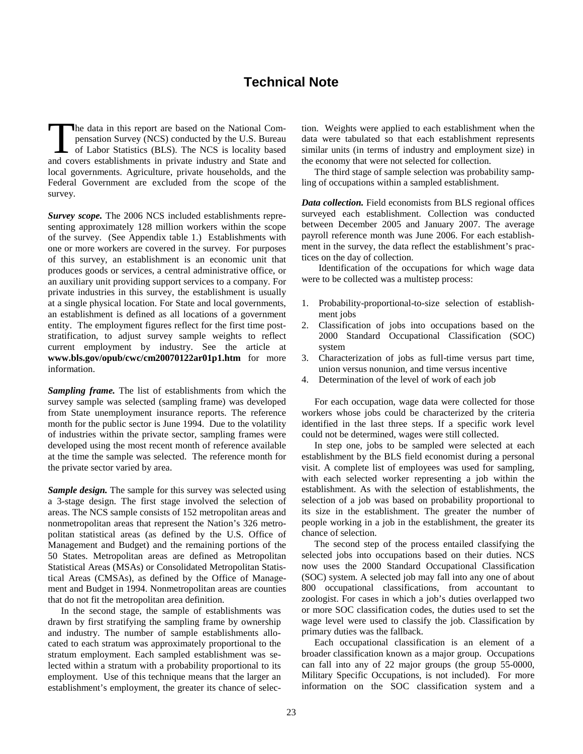# Technical Note

The data in this report are based on the National Compensation Survey (NCS) conducted by the U.S. Bureau of Labor Statistics (BLS). The NCS is locality based and covers establishments in private industry and State and local governments. Agriculture, private households, and the Federal Government are excluded from the scope of the survey.

***Survey scope.*** The 2006 NCS included establishments representing approximately 128 million workers within the scope of the survey. (See Appendix table 1.) Establishments with one or more workers are covered in the survey. For purposes of this survey, an establishment is an economic unit that produces goods or services, a central administrative office, or an auxiliary unit providing support services to a company. For private industries in this survey, the establishment is usually at a single physical location. For State and local governments, an establishment is defined as all locations of a government entity. The employment figures reflect for the first time post-stratification, to adjust survey sample weights to reflect current employment by industry. See the article at **www.bls.gov/opub/cwc/cm20070122ar01p1.htm** for more information.

***Sampling frame.*** The list of establishments from which the survey sample was selected (sampling frame) was developed from State unemployment insurance reports. The reference month for the public sector is June 1994. Due to the volatility of industries within the private sector, sampling frames were developed using the most recent month of reference available at the time the sample was selected. The reference month for the private sector varied by area.

***Sample design.*** The sample for this survey was selected using a 3-stage design. The first stage involved the selection of areas. The NCS sample consists of 152 metropolitan areas and nonmetropolitan areas that represent the Nation's 326 metropolitan statistical areas (as defined by the U.S. Office of Management and Budget) and the remaining portions of the 50 States. Metropolitan areas are defined as Metropolitan Statistical Areas (MSAs) or Consolidated Metropolitan Statistical Areas (CMSAs), as defined by the Office of Management and Budget in 1994. Nonmetropolitan areas are counties that do not fit the metropolitan area definition.

In the second stage, the sample of establishments was drawn by first stratifying the sampling frame by ownership and industry. The number of sample establishments allocated to each stratum was approximately proportional to the stratum employment. Each sampled establishment was selected within a stratum with a probability proportional to its employment. Use of this technique means that the larger an establishment's employment, the greater its chance of selection. Weights were applied to each establishment when the data were tabulated so that each establishment represents similar units (in terms of industry and employment size) in the economy that were not selected for collection.

The third stage of sample selection was probability sampling of occupations within a sampled establishment.

***Data collection.*** Field economists from BLS regional offices surveyed each establishment. Collection was conducted between December 2005 and January 2007. The average payroll reference month was June 2006. For each establishment in the survey, the data reflect the establishment's practices on the day of collection.

Identification of the occupations for which wage data were to be collected was a multistep process:

1. Probability-proportional-to-size selection of establishment jobs
2. Classification of jobs into occupations based on the 2000 Standard Occupational Classification (SOC) system
3. Characterization of jobs as full-time versus part time, union versus nonunion, and time versus incentive
4. Determination of the level of work of each job

For each occupation, wage data were collected for those workers whose jobs could be characterized by the criteria identified in the last three steps. If a specific work level could not be determined, wages were still collected.

In step one, jobs to be sampled were selected at each establishment by the BLS field economist during a personal visit. A complete list of employees was used for sampling, with each selected worker representing a job within the establishment. As with the selection of establishments, the selection of a job was based on probability proportional to its size in the establishment. The greater the number of people working in a job in the establishment, the greater its chance of selection.

The second step of the process entailed classifying the selected jobs into occupations based on their duties. NCS now uses the 2000 Standard Occupational Classification (SOC) system. A selected job may fall into any one of about 800 occupational classifications, from accountant to zoologist. For cases in which a job's duties overlapped two or more SOC classification codes, the duties used to set the wage level were used to classify the job. Classification by primary duties was the fallback.

Each occupational classification is an element of a broader classification known as a major group. Occupations can fall into any of 22 major groups (the group 55-0000, Military Specific Occupations, is not included). For more information on the SOC classification system and a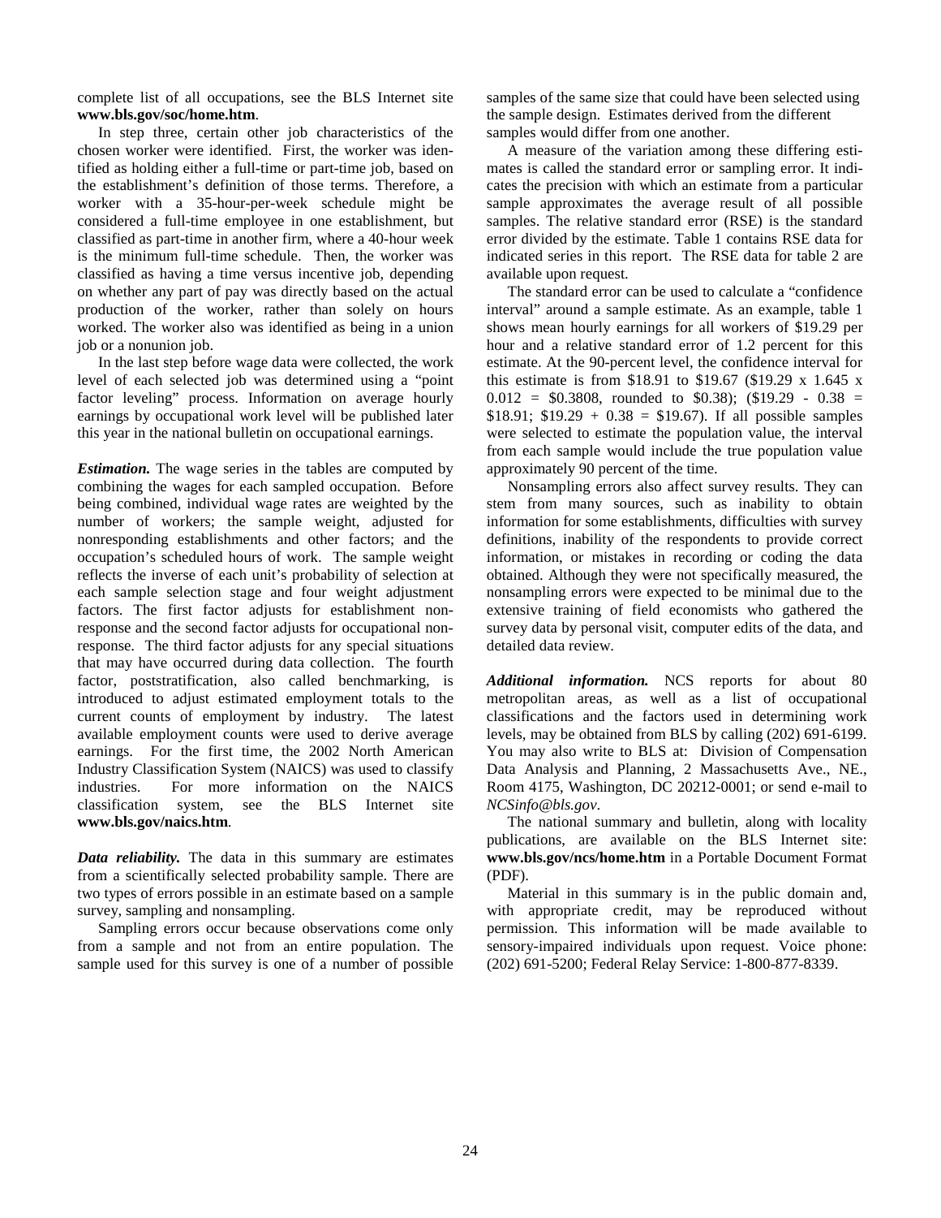complete list of all occupations, see the BLS Internet site **www.bls.gov/soc/home.htm**.

In step three, certain other job characteristics of the chosen worker were identified. First, the worker was identified as holding either a full-time or part-time job, based on the establishment's definition of those terms. Therefore, a worker with a 35-hour-per-week schedule might be considered a full-time employee in one establishment, but classified as part-time in another firm, where a 40-hour week is the minimum full-time schedule. Then, the worker was classified as having a time versus incentive job, depending on whether any part of pay was directly based on the actual production of the worker, rather than solely on hours worked. The worker also was identified as being in a union job or a nonunion job.

In the last step before wage data were collected, the work level of each selected job was determined using a "point factor leveling" process. Information on average hourly earnings by occupational work level will be published later this year in the national bulletin on occupational earnings.

***Estimation.*** The wage series in the tables are computed by combining the wages for each sampled occupation. Before being combined, individual wage rates are weighted by the number of workers; the sample weight, adjusted for nonresponding establishments and other factors; and the occupation's scheduled hours of work. The sample weight reflects the inverse of each unit's probability of selection at each sample selection stage and four weight adjustment factors. The first factor adjusts for establishment nonresponse and the second factor adjusts for occupational nonresponse. The third factor adjusts for any special situations that may have occurred during data collection. The fourth factor, poststratification, also called benchmarking, is introduced to adjust estimated employment totals to the current counts of employment by industry. The latest available employment counts were used to derive average earnings. For the first time, the 2002 North American Industry Classification System (NAICS) was used to classify industries. For more information on the NAICS classification system, see the BLS Internet site **www.bls.gov/naics.htm**.

***Data reliability.*** The data in this summary are estimates from a scientifically selected probability sample. There are two types of errors possible in an estimate based on a sample survey, sampling and nonsampling.

Sampling errors occur because observations come only from a sample and not from an entire population. The sample used for this survey is one of a number of possible samples of the same size that could have been selected using the sample design. Estimates derived from the different samples would differ from one another.

A measure of the variation among these differing estimates is called the standard error or sampling error. It indicates the precision with which an estimate from a particular sample approximates the average result of all possible samples. The relative standard error (RSE) is the standard error divided by the estimate. Table 1 contains RSE data for indicated series in this report. The RSE data for table 2 are available upon request.

The standard error can be used to calculate a "confidence interval" around a sample estimate. As an example, table 1 shows mean hourly earnings for all workers of $19.29 per hour and a relative standard error of 1.2 percent for this estimate. At the 90-percent level, the confidence interval for this estimate is from $18.91 to $19.67 ($19.29 x 1.645 x 0.012 = $0.3808, rounded to $0.38); ($19.29 - 0.38 = $18.91; $19.29 + 0.38 = $19.67). If all possible samples were selected to estimate the population value, the interval from each sample would include the true population value approximately 90 percent of the time.

Nonsampling errors also affect survey results. They can stem from many sources, such as inability to obtain information for some establishments, difficulties with survey definitions, inability of the respondents to provide correct information, or mistakes in recording or coding the data obtained. Although they were not specifically measured, the nonsampling errors were expected to be minimal due to the extensive training of field economists who gathered the survey data by personal visit, computer edits of the data, and detailed data review.

***Additional information.*** NCS reports for about 80 metropolitan areas, as well as a list of occupational classifications and the factors used in determining work levels, may be obtained from BLS by calling (202) 691-6199. You may also write to BLS at: Division of Compensation Data Analysis and Planning, 2 Massachusetts Ave., NE., Room 4175, Washington, DC 20212-0001; or send e-mail to *NCSinfo@bls.gov*.

The national summary and bulletin, along with locality publications, are available on the BLS Internet site: **www.bls.gov/ncs/home.htm** in a Portable Document Format (PDF).

Material in this summary is in the public domain and, with appropriate credit, may be reproduced without permission. This information will be made available to sensory-impaired individuals upon request. Voice phone: (202) 691-5200; Federal Relay Service: 1-800-877-8339.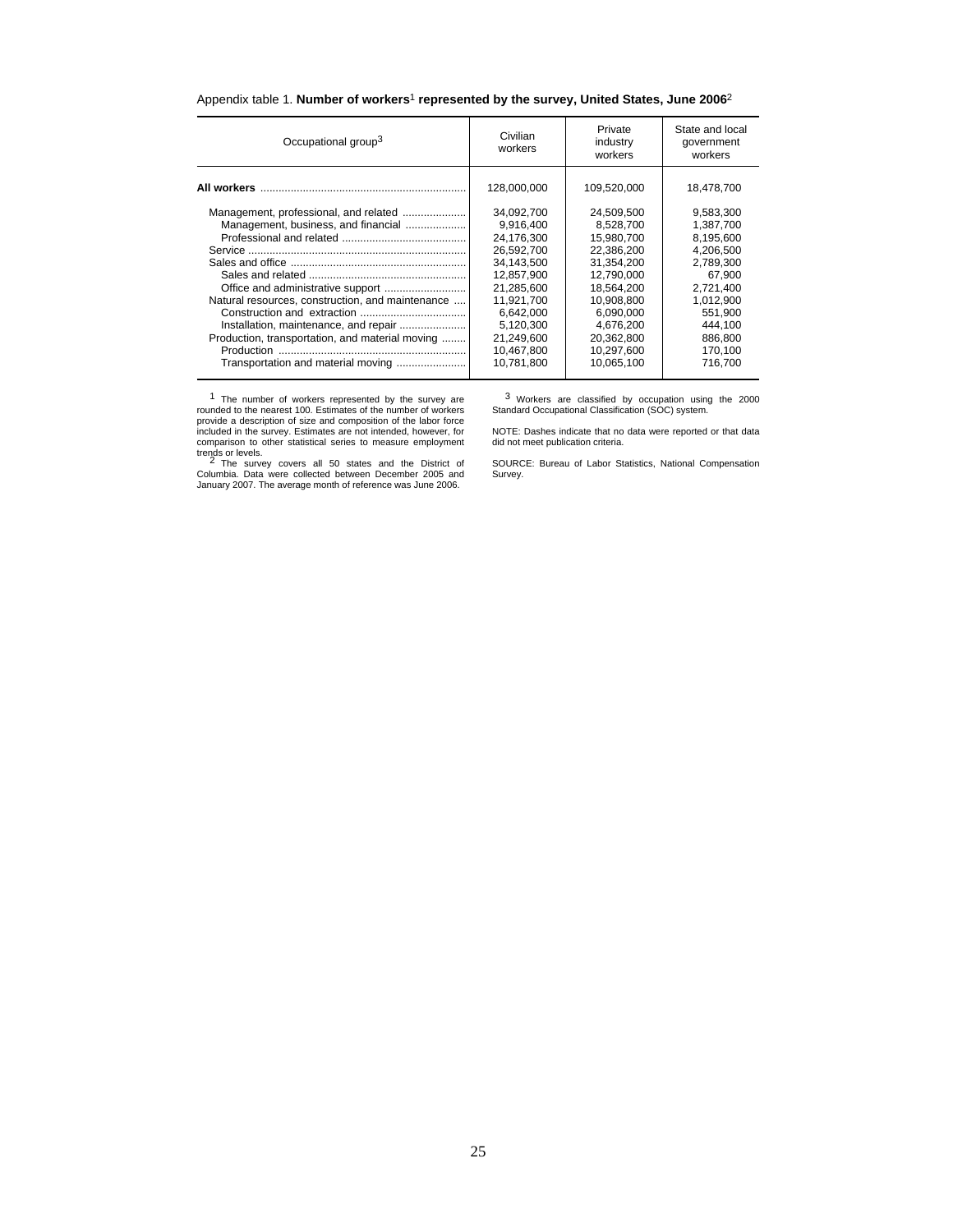Appendix table 1. **Number of workers[1] represented by the survey, United States, June 2006[2]**

| Occupational group[3] | Civilian workers | Private industry workers | State and local government workers |
|---|---|---|---|
| **All workers** | 128,000,000 | 109,520,000 | 18,478,700 |
| Management, professional, and related | 34,092,700 | 24,509,500 | 9,583,300 |
| Management, business, and financial | 9,916,400 | 8,528,700 | 1,387,700 |
| Professional and related | 24,176,300 | 15,980,700 | 8,195,600 |
| Service | 26,592,700 | 22,386,200 | 4,206,500 |
| Sales and office | 34,143,500 | 31,354,200 | 2,789,300 |
| Sales and related | 12,857,900 | 12,790,000 | 67,900 |
| Office and administrative support | 21,285,600 | 18,564,200 | 2,721,400 |
| Natural resources, construction, and maintenance | 11,921,700 | 10,908,800 | 1,012,900 |
| Construction and extraction | 6,642,000 | 6,090,000 | 551,900 |
| Installation, maintenance, and repair | 5,120,300 | 4,676,200 | 444,100 |
| Production, transportation, and material moving | 21,249,600 | 20,362,800 | 886,800 |
| Production | 10,467,800 | 10,297,600 | 170,100 |
| Transportation and material moving | 10,781,800 | 10,065,100 | 716,700 |

[1] The number of workers represented by the survey are rounded to the nearest 100. Estimates of the number of workers provide a description of size and composition of the labor force included in the survey. Estimates are not intended, however, for comparison to other statistical series to measure employment trends or levels.

[2] The survey covers all 50 states and the District of Columbia. Data were collected between December 2005 and January 2007. The average month of reference was June 2006.

[3] Workers are classified by occupation using the 2000 Standard Occupational Classification (SOC) system.

NOTE: Dashes indicate that no data were reported or that data did not meet publication criteria.

SOURCE: Bureau of Labor Statistics, National Compensation Survey.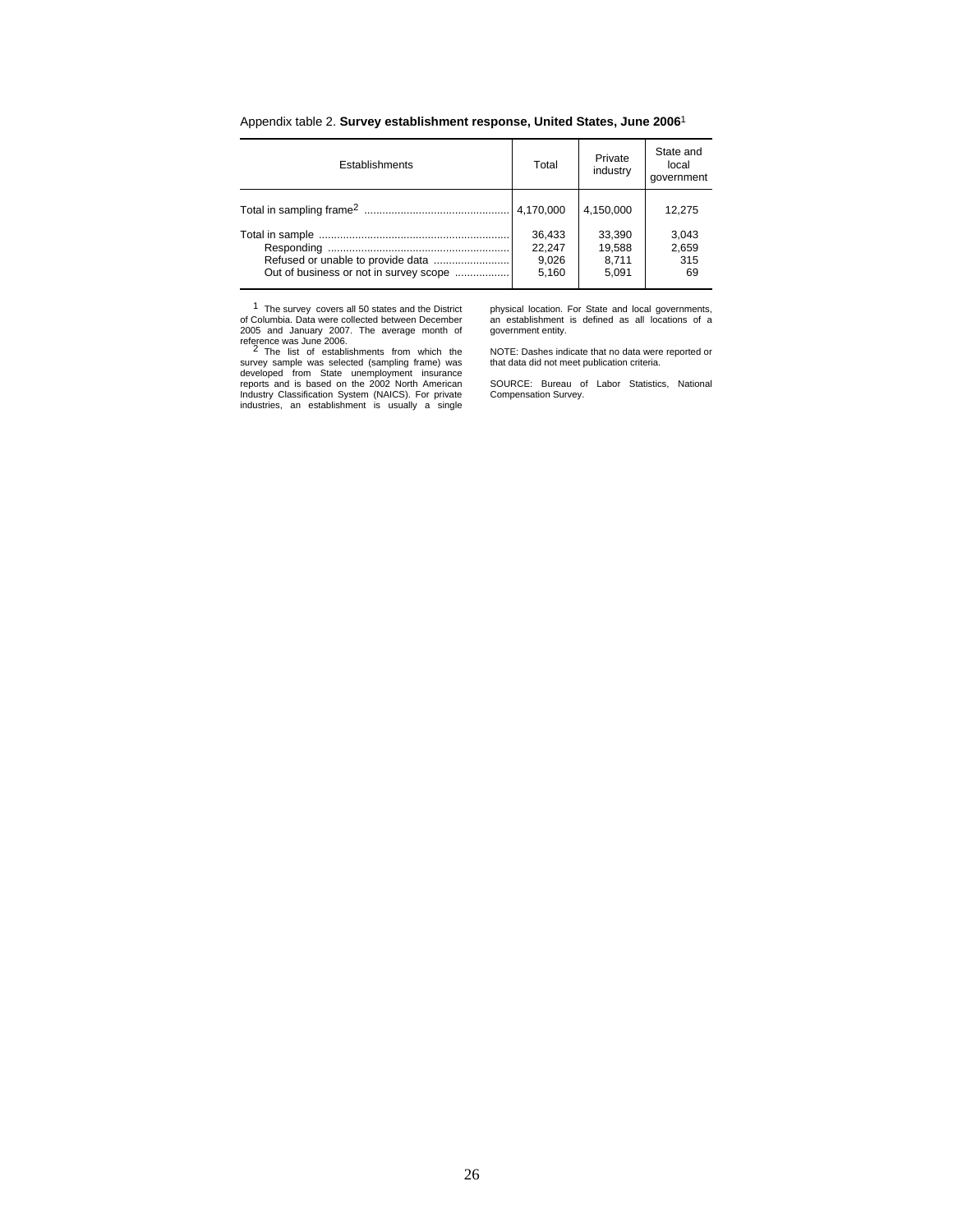Appendix table 2. **Survey establishment response, United States, June 2006**[1]

| Establishments | Total | Private industry | State and local government |
|---|---|---|---|
| Total in sampling frame[2] | 4,170,000 | 4,150,000 | 12,275 |
| Total in sample | 36,433 | 33,390 | 3,043 |
| Responding | 22,247 | 19,588 | 2,659 |
| Refused or unable to provide data | 9,026 | 8,711 | 315 |
| Out of business or not in survey scope | 5,160 | 5,091 | 69 |

[1] The survey covers all 50 states and the District of Columbia. Data were collected between December 2005 and January 2007. The average month of reference was June 2006.

[2] The list of establishments from which the survey sample was selected (sampling frame) was developed from State unemployment insurance reports and is based on the 2002 North American Industry Classification System (NAICS). For private industries, an establishment is usually a single physical location. For State and local governments, an establishment is defined as all locations of a government entity.

NOTE: Dashes indicate that no data were reported or that data did not meet publication criteria.

SOURCE: Bureau of Labor Statistics, National Compensation Survey.